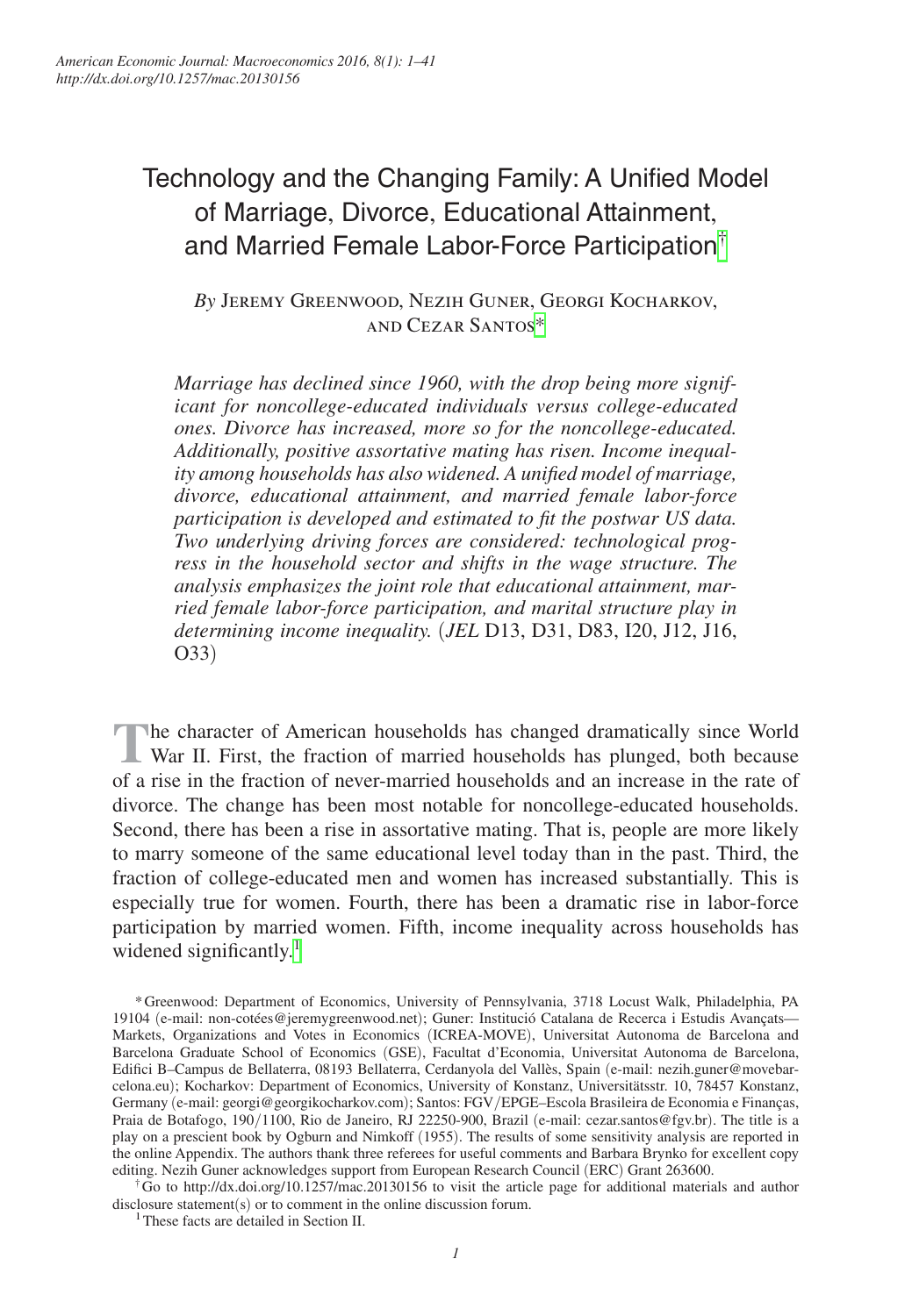# Technology and the Changing Family: A Unified Model of Marriage, Divorce, Educational Attainment, and Married Female Labor-Force Participation[†]

*By* Jeremy Greenwood, Nezih Guner, Georgi Kocharkov, and Cezar Santos[*]

*Marriage has declined since 1960, with the drop being more significant for noncollege-educated individuals versus college-educated ones. Divorce has increased, more so for the noncollege-educated. Additionally, positive assortative mating has risen. Income inequality among households has also widened. A unified model of marriage, divorce, educational attainment, and married female labor-force participation is developed and estimated to fit the postwar US data. Two underlying driving forces are considered: technological progress in the household sector and shifts in the wage structure. The analysis emphasizes the joint role that educational attainment, married female labor-force participation, and marital structure play in determining income inequality.* (*JEL* D13, D31, D83, I20, J12, J16, O33)

The character of American households has changed dramatically since World War II. First, the fraction of married households has plunged, both because of a rise in the fraction of never-married households and an increase in the rate of divorce. The change has been most notable for noncollege-educated households. Second, there has been a rise in assortative mating. That is, people are more likely to marry someone of the same educational level today than in the past. Third, the fraction of college-educated men and women has increased substantially. This is especially true for women. Fourth, there has been a dramatic rise in labor-force participation by married women. Fifth, income inequality across households has widened significantly.[1]

[*] Greenwood: Department of Economics, University of Pennsylvania, 3718 Locust Walk, Philadelphia, PA 19104 (e-mail: non-cotées@jeremygreenwood.net); Guner: Institució Catalana de Recerca i Estudis Avançats—Markets, Organizations and Votes in Economics (ICREA-MOVE), Universitat Autonoma de Barcelona and Barcelona Graduate School of Economics (GSE), Facultat d'Economia, Universitat Autonoma de Barcelona, Edifici B–Campus de Bellaterra, 08193 Bellaterra, Cerdanyola del Vallès, Spain (e-mail: nezih.guner@movebarcelona.eu); Kocharkov: Department of Economics, University of Konstanz, Universitätsstr. 10, 78457 Konstanz, Germany (e-mail: georgi@georgikocharkov.com); Santos: FGV/EPGE–Escola Brasileira de Economia e Finanças, Praia de Botafogo, 190/1100, Rio de Janeiro, RJ 22250-900, Brazil (e-mail: cezar.santos@fgv.br). The title is a play on a prescient book by Ogburn and Nimkoff (1955). The results of some sensitivity analysis are reported in the online Appendix. The authors thank three referees for useful comments and Barbara Brynko for excellent copy editing. Nezih Guner acknowledges support from European Research Council (ERC) Grant 263600.

[†] Go to http://dx.doi.org/10.1257/mac.20130156 to visit the article page for additional materials and author disclosure statement(s) or to comment in the online discussion forum.

[1] These facts are detailed in Section II.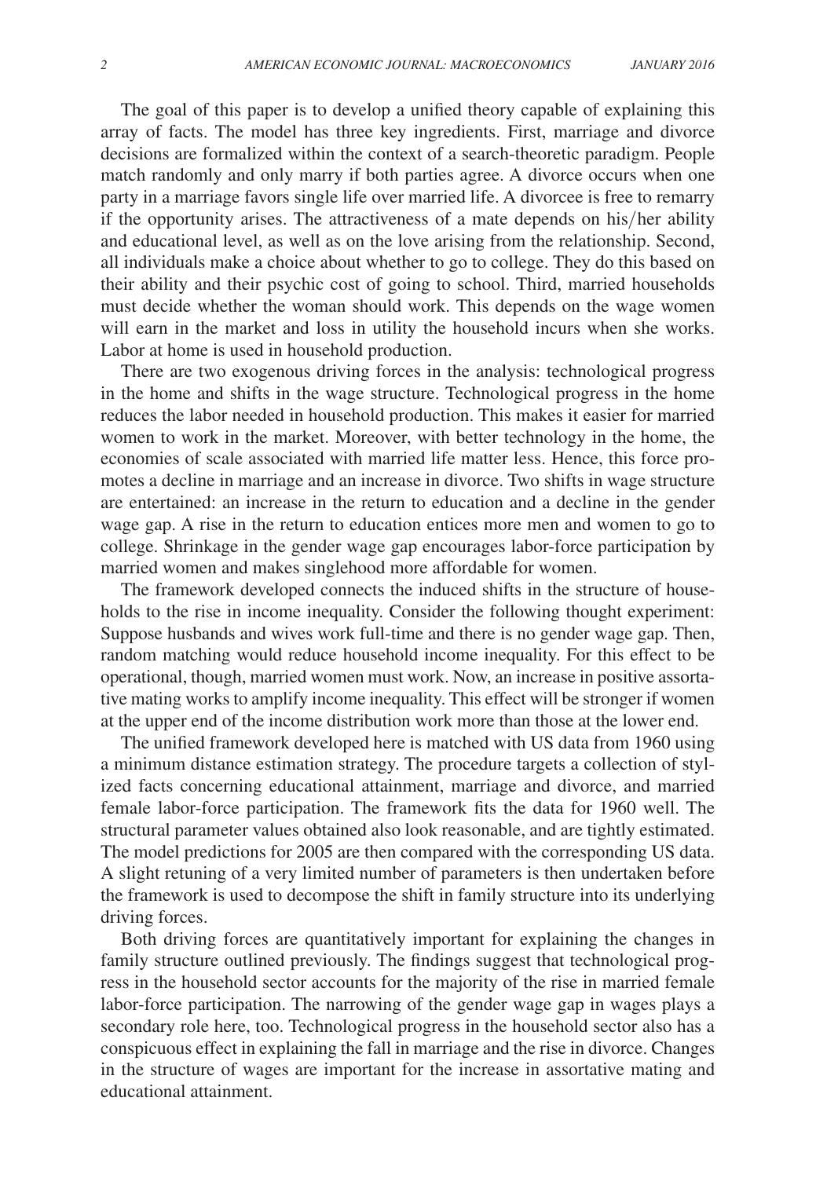The goal of this paper is to develop a unified theory capable of explaining this array of facts. The model has three key ingredients. First, marriage and divorce decisions are formalized within the context of a search-theoretic paradigm. People match randomly and only marry if both parties agree. A divorce occurs when one party in a marriage favors single life over married life. A divorcee is free to remarry if the opportunity arises. The attractiveness of a mate depends on his/her ability and educational level, as well as on the love arising from the relationship. Second, all individuals make a choice about whether to go to college. They do this based on their ability and their psychic cost of going to school. Third, married households must decide whether the woman should work. This depends on the wage women will earn in the market and loss in utility the household incurs when she works. Labor at home is used in household production.

There are two exogenous driving forces in the analysis: technological progress in the home and shifts in the wage structure. Technological progress in the home reduces the labor needed in household production. This makes it easier for married women to work in the market. Moreover, with better technology in the home, the economies of scale associated with married life matter less. Hence, this force promotes a decline in marriage and an increase in divorce. Two shifts in wage structure are entertained: an increase in the return to education and a decline in the gender wage gap. A rise in the return to education entices more men and women to go to college. Shrinkage in the gender wage gap encourages labor-force participation by married women and makes singlehood more affordable for women.

The framework developed connects the induced shifts in the structure of households to the rise in income inequality. Consider the following thought experiment: Suppose husbands and wives work full-time and there is no gender wage gap. Then, random matching would reduce household income inequality. For this effect to be operational, though, married women must work. Now, an increase in positive assortative mating works to amplify income inequality. This effect will be stronger if women at the upper end of the income distribution work more than those at the lower end.

The unified framework developed here is matched with US data from 1960 using a minimum distance estimation strategy. The procedure targets a collection of stylized facts concerning educational attainment, marriage and divorce, and married female labor-force participation. The framework fits the data for 1960 well. The structural parameter values obtained also look reasonable, and are tightly estimated. The model predictions for 2005 are then compared with the corresponding US data. A slight retuning of a very limited number of parameters is then undertaken before the framework is used to decompose the shift in family structure into its underlying driving forces.

Both driving forces are quantitatively important for explaining the changes in family structure outlined previously. The findings suggest that technological progress in the household sector accounts for the majority of the rise in married female labor-force participation. The narrowing of the gender wage gap in wages plays a secondary role here, too. Technological progress in the household sector also has a conspicuous effect in explaining the fall in marriage and the rise in divorce. Changes in the structure of wages are important for the increase in assortative mating and educational attainment.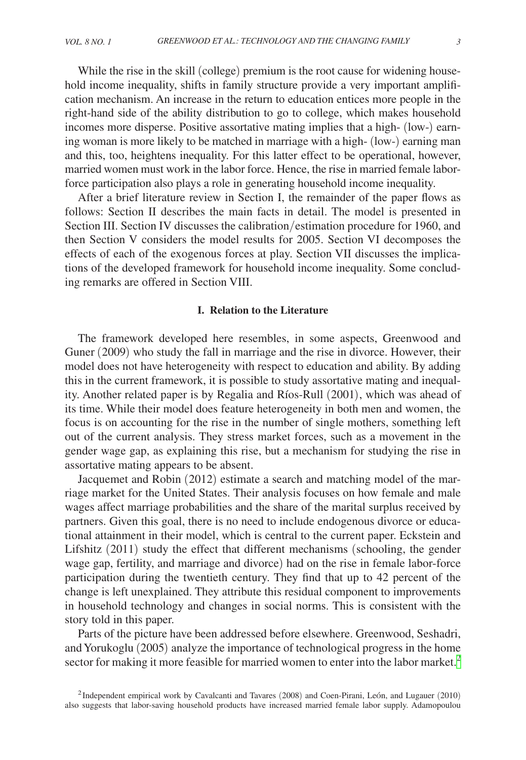While the rise in the skill (college) premium is the root cause for widening household income inequality, shifts in family structure provide a very important amplification mechanism. An increase in the return to education entices more people in the right-hand side of the ability distribution to go to college, which makes household incomes more disperse. Positive assortative mating implies that a high- (low-) earning woman is more likely to be matched in marriage with a high- (low-) earning man and this, too, heightens inequality. For this latter effect to be operational, however, married women must work in the labor force. Hence, the rise in married female labor-force participation also plays a role in generating household income inequality.

After a brief literature review in Section I, the remainder of the paper flows as follows: Section II describes the main facts in detail. The model is presented in Section III. Section IV discusses the calibration/estimation procedure for 1960, and then Section V considers the model results for 2005. Section VI decomposes the effects of each of the exogenous forces at play. Section VII discusses the implications of the developed framework for household income inequality. Some concluding remarks are offered in Section VIII.

## I. Relation to the Literature

The framework developed here resembles, in some aspects, Greenwood and Guner (2009) who study the fall in marriage and the rise in divorce. However, their model does not have heterogeneity with respect to education and ability. By adding this in the current framework, it is possible to study assortative mating and inequality. Another related paper is by Regalia and Ríos-Rull (2001), which was ahead of its time. While their model does feature heterogeneity in both men and women, the focus is on accounting for the rise in the number of single mothers, something left out of the current analysis. They stress market forces, such as a movement in the gender wage gap, as explaining this rise, but a mechanism for studying the rise in assortative mating appears to be absent.

Jacquemet and Robin (2012) estimate a search and matching model of the marriage market for the United States. Their analysis focuses on how female and male wages affect marriage probabilities and the share of the marital surplus received by partners. Given this goal, there is no need to include endogenous divorce or educational attainment in their model, which is central to the current paper. Eckstein and Lifshitz (2011) study the effect that different mechanisms (schooling, the gender wage gap, fertility, and marriage and divorce) had on the rise in female labor-force participation during the twentieth century. They find that up to 42 percent of the change is left unexplained. They attribute this residual component to improvements in household technology and changes in social norms. This is consistent with the story told in this paper.

Parts of the picture have been addressed before elsewhere. Greenwood, Seshadri, and Yorukoglu (2005) analyze the importance of technological progress in the home sector for making it more feasible for married women to enter into the labor market.[2]

[2] Independent empirical work by Cavalcanti and Tavares (2008) and Coen-Pirani, León, and Lugauer (2010) also suggests that labor-saving household products have increased married female labor supply. Adamopoulou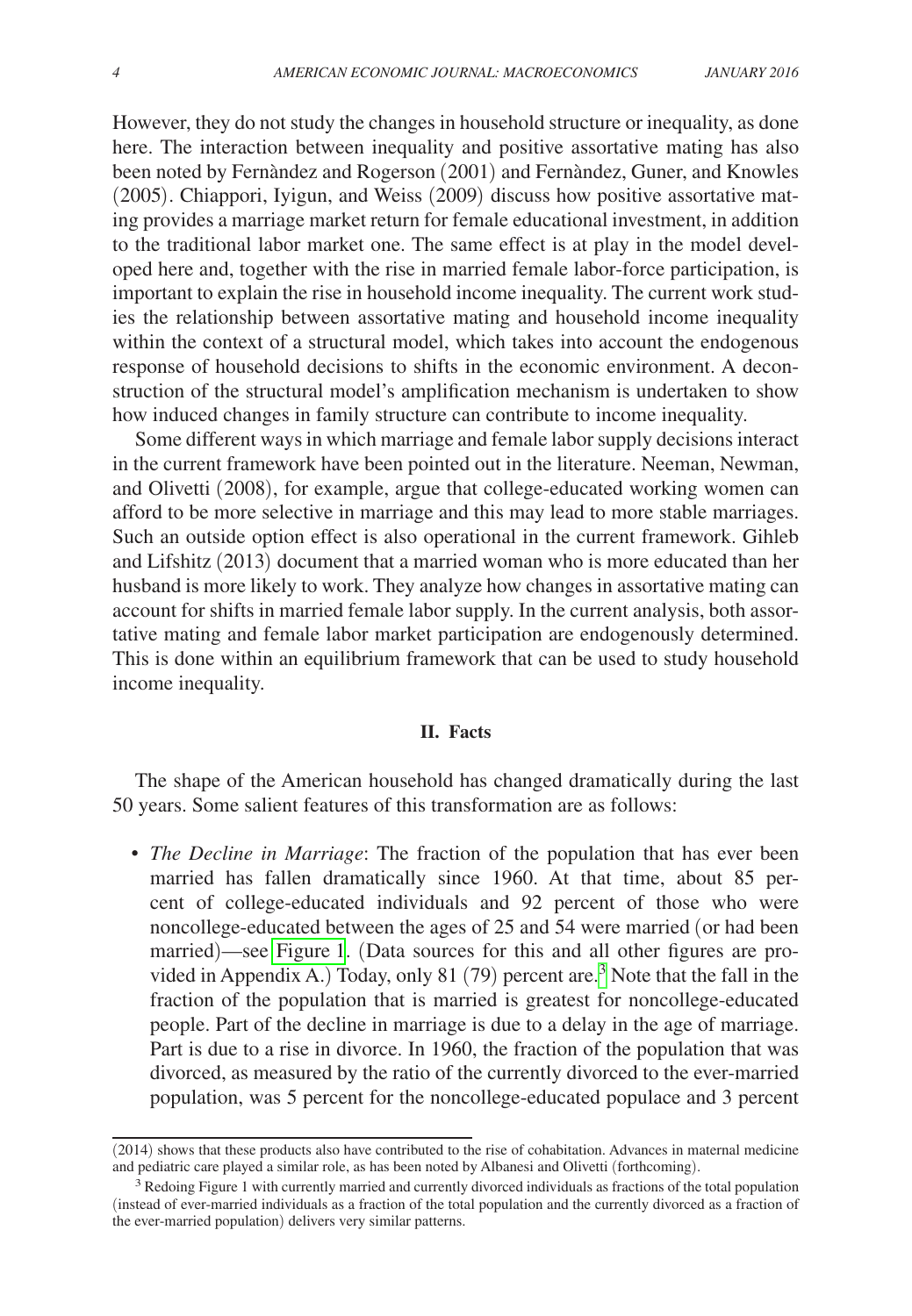However, they do not study the changes in household structure or inequality, as done here. The interaction between inequality and positive assortative mating has also been noted by Fernàndez and Rogerson (2001) and Fernàndez, Guner, and Knowles (2005). Chiappori, Iyigun, and Weiss (2009) discuss how positive assortative mating provides a marriage market return for female educational investment, in addition to the traditional labor market one. The same effect is at play in the model developed here and, together with the rise in married female labor-force participation, is important to explain the rise in household income inequality. The current work studies the relationship between assortative mating and household income inequality within the context of a structural model, which takes into account the endogenous response of household decisions to shifts in the economic environment. A deconstruction of the structural model's amplification mechanism is undertaken to show how induced changes in family structure can contribute to income inequality.

Some different ways in which marriage and female labor supply decisions interact in the current framework have been pointed out in the literature. Neeman, Newman, and Olivetti (2008), for example, argue that college-educated working women can afford to be more selective in marriage and this may lead to more stable marriages. Such an outside option effect is also operational in the current framework. Gihleb and Lifshitz (2013) document that a married woman who is more educated than her husband is more likely to work. They analyze how changes in assortative mating can account for shifts in married female labor supply. In the current analysis, both assortative mating and female labor market participation are endogenously determined. This is done within an equilibrium framework that can be used to study household income inequality.

## II. Facts

The shape of the American household has changed dramatically during the last 50 years. Some salient features of this transformation are as follows:

- *The Decline in Marriage*: The fraction of the population that has ever been married has fallen dramatically since 1960. At that time, about 85 percent of college-educated individuals and 92 percent of those who were noncollege-educated between the ages of 25 and 54 were married (or had been married)—see Figure 1. (Data sources for this and all other figures are provided in Appendix A.) Today, only 81 (79) percent are.[3] Note that the fall in the fraction of the population that is married is greatest for noncollege-educated people. Part of the decline in marriage is due to a delay in the age of marriage. Part is due to a rise in divorce. In 1960, the fraction of the population that was divorced, as measured by the ratio of the currently divorced to the ever-married population, was 5 percent for the noncollege-educated populace and 3 percent

(2014) shows that these products also have contributed to the rise of cohabitation. Advances in maternal medicine and pediatric care played a similar role, as has been noted by Albanesi and Olivetti (forthcoming).

[3] Redoing Figure 1 with currently married and currently divorced individuals as fractions of the total population (instead of ever-married individuals as a fraction of the total population and the currently divorced as a fraction of the ever-married population) delivers very similar patterns.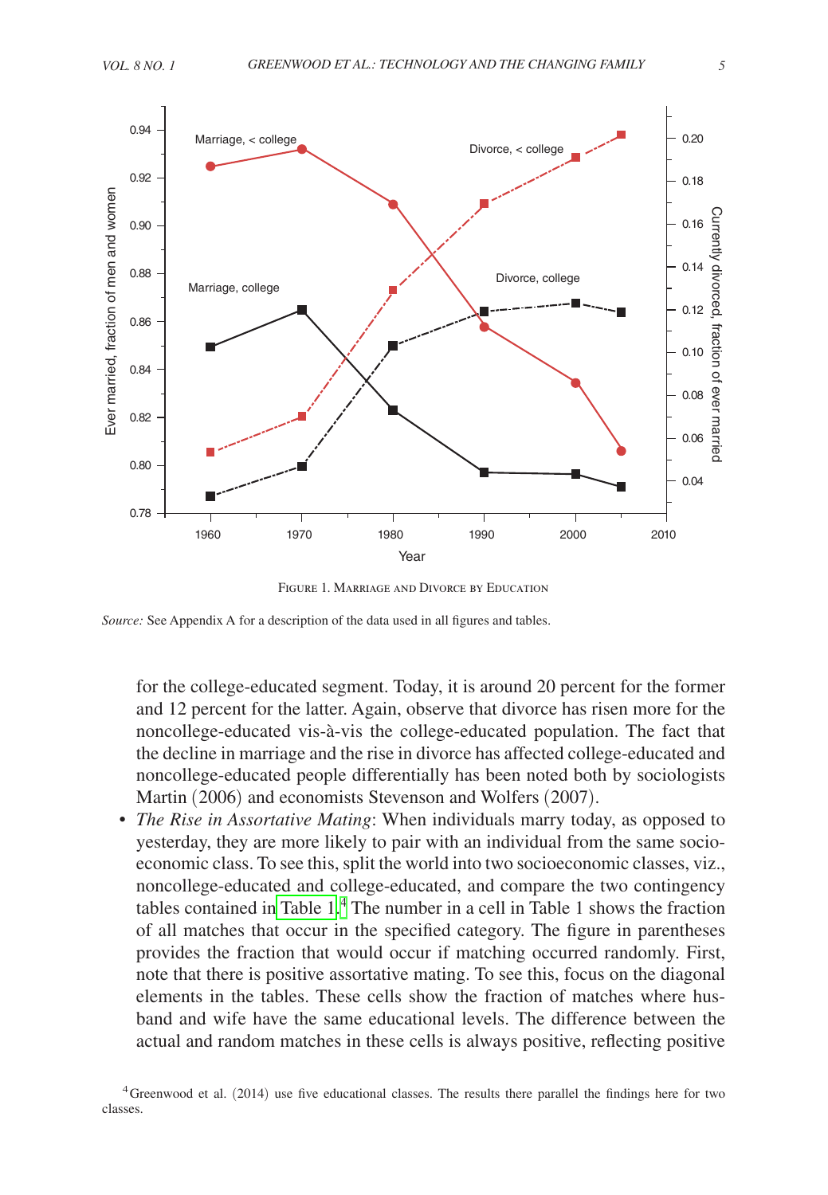0.94
0.92
0.90
0.88
0.86
0.84
0.82
0.80
0.78

Ever married, fraction of men and women

Marriage, < college

Marriage, college

Divorce, < college

Divorce, college

0.20
0.18
0.16
0.14
0.12
0.10
0.08
0.06
0.04

Currently divorced, fraction of ever married

1960 1970 1980 1990 2000 2010

Year

Figure 1. Marriage and Divorce by Education

*Source:* See Appendix A for a description of the data used in all figures and tables.

for the college-educated segment. Today, it is around 20 percent for the former and 12 percent for the latter. Again, observe that divorce has risen more for the noncollege-educated vis-à-vis the college-educated population. The fact that the decline in marriage and the rise in divorce has affected college-educated and noncollege-educated people differentially has been noted both by sociologists Martin (2006) and economists Stevenson and Wolfers (2007).

- *The Rise in Assortative Mating*: When individuals marry today, as opposed to yesterday, they are more likely to pair with an individual from the same socioeconomic class. To see this, split the world into two socioeconomic classes, viz., noncollege-educated and college-educated, and compare the two contingency tables contained in Table 1.[4] The number in a cell in Table 1 shows the fraction of all matches that occur in the specified category. The figure in parentheses provides the fraction that would occur if matching occurred randomly. First, note that there is positive assortative mating. To see this, focus on the diagonal elements in the tables. These cells show the fraction of matches where husband and wife have the same educational levels. The difference between the actual and random matches in these cells is always positive, reflecting positive

[4] Greenwood et al. (2014) use five educational classes. The results there parallel the findings here for two classes.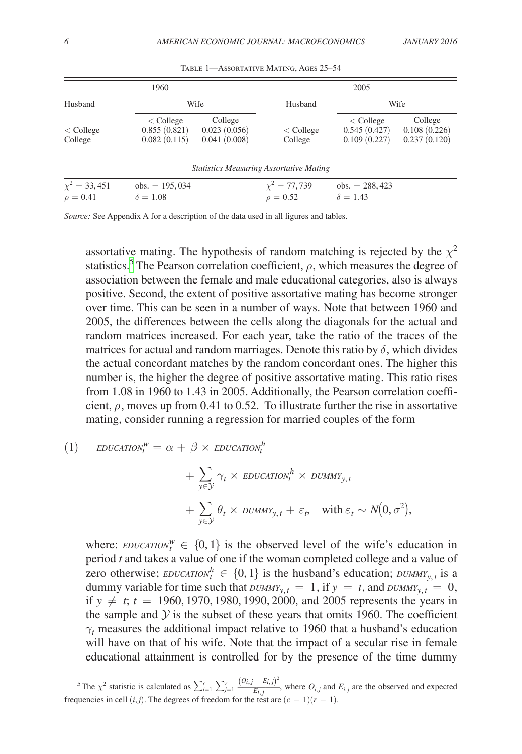Table 1—Assortative Mating, Ages 25–54

| 1960 | | | 2005 | | |
|---|---|---|---|---|---|
| Husband | Wife | | Husband | Wife | |
| | < College | College | | < College | College |
| < College | 0.855 (0.821) | 0.023 (0.056) | < College | 0.545 (0.427) | 0.108 (0.226) |
| College | 0.082 (0.115) | 0.041 (0.008) | College | 0.109 (0.227) | 0.237 (0.120) |

*Statistics Measuring Assortative Mating*

| | | | |
|---|---|---|---|
| $\chi^2 = 33,451$ | obs. $= 195,034$ | $\chi^2 = 77,739$ | obs. $= 288,423$ |
| $\rho = 0.41$ | $\delta = 1.08$ | $\rho = 0.52$ | $\delta = 1.43$ |

*Source:* See Appendix A for a description of the data used in all figures and tables.

assortative mating. The hypothesis of random matching is rejected by the $\chi^2$ statistics.[5] The Pearson correlation coefficient, $\rho$, which measures the degree of association between the female and male educational categories, also is always positive. Second, the extent of positive assortative mating has become stronger over time. This can be seen in a number of ways. Note that between 1960 and 2005, the differences between the cells along the diagonals for the actual and random matrices increased. For each year, take the ratio of the traces of the matrices for actual and random marriages. Denote this ratio by $\delta$, which divides the actual concordant matches by the random concordant ones. The higher this number is, the higher the degree of positive assortative mating. This ratio rises from 1.08 in 1960 to 1.43 in 2005. Additionally, the Pearson correlation coefficient, $\rho$, moves up from 0.41 to 0.52. To illustrate further the rise in assortative mating, consider running a regression for married couples of the form

$$
(1) \quad \textit{EDUCATION}_t^w = \alpha + \beta \times \textit{EDUCATION}_t^h + \sum_{y \in \mathcal{Y}} \gamma_t \times \textit{EDUCATION}_t^h \times \textit{DUMMY}_{y,t} + \sum_{y \in \mathcal{Y}} \theta_t \times \textit{DUMMY}_{y,t} + \varepsilon_t, \quad \text{with } \varepsilon_t \sim N(0, \sigma^2),
$$

where: $\textit{EDUCATION}_t^w \in \{0, 1\}$ is the observed level of the wife's education in period $t$ and takes a value of one if the woman completed college and a value of zero otherwise; $\textit{EDUCATION}_t^h \in \{0, 1\}$ is the husband's education; $\textit{DUMMY}_{y,t}$ is a dummy variable for time such that $\textit{DUMMY}_{y,t} = 1$, if $y = t$, and $\textit{DUMMY}_{y,t} = 0$, if $y \neq t$; $t =$ 1960, 1970, 1980, 1990, 2000, and 2005 represents the years in the sample and $\mathcal{Y}$ is the subset of these years that omits 1960. The coefficient $\gamma_t$ measures the additional impact relative to 1960 that a husband's education will have on that of his wife. Note that the impact of a secular rise in female educational attainment is controlled for by the presence of the time dummy

[5] The $\chi^2$ statistic is calculated as $\sum_{i=1}^{c} \sum_{j=1}^{r} \frac{(O_{i,j} - E_{i,j})^2}{E_{i,j}}$, where $O_{i,j}$ and $E_{i,j}$ are the observed and expected frequencies in cell $(i, j)$. The degrees of freedom for the test are $(c - 1)(r - 1)$.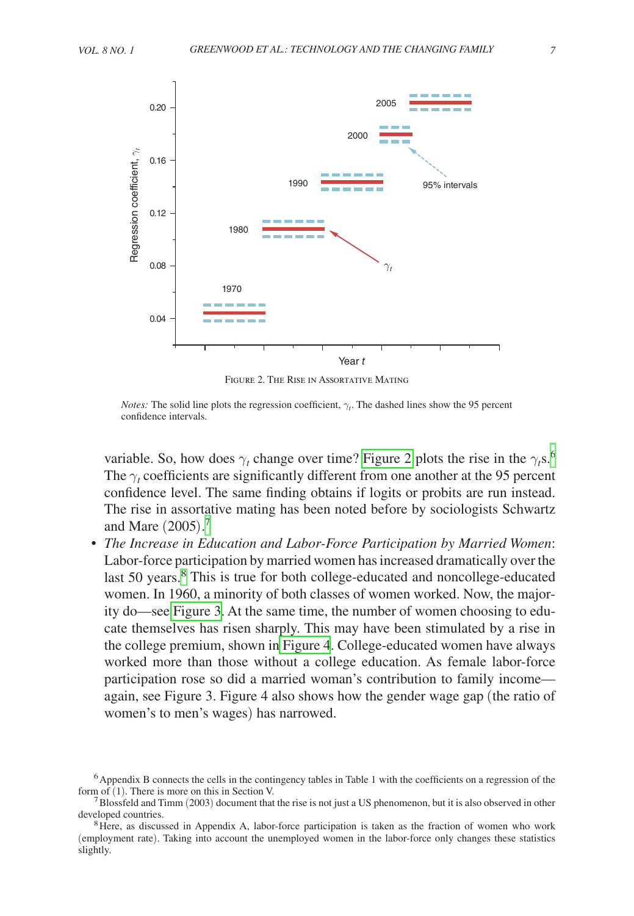0.20

0.16

0.12

0.08

0.04

Regression coefficient, $\gamma_t$

Year $t$

1970

1980

1990

2000

2005

95% intervals

$\gamma_t$

Figure 2. The Rise in Assortative Mating

*Notes:* The solid line plots the regression coefficient, $\gamma_t$. The dashed lines show the 95 percent confidence intervals.

variable. So, how does $\gamma_t$ change over time? Figure 2 plots the rise in the $\gamma_t$s.[6] The $\gamma_t$ coefficients are significantly different from one another at the 95 percent confidence level. The same finding obtains if logits or probits are run instead. The rise in assortative mating has been noted before by sociologists Schwartz and Mare (2005).[7]

- *The Increase in Education and Labor-Force Participation by Married Women*: Labor-force participation by married women has increased dramatically over the last 50 years.[8] This is true for both college-educated and noncollege-educated women. In 1960, a minority of both classes of women worked. Now, the majority do—see Figure 3. At the same time, the number of women choosing to educate themselves has risen sharply. This may have been stimulated by a rise in the college premium, shown in Figure 4. College-educated women have always worked more than those without a college education. As female labor-force participation rose so did a married woman's contribution to family income—again, see Figure 3. Figure 4 also shows how the gender wage gap (the ratio of women's to men's wages) has narrowed.

[6] Appendix B connects the cells in the contingency tables in Table 1 with the coefficients on a regression of the form of (1). There is more on this in Section V.

[7] Blossfeld and Timm (2003) document that the rise is not just a US phenomenon, but it is also observed in other developed countries.

[8] Here, as discussed in Appendix A, labor-force participation is taken as the fraction of women who work (employment rate). Taking into account the unemployed women in the labor-force only changes these statistics slightly.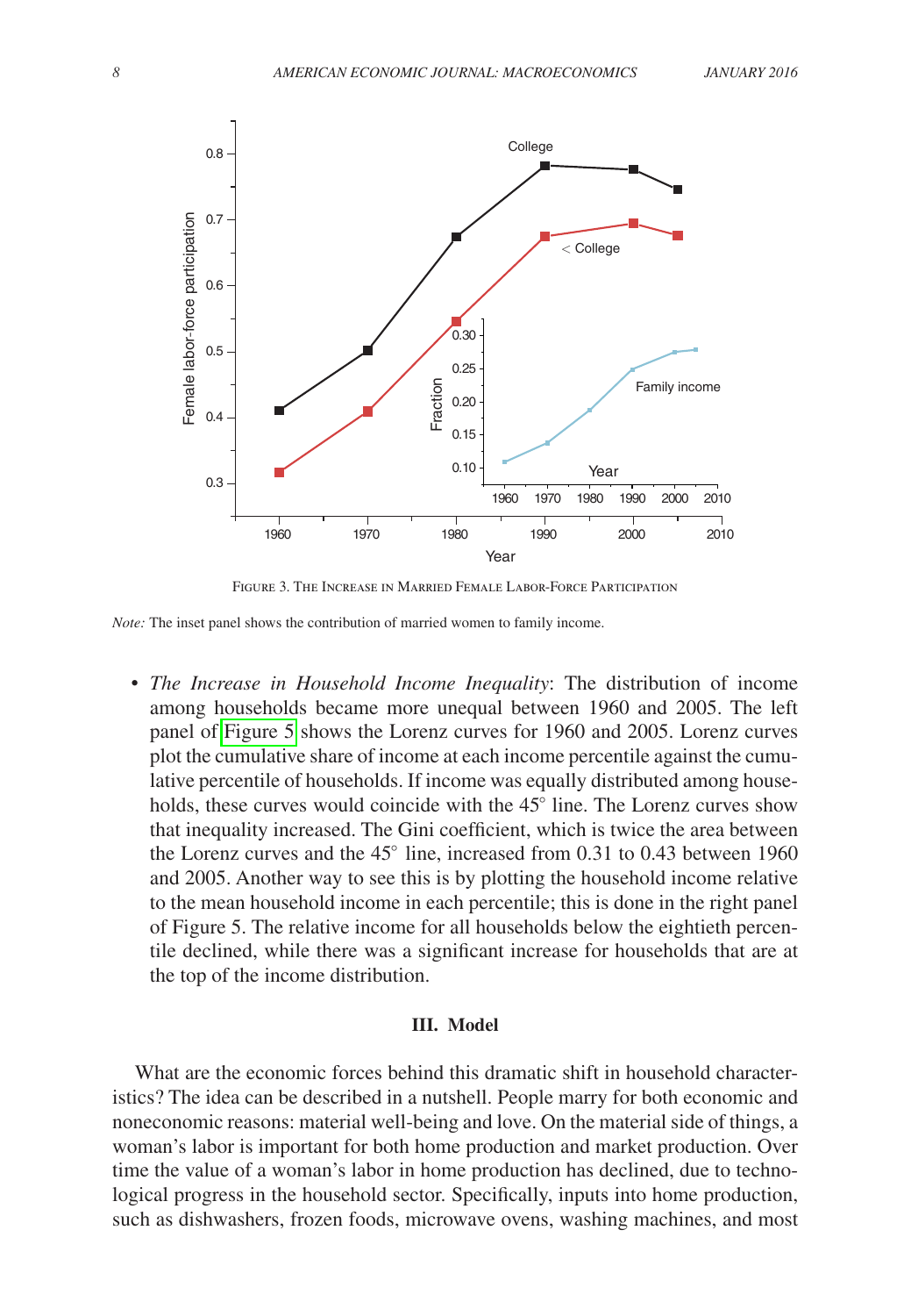0.8
0.7
0.6
0.5
0.4
0.3
Female labor-force participation
College
< College
1960
1970
1980
1990
2000
2010
Year
0.30
0.25
0.20
0.15
0.10
Fraction
Family income
Year
1960
1970
1980
1990
2000
2010

Figure 3. The Increase in Married Female Labor-Force Participation

*Note:* The inset panel shows the contribution of married women to family income.

- *The Increase in Household Income Inequality*: The distribution of income among households became more unequal between 1960 and 2005. The left panel of Figure 5 shows the Lorenz curves for 1960 and 2005. Lorenz curves plot the cumulative share of income at each income percentile against the cumulative percentile of households. If income was equally distributed among households, these curves would coincide with the 45° line. The Lorenz curves show that inequality increased. The Gini coefficient, which is twice the area between the Lorenz curves and the 45° line, increased from 0.31 to 0.43 between 1960 and 2005. Another way to see this is by plotting the household income relative to the mean household income in each percentile; this is done in the right panel of Figure 5. The relative income for all households below the eightieth percentile declined, while there was a significant increase for households that are at the top of the income distribution.

## III. Model

What are the economic forces behind this dramatic shift in household characteristics? The idea can be described in a nutshell. People marry for both economic and noneconomic reasons: material well-being and love. On the material side of things, a woman's labor is important for both home production and market production. Over time the value of a woman's labor in home production has declined, due to technological progress in the household sector. Specifically, inputs into home production, such as dishwashers, frozen foods, microwave ovens, washing machines, and most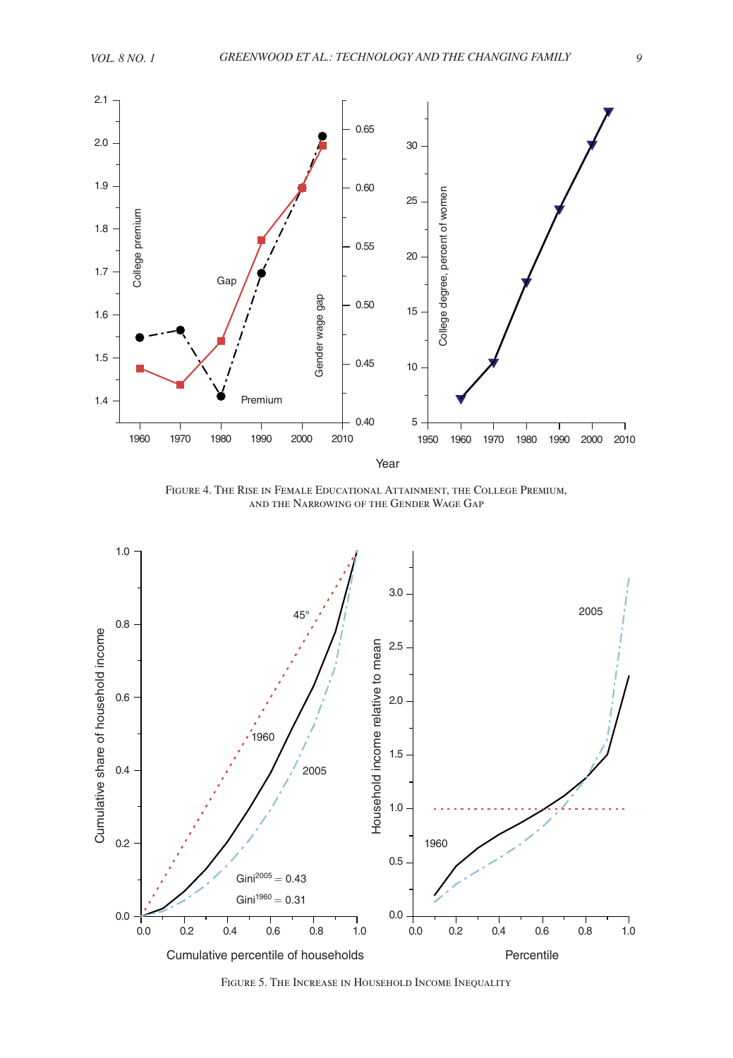2.1
2.0
1.9
1.8
1.7
1.6
1.5
1.4

College premium

Gap

Premium

Gender wage gap

0.65
0.60
0.55
0.50
0.45
0.40

1960 1970 1980 1990 2000 2010

College degree, percent of women

30
25
20
15
10
5

1950 1960 1970 1980 1990 2000 2010

Year

Figure 4. The Rise in Female Educational Attainment, the College Premium, and the Narrowing of the Gender Wage Gap

Cumulative share of household income

1.0
0.8
0.6
0.4
0.2
0.0

45°

1960

2005

$\text{Gini}^{2005} = 0.43$

$\text{Gini}^{1960} = 0.31$

0.0 0.2 0.4 0.6 0.8 1.0

Cumulative percentile of households

Household income relative to mean

3.0
2.5
2.0
1.5
1.0
0.5
0.0

2005

1960

0.0 0.2 0.4 0.6 0.8 1.0

Percentile

Figure 5. The Increase in Household Income Inequality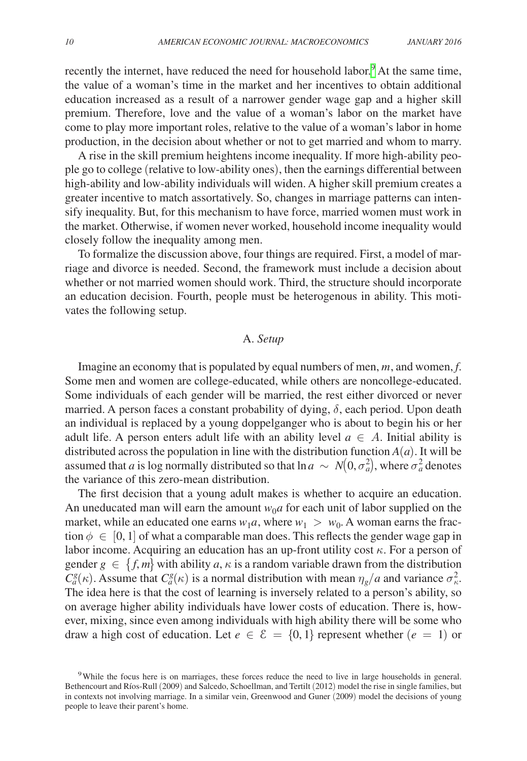recently the internet, have reduced the need for household labor.[9] At the same time, the value of a woman's time in the market and her incentives to obtain additional education increased as a result of a narrower gender wage gap and a higher skill premium. Therefore, love and the value of a woman's labor on the market have come to play more important roles, relative to the value of a woman's labor in home production, in the decision about whether or not to get married and whom to marry.

A rise in the skill premium heightens income inequality. If more high-ability people go to college (relative to low-ability ones), then the earnings differential between high-ability and low-ability individuals will widen. A higher skill premium creates a greater incentive to match assortatively. So, changes in marriage patterns can intensify inequality. But, for this mechanism to have force, married women must work in the market. Otherwise, if women never worked, household income inequality would closely follow the inequality among men.

To formalize the discussion above, four things are required. First, a model of marriage and divorce is needed. Second, the framework must include a decision about whether or not married women should work. Third, the structure should incorporate an education decision. Fourth, people must be heterogenous in ability. This motivates the following setup.

### A. *Setup*

Imagine an economy that is populated by equal numbers of men, $m$, and women, $f$. Some men and women are college-educated, while others are noncollege-educated. Some individuals of each gender will be married, the rest either divorced or never married. A person faces a constant probability of dying, $\delta$, each period. Upon death an individual is replaced by a young doppelganger who is about to begin his or her adult life. A person enters adult life with an ability level $a \in A$. Initial ability is distributed across the population in line with the distribution function $A(a)$. It will be assumed that $a$ is log normally distributed so that $\ln a \sim N(0, \sigma_a^2)$, where $\sigma_a^2$ denotes the variance of this zero-mean distribution.

The first decision that a young adult makes is whether to acquire an education. An uneducated man will earn the amount $w_0 a$ for each unit of labor supplied on the market, while an educated one earns $w_1 a$, where $w_1 > w_0$. A woman earns the fraction $\phi \in [0, 1]$ of what a comparable man does. This reflects the gender wage gap in labor income. Acquiring an education has an up-front utility cost $\kappa$. For a person of gender $g \in \{f, m\}$ with ability $a$, $\kappa$ is a random variable drawn from the distribution $C_a^g(\kappa)$. Assume that $C_a^g(\kappa)$ is a normal distribution with mean $\eta_g/a$ and variance $\sigma_\kappa^2$. The idea here is that the cost of learning is inversely related to a person's ability, so on average higher ability individuals have lower costs of education. There is, however, mixing, since even among individuals with high ability there will be some who draw a high cost of education. Let $e \in \mathcal{E} = \{0, 1\}$ represent whether ($e = 1$) or

[9] While the focus here is on marriages, these forces reduce the need to live in large households in general. Bethencourt and Ríos-Rull (2009) and Salcedo, Schoellman, and Tertilt (2012) model the rise in single families, but in contexts not involving marriage. In a similar vein, Greenwood and Guner (2009) model the decisions of young people to leave their parent's home.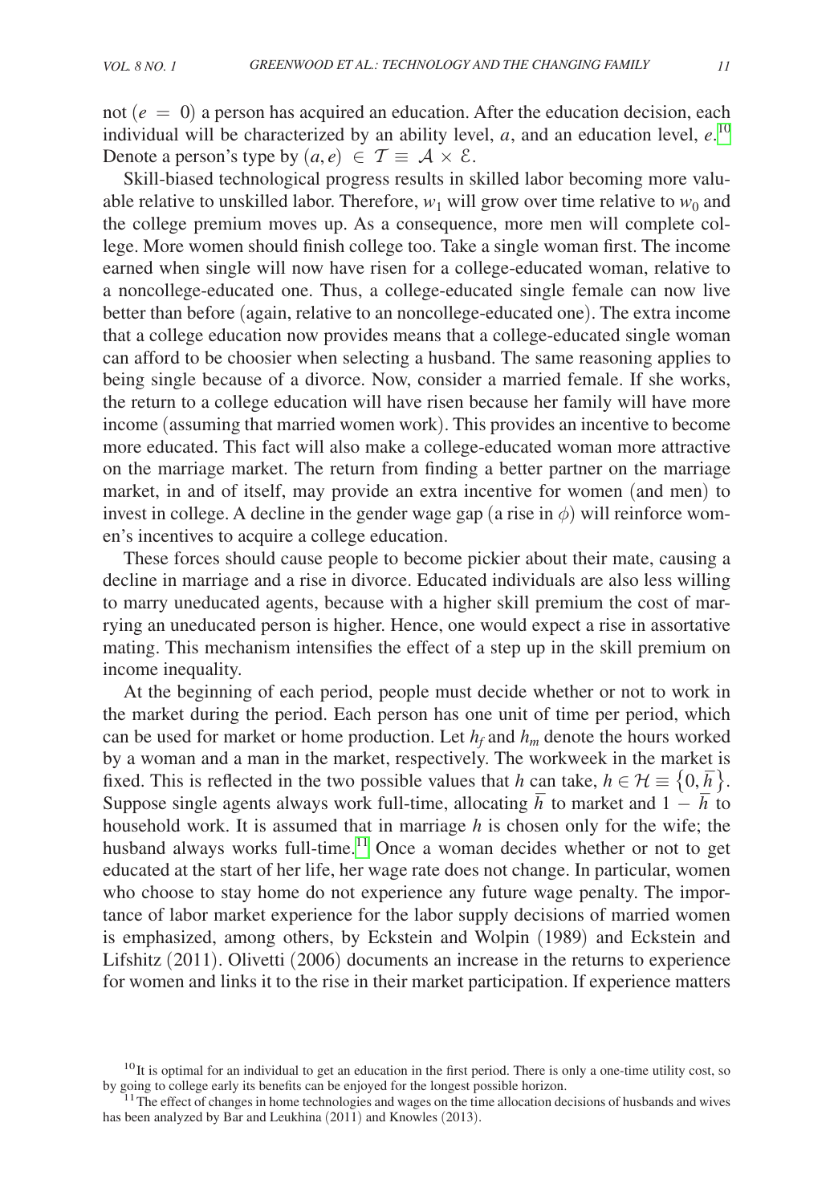not ($e = 0$) a person has acquired an education. After the education decision, each individual will be characterized by an ability level, $a$, and an education level, $e$.[10] Denote a person's type by $(a, e) \in \mathcal{T} \equiv \mathcal{A} \times \mathcal{E}$.

Skill-biased technological progress results in skilled labor becoming more valuable relative to unskilled labor. Therefore, $w_1$ will grow over time relative to $w_0$ and the college premium moves up. As a consequence, more men will complete college. More women should finish college too. Take a single woman first. The income earned when single will now have risen for a college-educated woman, relative to a noncollege-educated one. Thus, a college-educated single female can now live better than before (again, relative to an noncollege-educated one). The extra income that a college education now provides means that a college-educated single woman can afford to be choosier when selecting a husband. The same reasoning applies to being single because of a divorce. Now, consider a married female. If she works, the return to a college education will have risen because her family will have more income (assuming that married women work). This provides an incentive to become more educated. This fact will also make a college-educated woman more attractive on the marriage market. The return from finding a better partner on the marriage market, in and of itself, may provide an extra incentive for women (and men) to invest in college. A decline in the gender wage gap (a rise in $\phi$) will reinforce women's incentives to acquire a college education.

These forces should cause people to become pickier about their mate, causing a decline in marriage and a rise in divorce. Educated individuals are also less willing to marry uneducated agents, because with a higher skill premium the cost of marrying an uneducated person is higher. Hence, one would expect a rise in assortative mating. This mechanism intensifies the effect of a step up in the skill premium on income inequality.

At the beginning of each period, people must decide whether or not to work in the market during the period. Each person has one unit of time per period, which can be used for market or home production. Let $h_f$ and $h_m$ denote the hours worked by a woman and a man in the market, respectively. The workweek in the market is fixed. This is reflected in the two possible values that $h$ can take, $h \in \mathcal{H} \equiv \{0, \overline{h}\}$. Suppose single agents always work full-time, allocating $\overline{h}$ to market and $1 - \overline{h}$ to household work. It is assumed that in marriage $h$ is chosen only for the wife; the husband always works full-time.[11] Once a woman decides whether or not to get educated at the start of her life, her wage rate does not change. In particular, women who choose to stay home do not experience any future wage penalty. The importance of labor market experience for the labor supply decisions of married women is emphasized, among others, by Eckstein and Wolpin (1989) and Eckstein and Lifshitz (2011). Olivetti (2006) documents an increase in the returns to experience for women and links it to the rise in their market participation. If experience matters

[10] It is optimal for an individual to get an education in the first period. There is only a one-time utility cost, so by going to college early its benefits can be enjoyed for the longest possible horizon.

[11] The effect of changes in home technologies and wages on the time allocation decisions of husbands and wives has been analyzed by Bar and Leukhina (2011) and Knowles (2013).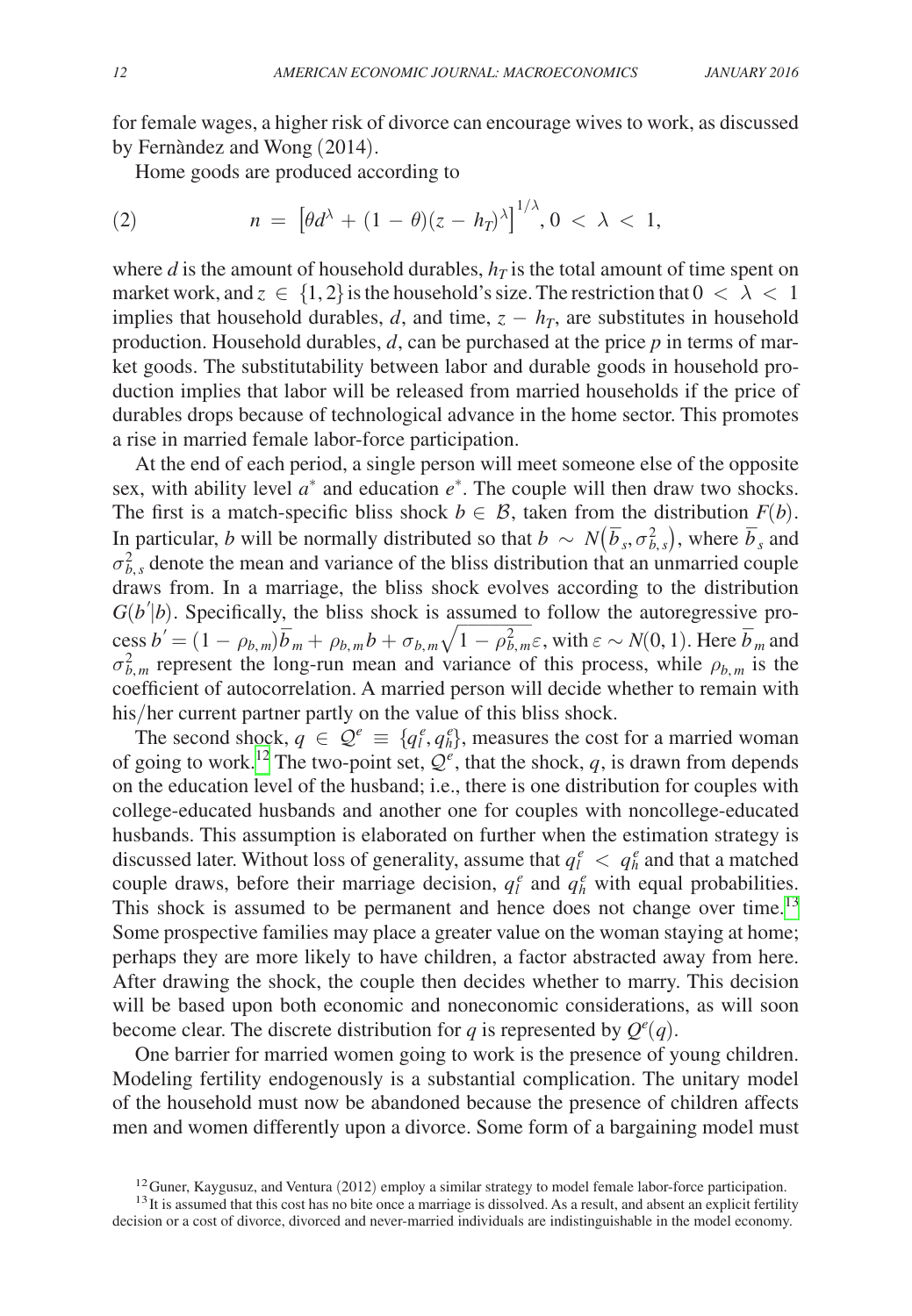for female wages, a higher risk of divorce can encourage wives to work, as discussed by Fernàndez and Wong (2014).

Home goods are produced according to

$$(2) \qquad n = \left[\theta d^{\lambda} + (1-\theta)(z - h_T)^{\lambda}\right]^{1/\lambda}, 0 < \lambda < 1,$$

where $d$ is the amount of household durables, $h_T$ is the total amount of time spent on market work, and $z \in \{1, 2\}$ is the household's size. The restriction that $0 < \lambda < 1$ implies that household durables, $d$, and time, $z - h_T$, are substitutes in household production. Household durables, $d$, can be purchased at the price $p$ in terms of market goods. The substitutability between labor and durable goods in household production implies that labor will be released from married households if the price of durables drops because of technological advance in the home sector. This promotes a rise in married female labor-force participation.

At the end of each period, a single person will meet someone else of the opposite sex, with ability level $a^*$ and education $e^*$. The couple will then draw two shocks. The first is a match-specific bliss shock $b \in \mathcal{B}$, taken from the distribution $F(b)$. In particular, $b$ will be normally distributed so that $b \sim N(\overline{b}_s, \sigma_{b,s}^2)$, where $\overline{b}_s$ and $\sigma_{b,s}^2$ denote the mean and variance of the bliss distribution that an unmarried couple draws from. In a marriage, the bliss shock evolves according to the distribution $G(b'|b)$. Specifically, the bliss shock is assumed to follow the autoregressive process $b' = (1-\rho_{b,m})\overline{b}_m + \rho_{b,m} b + \sigma_{b,m}\sqrt{1-\rho_{b,m}^2}\varepsilon$, with $\varepsilon \sim N(0,1)$. Here $\overline{b}_m$ and $\sigma_{b,m}^2$ represent the long-run mean and variance of this process, while $\rho_{b,m}$ is the coefficient of autocorrelation. A married person will decide whether to remain with his/her current partner partly on the value of this bliss shock.

The second shock, $q \in \mathcal{Q}^e \equiv \{q_l^e, q_h^e\}$, measures the cost for a married woman of going to work.[12] The two-point set, $\mathcal{Q}^e$, that the shock, $q$, is drawn from depends on the education level of the husband; i.e., there is one distribution for couples with college-educated husbands and another one for couples with noncollege-educated husbands. This assumption is elaborated on further when the estimation strategy is discussed later. Without loss of generality, assume that $q_l^e < q_h^e$ and that a matched couple draws, before their marriage decision, $q_l^e$ and $q_h^e$ with equal probabilities. This shock is assumed to be permanent and hence does not change over time.[13] Some prospective families may place a greater value on the woman staying at home; perhaps they are more likely to have children, a factor abstracted away from here. After drawing the shock, the couple then decides whether to marry. This decision will be based upon both economic and noneconomic considerations, as will soon become clear. The discrete distribution for $q$ is represented by $Q^e(q)$.

One barrier for married women going to work is the presence of young children. Modeling fertility endogenously is a substantial complication. The unitary model of the household must now be abandoned because the presence of children affects men and women differently upon a divorce. Some form of a bargaining model must

[12] Guner, Kaygusuz, and Ventura (2012) employ a similar strategy to model female labor-force participation.

[13] It is assumed that this cost has no bite once a marriage is dissolved. As a result, and absent an explicit fertility decision or a cost of divorce, divorced and never-married individuals are indistinguishable in the model economy.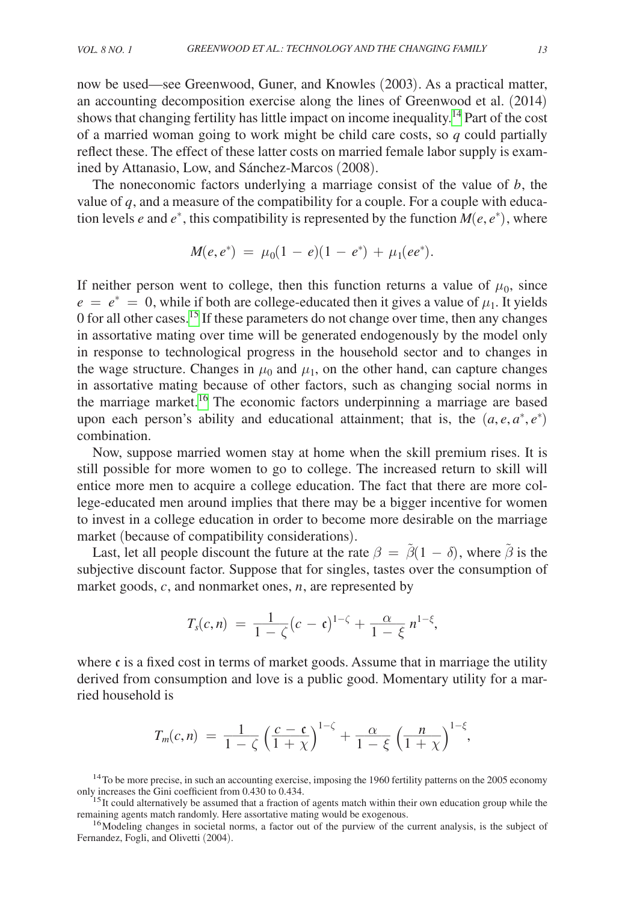now be used—see Greenwood, Guner, and Knowles (2003). As a practical matter, an accounting decomposition exercise along the lines of Greenwood et al. (2014) shows that changing fertility has little impact on income inequality.[14] Part of the cost of a married woman going to work might be child care costs, so $q$ could partially reflect these. The effect of these latter costs on married female labor supply is examined by Attanasio, Low, and Sánchez-Marcos (2008).

The noneconomic factors underlying a marriage consist of the value of $b$, the value of $q$, and a measure of the compatibility for a couple. For a couple with education levels $e$ and $e^*$, this compatibility is represented by the function $M(e, e^*)$, where

$$M(e, e^*) = \mu_0(1 - e)(1 - e^*) + \mu_1(ee^*).$$

If neither person went to college, then this function returns a value of $\mu_0$, since $e = e^* = 0$, while if both are college-educated then it gives a value of $\mu_1$. It yields 0 for all other cases.[15] If these parameters do not change over time, then any changes in assortative mating over time will be generated endogenously by the model only in response to technological progress in the household sector and to changes in the wage structure. Changes in $\mu_0$ and $\mu_1$, on the other hand, can capture changes in assortative mating because of other factors, such as changing social norms in the marriage market.[16] The economic factors underpinning a marriage are based upon each person's ability and educational attainment; that is, the $(a, e, a^*, e^*)$ combination.

Now, suppose married women stay at home when the skill premium rises. It is still possible for more women to go to college. The increased return to skill will entice more men to acquire a college education. The fact that there are more college-educated men around implies that there may be a bigger incentive for women to invest in a college education in order to become more desirable on the marriage market (because of compatibility considerations).

Last, let all people discount the future at the rate $\beta = \tilde{\beta}(1 - \delta)$, where $\tilde{\beta}$ is the subjective discount factor. Suppose that for singles, tastes over the consumption of market goods, $c$, and nonmarket ones, $n$, are represented by

$$T_s(c, n) = \frac{1}{1 - \zeta}(c - \mathfrak{c})^{1-\zeta} + \frac{\alpha}{1 - \xi} n^{1-\xi},$$

where $\mathfrak{c}$ is a fixed cost in terms of market goods. Assume that in marriage the utility derived from consumption and love is a public good. Momentary utility for a married household is

$$T_m(c, n) = \frac{1}{1 - \zeta}\left(\frac{c - \mathfrak{c}}{1 + \chi}\right)^{1-\zeta} + \frac{\alpha}{1 - \xi}\left(\frac{n}{1 + \chi}\right)^{1-\xi},$$

[14] To be more precise, in such an accounting exercise, imposing the 1960 fertility patterns on the 2005 economy only increases the Gini coefficient from 0.430 to 0.434.

[15] It could alternatively be assumed that a fraction of agents match within their own education group while the remaining agents match randomly. Here assortative mating would be exogenous.

[16] Modeling changes in societal norms, a factor out of the purview of the current analysis, is the subject of Fernandez, Fogli, and Olivetti (2004).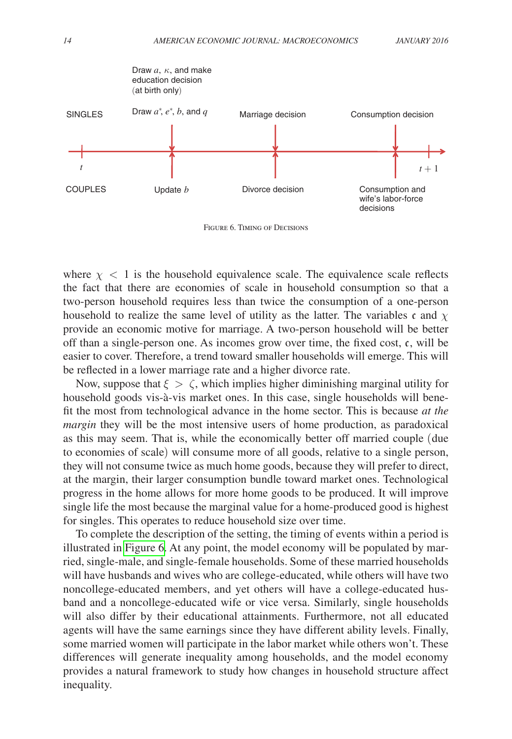Draw $a$, $\kappa$, and make education decision (at birth only)

SINGLES

Draw $a^*$, $e^*$, $b$, and $q$

Marriage decision

Consumption decision

$t$

$t + 1$

COUPLES

Update $b$

Divorce decision

Consumption and wife's labor-force decisions

Figure 6. Timing of Decisions

where $\chi < 1$ is the household equivalence scale. The equivalence scale reflects the fact that there are economies of scale in household consumption so that a two-person household requires less than twice the consumption of a one-person household to realize the same level of utility as the latter. The variables $\mathfrak{c}$ and $\chi$ provide an economic motive for marriage. A two-person household will be better off than a single-person one. As incomes grow over time, the fixed cost, $\mathfrak{c}$, will be easier to cover. Therefore, a trend toward smaller households will emerge. This will be reflected in a lower marriage rate and a higher divorce rate.

Now, suppose that $\xi > \zeta$, which implies higher diminishing marginal utility for household goods vis-à-vis market ones. In this case, single households will benefit the most from technological advance in the home sector. This is because *at the margin* they will be the most intensive users of home production, as paradoxical as this may seem. That is, while the economically better off married couple (due to economies of scale) will consume more of all goods, relative to a single person, they will not consume twice as much home goods, because they will prefer to direct, at the margin, their larger consumption bundle toward market ones. Technological progress in the home allows for more home goods to be produced. It will improve single life the most because the marginal value for a home-produced good is highest for singles. This operates to reduce household size over time.

To complete the description of the setting, the timing of events within a period is illustrated in Figure 6. At any point, the model economy will be populated by married, single-male, and single-female households. Some of these married households will have husbands and wives who are college-educated, while others will have two noncollege-educated members, and yet others will have a college-educated husband and a noncollege-educated wife or vice versa. Similarly, single households will also differ by their educational attainments. Furthermore, not all educated agents will have the same earnings since they have different ability levels. Finally, some married women will participate in the labor market while others won't. These differences will generate inequality among households, and the model economy provides a natural framework to study how changes in household structure affect inequality.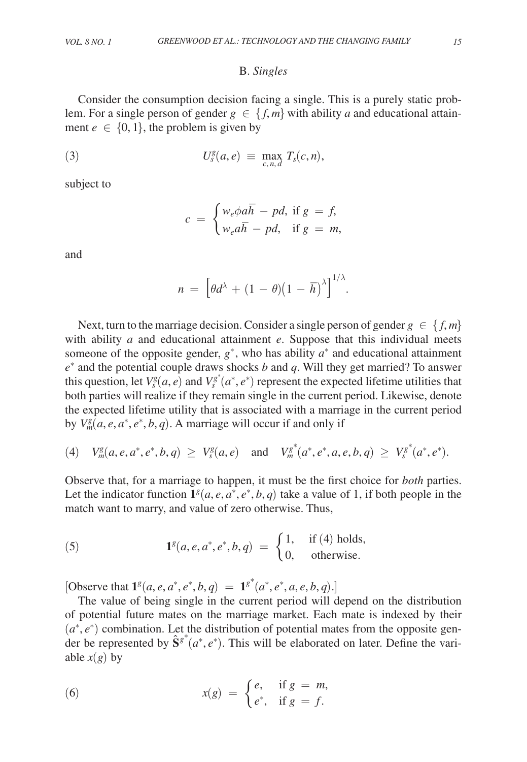### B. *Singles*

Consider the consumption decision facing a single. This is a purely static problem. For a single person of gender $g \in \{f, m\}$ with ability $a$ and educational attainment $e \in \{0, 1\}$, the problem is given by

$$U_s^g(a, e) \equiv \max_{c, n, d} T_s(c, n), \tag{3}$$

subject to

$$c = \begin{cases} w_e \phi a \overline{h} - pd, & \text{if } g = f, \\ w_e a \overline{h} - pd, & \text{if } g = m, \end{cases}$$

and

$$n = \left[\theta d^\lambda + (1 - \theta)\left(1 - \overline{h}\right)^\lambda\right]^{1/\lambda}.$$

Next, turn to the marriage decision. Consider a single person of gender $g \in \{f, m\}$ with ability $a$ and educational attainment $e$. Suppose that this individual meets someone of the opposite gender, $g^*$, who has ability $a^*$ and educational attainment $e^*$ and the potential couple draws shocks $b$ and $q$. Will they get married? To answer this question, let $V_s^g(a, e)$ and $V_s^{g^*}(a^*, e^*)$ represent the expected lifetime utilities that both parties will realize if they remain single in the current period. Likewise, denote the expected lifetime utility that is associated with a marriage in the current period by $V_m^g(a, e, a^*, e^*, b, q)$. A marriage will occur if and only if

$$V_m^g(a, e, a^*, e^*, b, q) \geq V_s^g(a, e) \quad \text{and} \quad V_m^{g^*}(a^*, e^*, a, e, b, q) \geq V_s^{g^*}(a^*, e^*). \tag{4}$$

Observe that, for a marriage to happen, it must be the first choice for *both* parties. Let the indicator function $\mathbf{1}^g(a, e, a^*, e^*, b, q)$ take a value of 1, if both people in the match want to marry, and value of zero otherwise. Thus,

$$\mathbf{1}^g(a, e, a^*, e^*, b, q) = \begin{cases} 1, & \text{if (4) holds}, \\ 0, & \text{otherwise}. \end{cases} \tag{5}$$

[Observe that $\mathbf{1}^g(a, e, a^*, e^*, b, q) = \mathbf{1}^{g^*}(a^*, e^*, a, e, b, q)$.]

The value of being single in the current period will depend on the distribution of potential future mates on the marriage market. Each mate is indexed by their $(a^*, e^*)$ combination. Let the distribution of potential mates from the opposite gender be represented by $\hat{\mathbf{S}}^{g^*}(a^*, e^*)$. This will be elaborated on later. Define the variable $x(g)$ by

$$x(g) = \begin{cases} e, & \text{if } g = m, \\ e^*, & \text{if } g = f. \end{cases} \tag{6}$$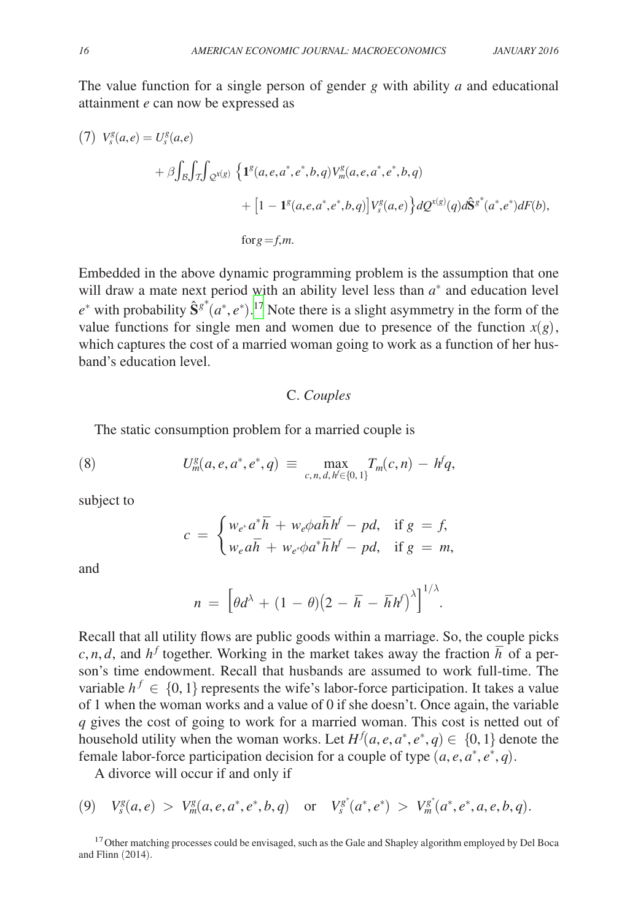The value function for a single person of gender $g$ with ability $a$ and educational attainment $e$ can now be expressed as

$$(7)\quad V_s^g(a,e) = U_s^g(a,e) + \beta \int_{\mathcal{B}} \int_{\mathcal{T}} \int_{\mathcal{Q}^{x(g)}} \Big\{ \mathbf{1}^g(a,e,a^*,e^*,b,q) V_m^g(a,e,a^*,e^*,b,q) + \big[1 - \mathbf{1}^g(a,e,a^*,e^*,b,q)\big] V_s^g(a,e) \Big\} dQ^{x(g)}(q) d\hat{\mathbf{S}}^{g^*}(a^*,e^*) dF(b),$$

$$\text{for } g = f, m.$$

Embedded in the above dynamic programming problem is the assumption that one will draw a mate next period with an ability level less than $a^*$ and education level $e^*$ with probability $\hat{\mathbf{S}}^{g^*}(a^*, e^*)$.[17] Note there is a slight asymmetry in the form of the value functions for single men and women due to presence of the function $x(g)$, which captures the cost of a married woman going to work as a function of her husband's education level.

### C. *Couples*

The static consumption problem for a married couple is

$$(8)\qquad U_m^g(a, e, a^*, e^*, q) \equiv \max_{c, n, d, h^f \in \{0,1\}} T_m(c, n) - h^f q,$$

subject to

$$c = \begin{cases} w_{e^*} a^* \overline{h} + w_e \phi a \overline{h} h^f - pd, & \text{if } g = f, \\ w_e a \overline{h} + w_{e^*} \phi a^* \overline{h} h^f - pd, & \text{if } g = m, \end{cases}$$

and

$$n = \left[\theta d^{\lambda} + (1 - \theta)\left(2 - \overline{h} - \overline{h} h^f\right)^{\lambda}\right]^{1/\lambda}.$$

Recall that all utility flows are public goods within a marriage. So, the couple picks $c, n, d$, and $h^f$ together. Working in the market takes away the fraction $\overline{h}$ of a person's time endowment. Recall that husbands are assumed to work full-time. The variable $h^f \in \{0, 1\}$ represents the wife's labor-force participation. It takes a value of 1 when the woman works and a value of 0 if she doesn't. Once again, the variable $q$ gives the cost of going to work for a married woman. This cost is netted out of household utility when the woman works. Let $H^f(a, e, a^*, e^*, q) \in \{0, 1\}$ denote the female labor-force participation decision for a couple of type $(a, e, a^*, e^*, q)$.

A divorce will occur if and only if

$$(9)\quad V_s^g(a, e) > V_m^g(a, e, a^*, e^*, b, q) \quad \text{or} \quad V_s^{g^*}(a^*, e^*) > V_m^{g^*}(a^*, e^*, a, e, b, q).$$

[17] Other matching processes could be envisaged, such as the Gale and Shapley algorithm employed by Del Boca and Flinn (2014).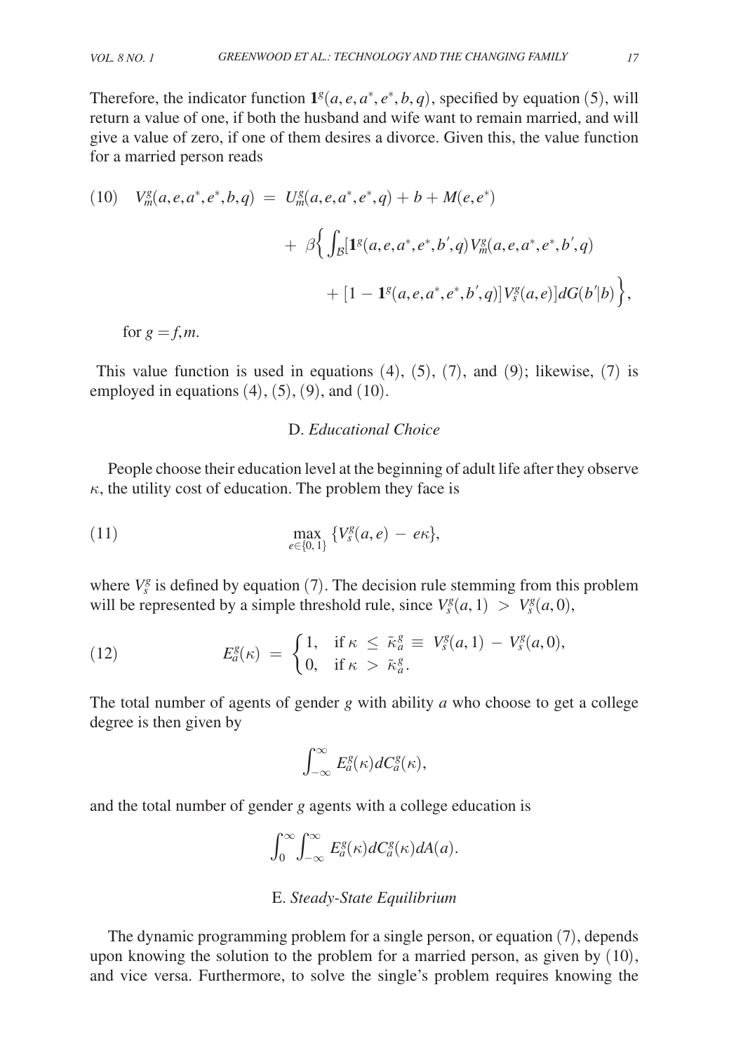Therefore, the indicator function $\mathbf{1}^g(a, e, a^*, e^*, b, q)$, specified by equation (5), will return a value of one, if both the husband and wife want to remain married, and will give a value of zero, if one of them desires a divorce. Given this, the value function for a married person reads

$$
\begin{aligned}
(10) \quad V_m^g(a, e, a^*, e^*, b, q) \; = \; & U_m^g(a, e, a^*, e^*, q) + b + M(e, e^*) \\
& + \; \beta \Big\{ \int_{\mathcal{B}} [\mathbf{1}^g(a, e, a^*, e^*, b', q) V_m^g(a, e, a^*, e^*, b', q) \\
& \qquad + [1 - \mathbf{1}^g(a, e, a^*, e^*, b', q)] V_s^g(a, e)] dG(b'|b) \Big\},
\end{aligned}
$$

for $g = f, m$.

This value function is used in equations (4), (5), (7), and (9); likewise, (7) is employed in equations (4), (5), (9), and (10).

### D. *Educational Choice*

People choose their education level at the beginning of adult life after they observe $\kappa$, the utility cost of education. The problem they face is

$$
(11) \qquad \max_{e \in \{0,1\}} \{V_s^g(a, e) \, - \, e\kappa\},
$$

where $V_s^g$ is defined by equation (7). The decision rule stemming from this problem will be represented by a simple threshold rule, since $V_s^g(a, 1) \; > \; V_s^g(a, 0)$,

$$
(12) \qquad E_a^g(\kappa) \; = \; \begin{cases} 1, & \text{if } \kappa \; \leq \; \tilde{\kappa}_a^g \; \equiv \; V_s^g(a, 1) \, - \, V_s^g(a, 0), \\ 0, & \text{if } \kappa \; > \; \tilde{\kappa}_a^g. \end{cases}
$$

The total number of agents of gender $g$ with ability $a$ who choose to get a college degree is then given by

$$
\int_{-\infty}^{\infty} E_a^g(\kappa) dC_a^g(\kappa),
$$

and the total number of gender $g$ agents with a college education is

$$
\int_0^{\infty} \int_{-\infty}^{\infty} E_a^g(\kappa) dC_a^g(\kappa) dA(a).
$$

### E. *Steady-State Equilibrium*

The dynamic programming problem for a single person, or equation (7), depends upon knowing the solution to the problem for a married person, as given by (10), and vice versa. Furthermore, to solve the single's problem requires knowing the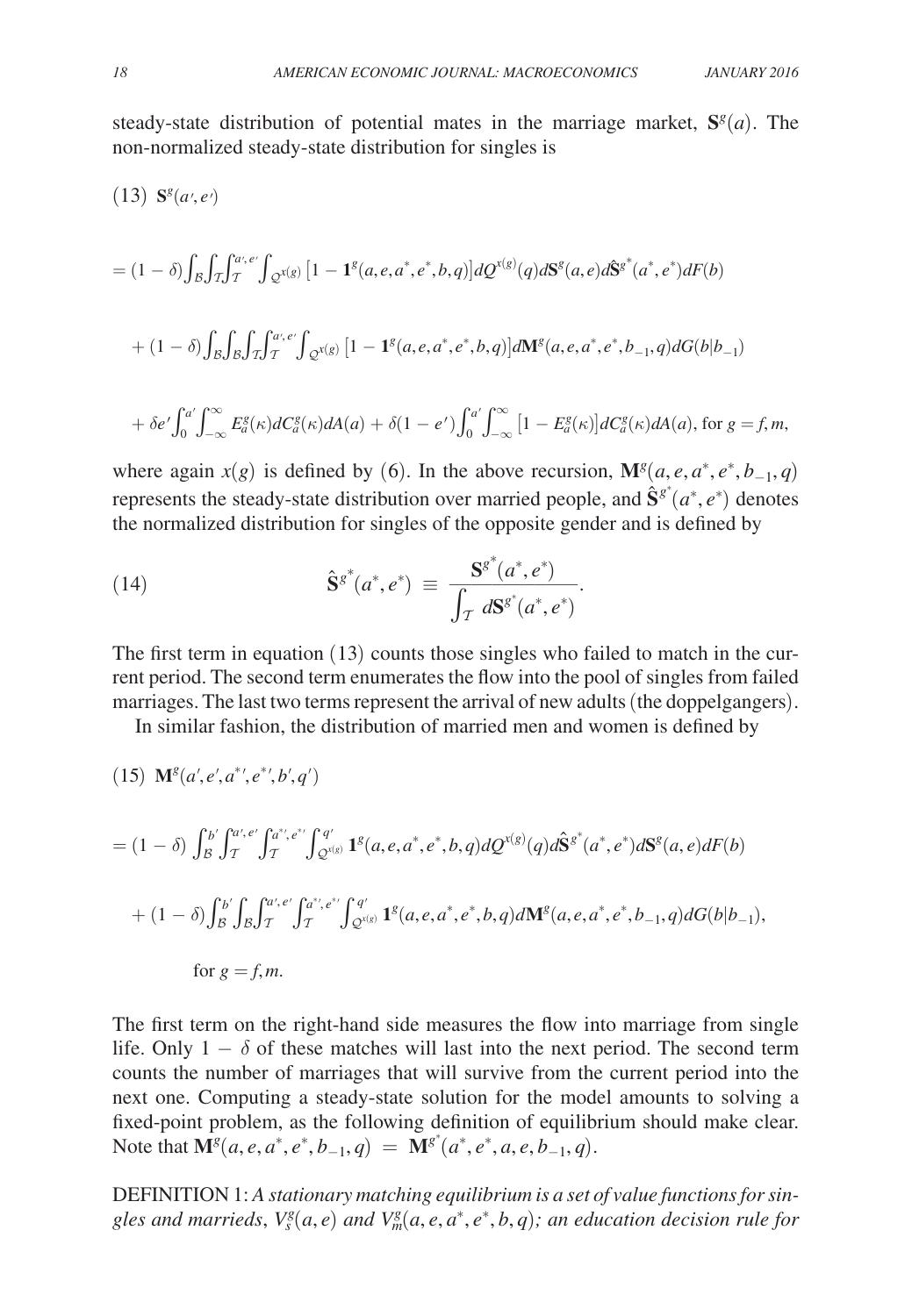steady-state distribution of potential mates in the marriage market, $\mathbf{S}^g(a)$. The non-normalized steady-state distribution for singles is

$$
\begin{aligned}
(13)\quad & \mathbf{S}^g(a', e') \\
&= (1-\delta)\int_{\mathcal{B}}\int_{\mathcal{T}}\int_{\mathcal{T}}^{a',e'}\int_{\mathcal{Q}^{x(g)}}\left[1-\mathbf{1}^g(a,e,a^*,e^*,b,q)\right]dQ^{x(g)}(q)d\mathbf{S}^g(a,e)d\hat{\mathbf{S}}^{g^*}(a^*,e^*)dF(b) \\
&\quad + (1-\delta)\int_{\mathcal{B}}\int_{\mathcal{B}}\int_{\mathcal{T}}\int_{\mathcal{T}}^{a',e'}\int_{\mathcal{Q}^{x(g)}}\left[1-\mathbf{1}^g(a,e,a^*,e^*,b,q)\right]d\mathbf{M}^g(a,e,a^*,e^*,b_{-1},q)dG(b|b_{-1}) \\
&\quad + \delta e'\int_0^{a'}\int_{-\infty}^{\infty}E_a^g(\kappa)dC_a^g(\kappa)dA(a) + \delta(1-e')\int_0^{a'}\int_{-\infty}^{\infty}\left[1-E_a^g(\kappa)\right]dC_a^g(\kappa)dA(a), \text{ for } g=f,m,
\end{aligned}
$$

where again $x(g)$ is defined by (6). In the above recursion, $\mathbf{M}^g(a,e,a^*,e^*,b_{-1},q)$ represents the steady-state distribution over married people, and $\hat{\mathbf{S}}^{g^*}(a^*,e^*)$ denotes the normalized distribution for singles of the opposite gender and is defined by

$$
(14)\qquad \hat{\mathbf{S}}^{g^*}(a^*,e^*) \equiv \frac{\mathbf{S}^{g^*}(a^*,e^*)}{\int_{\mathcal{T}} d\mathbf{S}^{g^*}(a^*,e^*)}.
$$

The first term in equation (13) counts those singles who failed to match in the current period. The second term enumerates the flow into the pool of singles from failed marriages. The last two terms represent the arrival of new adults (the doppelgangers).

In similar fashion, the distribution of married men and women is defined by

$$
\begin{aligned}
(15)\quad & \mathbf{M}^g(a',e',a^{*\prime},e^{*\prime},b',q') \\
&= (1-\delta)\int_{\mathcal{B}}^{b'}\int_{\mathcal{T}}^{a',e'}\int_{\mathcal{T}}^{a^{*\prime},e^{*\prime}}\int_{\mathcal{Q}^{x(g)}}^{q'}\mathbf{1}^g(a,e,a^*,e^*,b,q)dQ^{x(g)}(q)d\hat{\mathbf{S}}^{g^*}(a^*,e^*)d\mathbf{S}^g(a,e)dF(b) \\
&\quad + (1-\delta)\int_{\mathcal{B}}^{b'}\int_{\mathcal{B}}\int_{\mathcal{T}}^{a',e'}\int_{\mathcal{T}}^{a^{*\prime},e^{*\prime}}\int_{\mathcal{Q}^{x(g)}}^{q'}\mathbf{1}^g(a,e,a^*,e^*,b,q)d\mathbf{M}^g(a,e,a^*,e^*,b_{-1},q)dG(b|b_{-1}), \\
&\qquad \text{for } g=f,m.
\end{aligned}
$$

The first term on the right-hand side measures the flow into marriage from single life. Only $1-\delta$ of these matches will last into the next period. The second term counts the number of marriages that will survive from the current period into the next one. Computing a steady-state solution for the model amounts to solving a fixed-point problem, as the following definition of equilibrium should make clear. Note that $\mathbf{M}^g(a,e,a^*,e^*,b_{-1},q) = \mathbf{M}^{g^*}(a^*,e^*,a,e,b_{-1},q)$.

DEFINITION 1: *A stationary matching equilibrium is a set of value functions for singles and marrieds, $V_s^g(a,e)$ and $V_m^g(a,e,a^*,e^*,b,q)$; an education decision rule for*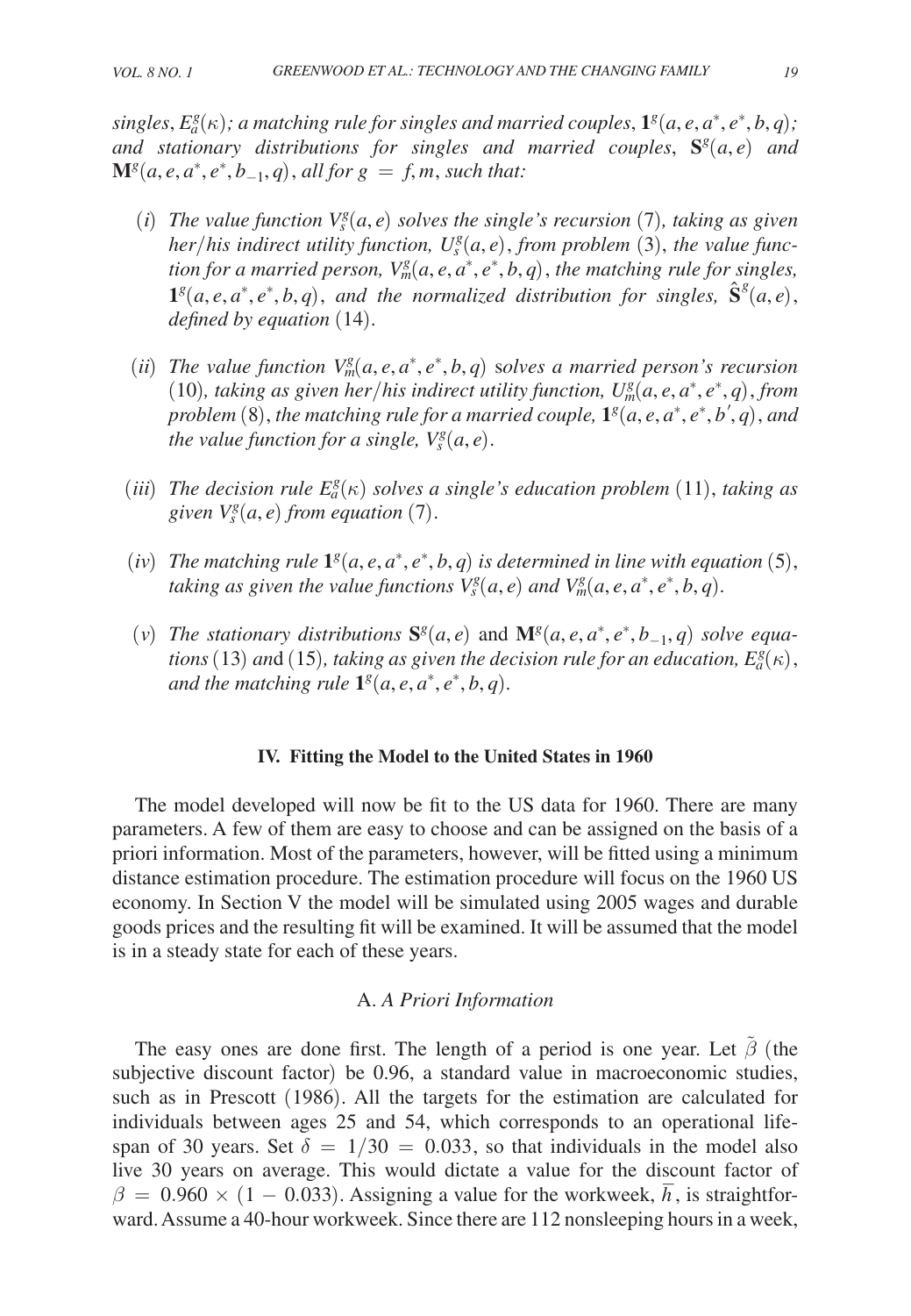*singles*, $E_a^g(\kappa)$*; a matching rule for singles and married couples*, $\mathbf{1}^g(a, e, a^*, e^*, b, q)$*; and stationary distributions for singles and married couples*, $\mathbf{S}^g(a, e)$ *and* $\mathbf{M}^g(a, e, a^*, e^*, b_{-1}, q)$, *all for* $g = f, m$, *such that:*

- (*i*) *The value function* $V_s^g(a, e)$ *solves the single's recursion* (7)*, taking as given her/his indirect utility function,* $U_s^g(a, e)$, *from problem* (3), *the value function for a married person,* $V_m^g(a, e, a^*, e^*, b, q)$, *the matching rule for singles,* $\mathbf{1}^g(a, e, a^*, e^*, b, q)$, *and the normalized distribution for singles,* $\hat{\mathbf{S}}^g(a, e)$, *defined by equation* (14).

- (*ii*) *The value function* $V_m^g(a, e, a^*, e^*, b, q)$ *solves a married person's recursion* (10)*, taking as given her/his indirect utility function,* $U_m^g(a, e, a^*, e^*, q)$, *from problem* (8), *the matching rule for a married couple,* $\mathbf{1}^g(a, e, a^*, e^*, b', q)$, *and the value function for a single,* $V_s^g(a, e)$.

- (*iii*) *The decision rule* $E_a^g(\kappa)$ *solves a single's education problem* (11), *taking as given* $V_s^g(a, e)$ *from equation* (7).

- (*iv*) *The matching rule* $\mathbf{1}^g(a, e, a^*, e^*, b, q)$ *is determined in line with equation* (5), *taking as given the value functions* $V_s^g(a, e)$ *and* $V_m^g(a, e, a^*, e^*, b, q)$.

- (*v*) *The stationary distributions* $\mathbf{S}^g(a, e)$ and $\mathbf{M}^g(a, e, a^*, e^*, b_{-1}, q)$ *solve equations* (13) and (15)*, taking as given the decision rule for an education,* $E_a^g(\kappa)$, *and the matching rule* $\mathbf{1}^g(a, e, a^*, e^*, b, q)$.

## IV. Fitting the Model to the United States in 1960

The model developed will now be fit to the US data for 1960. There are many parameters. A few of them are easy to choose and can be assigned on the basis of a priori information. Most of the parameters, however, will be fitted using a minimum distance estimation procedure. The estimation procedure will focus on the 1960 US economy. In Section V the model will be simulated using 2005 wages and durable goods prices and the resulting fit will be examined. It will be assumed that the model is in a steady state for each of these years.

### A. *A Priori Information*

The easy ones are done first. The length of a period is one year. Let $\tilde{\beta}$ (the subjective discount factor) be 0.96, a standard value in macroeconomic studies, such as in Prescott (1986). All the targets for the estimation are calculated for individuals between ages 25 and 54, which corresponds to an operational lifespan of 30 years. Set $\delta = 1/30 = 0.033$, so that individuals in the model also live 30 years on average. This would dictate a value for the discount factor of $\beta = 0.960 \times (1 - 0.033)$. Assigning a value for the workweek, $\overline{h}$, is straightforward. Assume a 40-hour workweek. Since there are 112 nonsleeping hours in a week,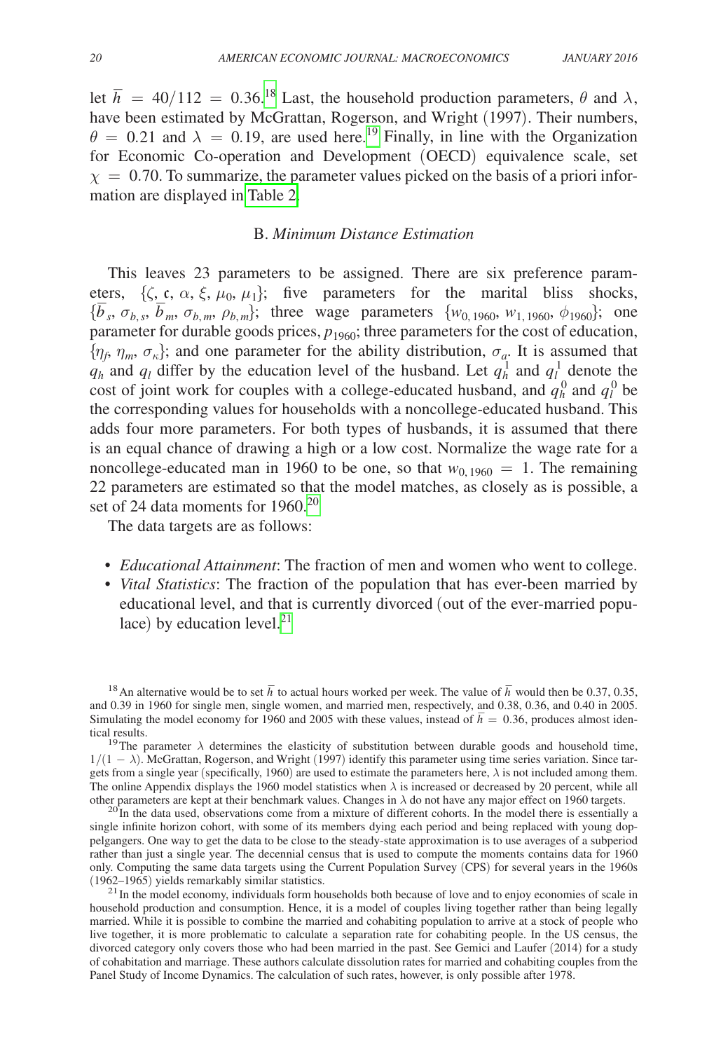let $\bar{h} = 40/112 = 0.36$.[18] Last, the household production parameters, $\theta$ and $\lambda$, have been estimated by McGrattan, Rogerson, and Wright (1997). Their numbers, $\theta = 0.21$ and $\lambda = 0.19$, are used here.[19] Finally, in line with the Organization for Economic Co-operation and Development (OECD) equivalence scale, set $\chi = 0.70$. To summarize, the parameter values picked on the basis of a priori information are displayed in Table 2.

## B. *Minimum Distance Estimation*

This leaves 23 parameters to be assigned. There are six preference parameters, $\{\zeta, \mathfrak{c}, \alpha, \xi, \mu_0, \mu_1\}$; five parameters for the marital bliss shocks, $\{\bar{b}_s, \sigma_{b,s}, \bar{b}_m, \sigma_{b,m}, \rho_{b,m}\}$; three wage parameters $\{w_{0,1960}, w_{1,1960}, \phi_{1960}\}$; one parameter for durable goods prices, $p_{1960}$; three parameters for the cost of education, $\{\eta_f, \eta_m, \sigma_\kappa\}$; and one parameter for the ability distribution, $\sigma_a$. It is assumed that $q_h$ and $q_l$ differ by the education level of the husband. Let $q_h^1$ and $q_l^1$ denote the cost of joint work for couples with a college-educated husband, and $q_h^0$ and $q_l^0$ be the corresponding values for households with a noncollege-educated husband. This adds four more parameters. For both types of husbands, it is assumed that there is an equal chance of drawing a high or a low cost. Normalize the wage rate for a noncollege-educated man in 1960 to be one, so that $w_{0,1960} = 1$. The remaining 22 parameters are estimated so that the model matches, as closely as is possible, a set of 24 data moments for 1960.[20]

The data targets are as follows:

- *Educational Attainment*: The fraction of men and women who went to college.
- *Vital Statistics*: The fraction of the population that has ever-been married by educational level, and that is currently divorced (out of the ever-married populace) by education level.[21]

[18] An alternative would be to set $\bar{h}$ to actual hours worked per week. The value of $\bar{h}$ would then be 0.37, 0.35, and 0.39 in 1960 for single men, single women, and married men, respectively, and 0.38, 0.36, and 0.40 in 2005. Simulating the model economy for 1960 and 2005 with these values, instead of $\bar{h} = 0.36$, produces almost identical results.

[19] The parameter $\lambda$ determines the elasticity of substitution between durable goods and household time, $1/(1 - \lambda)$. McGrattan, Rogerson, and Wright (1997) identify this parameter using time series variation. Since targets from a single year (specifically, 1960) are used to estimate the parameters here, $\lambda$ is not included among them. The online Appendix displays the 1960 model statistics when $\lambda$ is increased or decreased by 20 percent, while all other parameters are kept at their benchmark values. Changes in $\lambda$ do not have any major effect on 1960 targets.

[20] In the data used, observations come from a mixture of different cohorts. In the model there is essentially a single infinite horizon cohort, with some of its members dying each period and being replaced with young doppelgangers. One way to get the data to be close to the steady-state approximation is to use averages of a subperiod rather than just a single year. The decennial census that is used to compute the moments contains data for 1960 only. Computing the same data targets using the Current Population Survey (CPS) for several years in the 1960s (1962–1965) yields remarkably similar statistics.

[21] In the model economy, individuals form households both because of love and to enjoy economies of scale in household production and consumption. Hence, it is a model of couples living together rather than being legally married. While it is possible to combine the married and cohabiting population to arrive at a stock of people who live together, it is more problematic to calculate a separation rate for cohabiting people. In the US census, the divorced category only covers those who had been married in the past. See Gemici and Laufer (2014) for a study of cohabitation and marriage. These authors calculate dissolution rates for married and cohabiting couples from the Panel Study of Income Dynamics. The calculation of such rates, however, is only possible after 1978.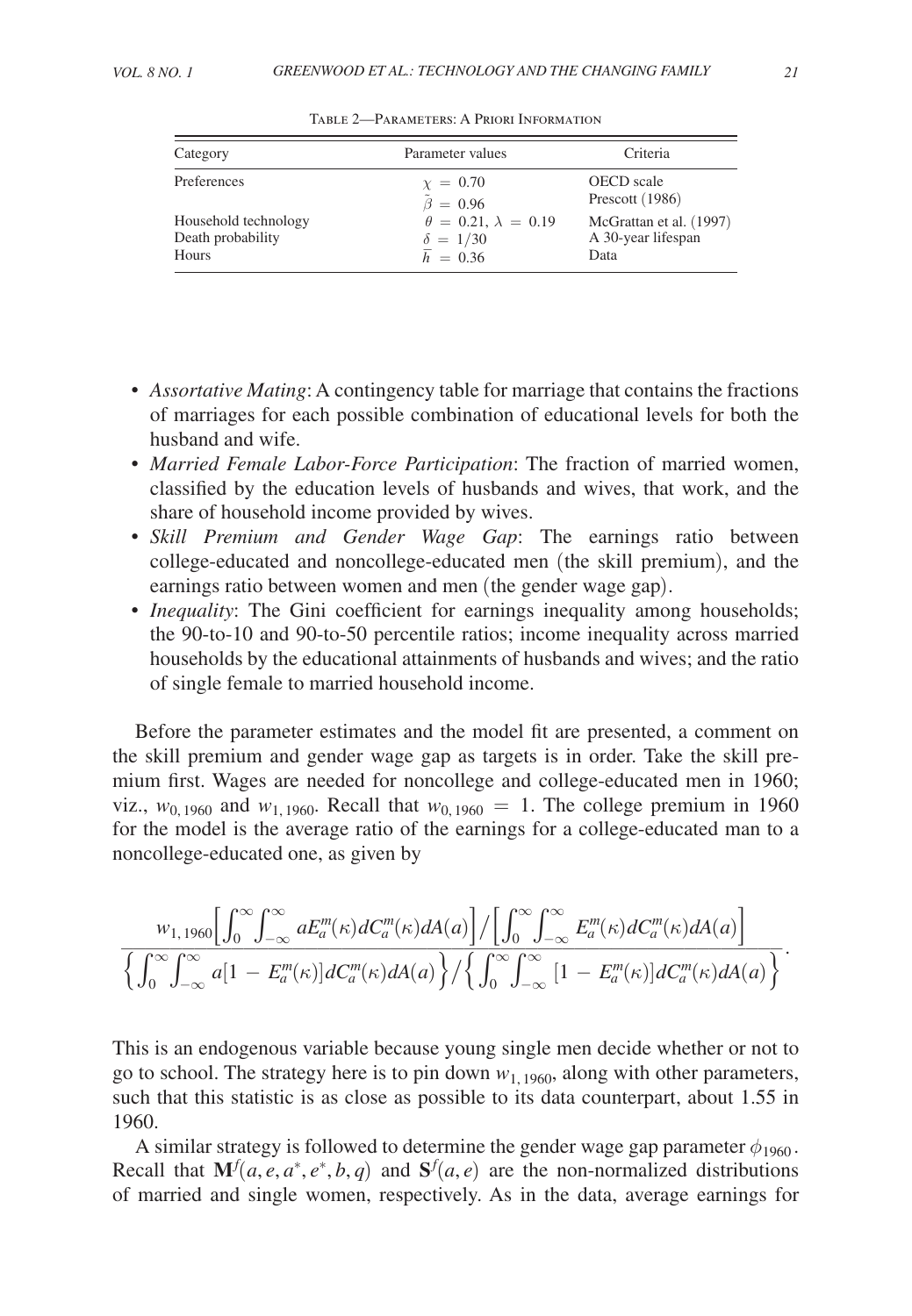Table 2—Parameters: A Priori Information

| Category | Parameter values | Criteria |
|---|---|---|
| Preferences | $\chi = 0.70$ | OECD scale |
| | $\tilde{\beta} = 0.96$ | Prescott (1986) |
| Household technology | $\theta = 0.21, \lambda = 0.19$ | McGrattan et al. (1997) |
| Death probability | $\delta = 1/30$ | A 30-year lifespan |
| Hours | $\bar{h} = 0.36$ | Data |

- *Assortative Mating*: A contingency table for marriage that contains the fractions of marriages for each possible combination of educational levels for both the husband and wife.
- *Married Female Labor-Force Participation*: The fraction of married women, classified by the education levels of husbands and wives, that work, and the share of household income provided by wives.
- *Skill Premium and Gender Wage Gap*: The earnings ratio between college-educated and noncollege-educated men (the skill premium), and the earnings ratio between women and men (the gender wage gap).
- *Inequality*: The Gini coefficient for earnings inequality among households; the 90-to-10 and 90-to-50 percentile ratios; income inequality across married households by the educational attainments of husbands and wives; and the ratio of single female to married household income.

Before the parameter estimates and the model fit are presented, a comment on the skill premium and gender wage gap as targets is in order. Take the skill premium first. Wages are needed for noncollege and college-educated men in 1960; viz., $w_{0,1960}$ and $w_{1,1960}$. Recall that $w_{0,1960} = 1$. The college premium in 1960 for the model is the average ratio of the earnings for a college-educated man to a noncollege-educated one, as given by

$$\frac{w_{1,1960}\Big[\int_0^\infty \int_{-\infty}^\infty aE_a^m(\kappa)dC_a^m(\kappa)dA(a)\Big]\Big/\Big[\int_0^\infty \int_{-\infty}^\infty E_a^m(\kappa)dC_a^m(\kappa)dA(a)\Big]}{\Big\{\int_0^\infty \int_{-\infty}^\infty a[1 - E_a^m(\kappa)]dC_a^m(\kappa)dA(a)\Big\}\Big/\Big\{\int_0^\infty \int_{-\infty}^\infty [1 - E_a^m(\kappa)]dC_a^m(\kappa)dA(a)\Big\}}.$$

This is an endogenous variable because young single men decide whether or not to go to school. The strategy here is to pin down $w_{1,1960}$, along with other parameters, such that this statistic is as close as possible to its data counterpart, about 1.55 in 1960.

A similar strategy is followed to determine the gender wage gap parameter $\phi_{1960}$. Recall that $\mathbf{M}^f(a, e, a^*, e^*, b, q)$ and $\mathbf{S}^f(a, e)$ are the non-normalized distributions of married and single women, respectively. As in the data, average earnings for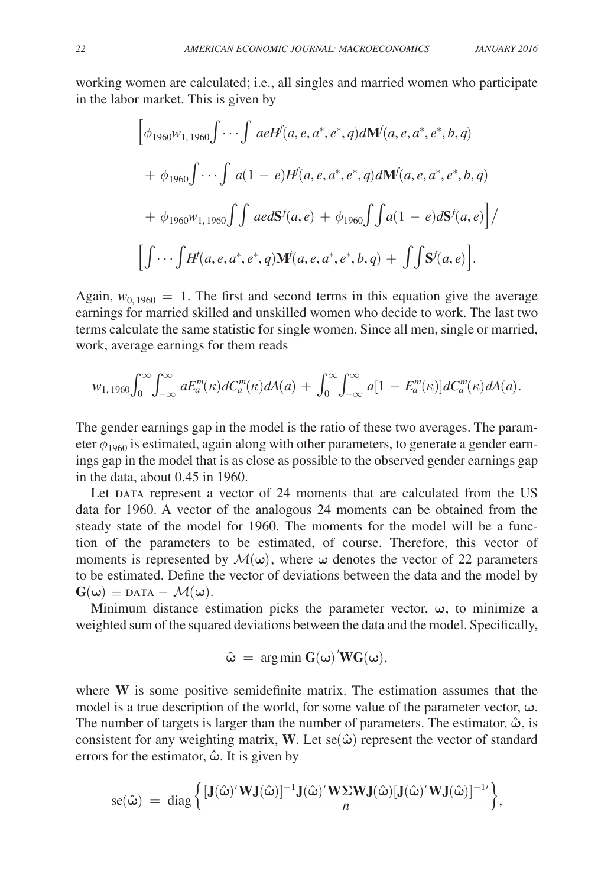working women are calculated; i.e., all singles and married women who participate in the labor market. This is given by

$$\Big[\phi_{1960} w_{1,1960} \int \cdots \int aeH^f(a,e,a^*,e^*,q) d\mathbf{M}^f(a,e,a^*,e^*,b,q)$$

$$+ \phi_{1960} \int \cdots \int a(1-e) H^f(a,e,a^*,e^*,q) d\mathbf{M}^f(a,e,a^*,e^*,b,q)$$

$$+ \phi_{1960} w_{1,1960} \int\int aed\mathbf{S}^f(a,e) + \phi_{1960} \int\int a(1-e) d\mathbf{S}^f(a,e)\Big] \Big/$$

$$\Big[\int \cdots \int H^f(a,e,a^*,e^*,q) \mathbf{M}^f(a,e,a^*,e^*,b,q) + \int\int \mathbf{S}^f(a,e)\Big].$$

Again, $w_{0,1960} = 1$. The first and second terms in this equation give the average earnings for married skilled and unskilled women who decide to work. The last two terms calculate the same statistic for single women. Since all men, single or married, work, average earnings for them reads

$$w_{1,1960} \int_0^\infty \int_{-\infty}^\infty aE_a^m(\kappa) dC_a^m(\kappa) dA(a) + \int_0^\infty \int_{-\infty}^\infty a[1 - E_a^m(\kappa)] dC_a^m(\kappa) dA(a).$$

The gender earnings gap in the model is the ratio of these two averages. The parameter $\phi_{1960}$ is estimated, again along with other parameters, to generate a gender earnings gap in the model that is as close as possible to the observed gender earnings gap in the data, about 0.45 in 1960.

Let DATA represent a vector of 24 moments that are calculated from the US data for 1960. A vector of the analogous 24 moments can be obtained from the steady state of the model for 1960. The moments for the model will be a function of the parameters to be estimated, of course. Therefore, this vector of moments is represented by $\mathcal{M}(\boldsymbol{\omega})$, where $\boldsymbol{\omega}$ denotes the vector of 22 parameters to be estimated. Define the vector of deviations between the data and the model by $\mathbf{G}(\boldsymbol{\omega}) \equiv \text{DATA} - \mathcal{M}(\boldsymbol{\omega})$.

Minimum distance estimation picks the parameter vector, $\boldsymbol{\omega}$, to minimize a weighted sum of the squared deviations between the data and the model. Specifically,

$$\hat{\boldsymbol{\omega}} = \arg\min \mathbf{G}(\boldsymbol{\omega})' \mathbf{W} \mathbf{G}(\boldsymbol{\omega}),$$

where $\mathbf{W}$ is some positive semidefinite matrix. The estimation assumes that the model is a true description of the world, for some value of the parameter vector, $\boldsymbol{\omega}$. The number of targets is larger than the number of parameters. The estimator, $\hat{\boldsymbol{\omega}}$, is consistent for any weighting matrix, $\mathbf{W}$. Let $\text{se}(\hat{\boldsymbol{\omega}})$ represent the vector of standard errors for the estimator, $\hat{\boldsymbol{\omega}}$. It is given by

$$\text{se}(\hat{\boldsymbol{\omega}}) = \text{diag}\left\{ \frac{[\mathbf{J}(\hat{\boldsymbol{\omega}})' \mathbf{W} \mathbf{J}(\hat{\boldsymbol{\omega}})]^{-1} \mathbf{J}(\hat{\boldsymbol{\omega}})' \mathbf{W} \boldsymbol{\Sigma} \mathbf{W} \mathbf{J}(\hat{\boldsymbol{\omega}}) [\mathbf{J}(\hat{\boldsymbol{\omega}})' \mathbf{W} \mathbf{J}(\hat{\boldsymbol{\omega}})]^{-1\prime}}{n} \right\},$$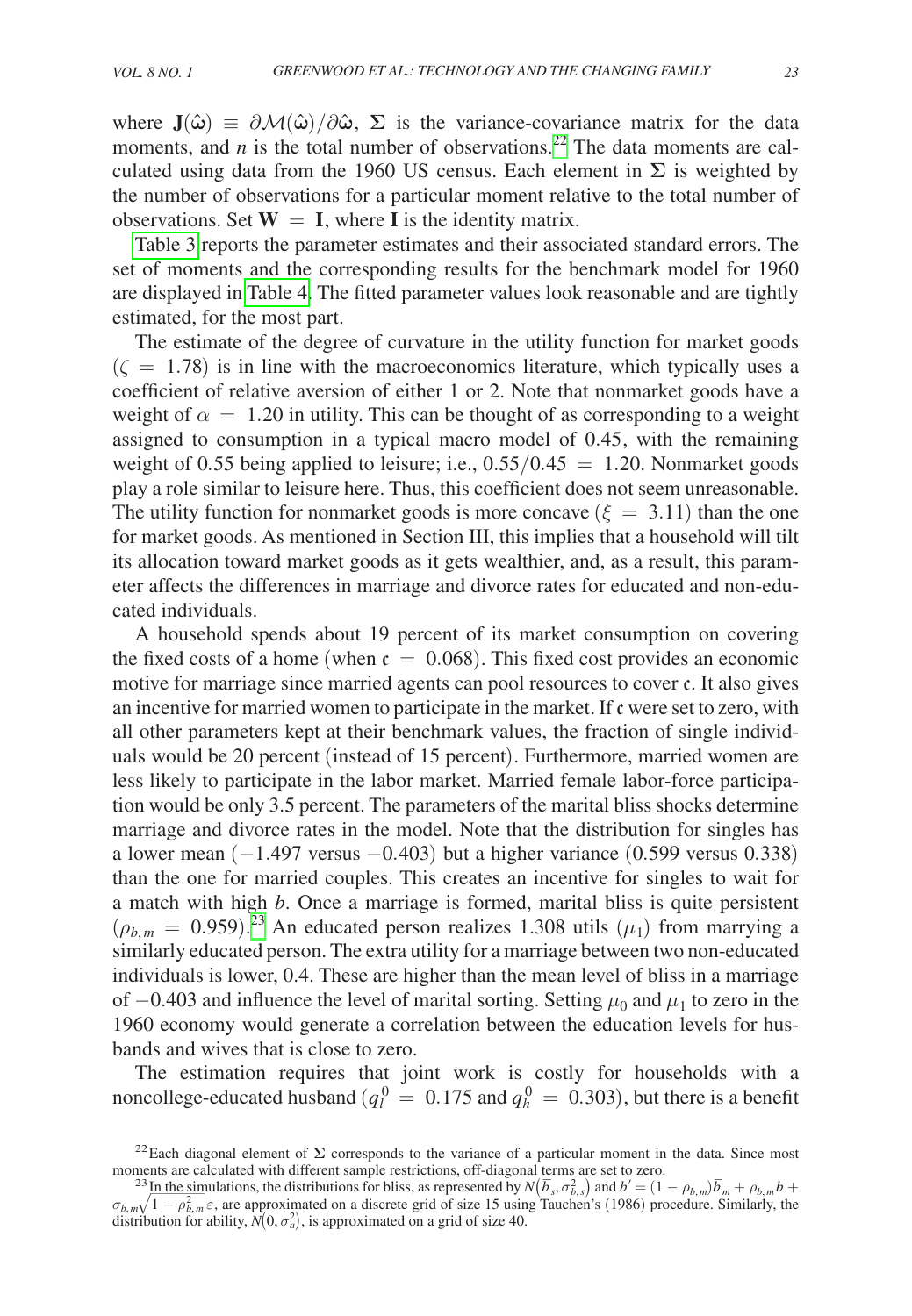where $\mathbf{J}(\hat{\omega}) \equiv \partial \mathcal{M}(\hat{\omega})/\partial \hat{\omega}$, $\mathbf{\Sigma}$ is the variance-covariance matrix for the data moments, and $n$ is the total number of observations.[22] The data moments are calculated using data from the 1960 US census. Each element in $\mathbf{\Sigma}$ is weighted by the number of observations for a particular moment relative to the total number of observations. Set $\mathbf{W} = \mathbf{I}$, where $\mathbf{I}$ is the identity matrix.

Table 3 reports the parameter estimates and their associated standard errors. The set of moments and the corresponding results for the benchmark model for 1960 are displayed in Table 4. The fitted parameter values look reasonable and are tightly estimated, for the most part.

The estimate of the degree of curvature in the utility function for market goods ($\zeta = 1.78$) is in line with the macroeconomics literature, which typically uses a coefficient of relative aversion of either 1 or 2. Note that nonmarket goods have a weight of $\alpha = 1.20$ in utility. This can be thought of as corresponding to a weight assigned to consumption in a typical macro model of 0.45, with the remaining weight of 0.55 being applied to leisure; i.e., $0.55/0.45 = 1.20$. Nonmarket goods play a role similar to leisure here. Thus, this coefficient does not seem unreasonable. The utility function for nonmarket goods is more concave ($\xi = 3.11$) than the one for market goods. As mentioned in Section III, this implies that a household will tilt its allocation toward market goods as it gets wealthier, and, as a result, this parameter affects the differences in marriage and divorce rates for educated and non-educated individuals.

A household spends about 19 percent of its market consumption on covering the fixed costs of a home (when $\mathfrak{c} = 0.068$). This fixed cost provides an economic motive for marriage since married agents can pool resources to cover $\mathfrak{c}$. It also gives an incentive for married women to participate in the market. If $\mathfrak{c}$ were set to zero, with all other parameters kept at their benchmark values, the fraction of single individuals would be 20 percent (instead of 15 percent). Furthermore, married women are less likely to participate in the labor market. Married female labor-force participation would be only 3.5 percent. The parameters of the marital bliss shocks determine marriage and divorce rates in the model. Note that the distribution for singles has a lower mean ($-1.497$ versus $-0.403$) but a higher variance ($0.599$ versus $0.338$) than the one for married couples. This creates an incentive for singles to wait for a match with high $b$. Once a marriage is formed, marital bliss is quite persistent ($\rho_{b,m} = 0.959$).[23] An educated person realizes 1.308 utils ($\mu_1$) from marrying a similarly educated person. The extra utility for a marriage between two non-educated individuals is lower, 0.4. These are higher than the mean level of bliss in a marriage of $-0.403$ and influence the level of marital sorting. Setting $\mu_0$ and $\mu_1$ to zero in the 1960 economy would generate a correlation between the education levels for husbands and wives that is close to zero.

The estimation requires that joint work is costly for households with a noncollege-educated husband ($q_l^0 = 0.175$ and $q_h^0 = 0.303$), but there is a benefit

[22] Each diagonal element of $\mathbf{\Sigma}$ corresponds to the variance of a particular moment in the data. Since most moments are calculated with different sample restrictions, off-diagonal terms are set to zero.

[23] In the simulations, the distributions for bliss, as represented by $N(\overline{b}_s, \sigma_{b,s}^2)$ and $b' = (1 - \rho_{b,m})\overline{b}_m + \rho_{b,m} b + \sigma_{b,m}\sqrt{1 - \rho_{b,m}^2}\,\varepsilon$, are approximated on a discrete grid of size 15 using Tauchen's (1986) procedure. Similarly, the distribution for ability, $N(0, \sigma_a^2)$, is approximated on a grid of size 40.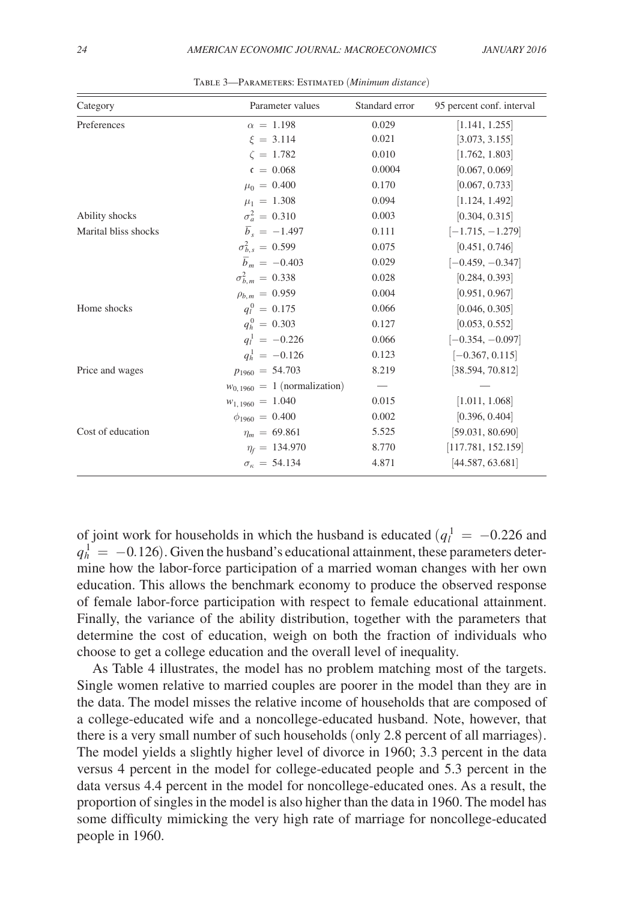Table 3—Parameters: Estimated (*Minimum distance*)

| Category | Parameter values | Standard error | 95 percent conf. interval |
|---|---|---|---|
| Preferences | $\alpha = 1.198$ | 0.029 | [1.141, 1.255] |
| | $\xi = 3.114$ | 0.021 | [3.073, 3.155] |
| | $\zeta = 1.782$ | 0.010 | [1.762, 1.803] |
| | $\mathfrak{c} = 0.068$ | 0.0004 | [0.067, 0.069] |
| | $\mu_0 = 0.400$ | 0.170 | [0.067, 0.733] |
| | $\mu_1 = 1.308$ | 0.094 | [1.124, 1.492] |
| Ability shocks | $\sigma_a^2 = 0.310$ | 0.003 | [0.304, 0.315] |
| Marital bliss shocks | $\overline{b}_s = -1.497$ | 0.111 | [−1.715, −1.279] |
| | $\sigma_{b,s}^2 = 0.599$ | 0.075 | [0.451, 0.746] |
| | $\overline{b}_m = -0.403$ | 0.029 | [−0.459, −0.347] |
| | $\sigma_{b,m}^2 = 0.338$ | 0.028 | [0.284, 0.393] |
| | $\rho_{b,m} = 0.959$ | 0.004 | [0.951, 0.967] |
| Home shocks | $q_l^0 = 0.175$ | 0.066 | [0.046, 0.305] |
| | $q_h^0 = 0.303$ | 0.127 | [0.053, 0.552] |
| | $q_l^1 = -0.226$ | 0.066 | [−0.354, −0.097] |
| | $q_h^1 = -0.126$ | 0.123 | [−0.367, 0.115] |
| Price and wages | $p_{1960} = 54.703$ | 8.219 | [38.594, 70.812] |
| | $w_{0,1960} = 1$ (normalization) | — | — |
| | $w_{1,1960} = 1.040$ | 0.015 | [1.011, 1.068] |
| | $\phi_{1960} = 0.400$ | 0.002 | [0.396, 0.404] |
| Cost of education | $\eta_m = 69.861$ | 5.525 | [59.031, 80.690] |
| | $\eta_f = 134.970$ | 8.770 | [117.781, 152.159] |
| | $\sigma_\kappa = 54.134$ | 4.871 | [44.587, 63.681] |

of joint work for households in which the husband is educated ($q_l^1 = -0.226$ and $q_h^1 = -0.126$). Given the husband's educational attainment, these parameters determine how the labor-force participation of a married woman changes with her own education. This allows the benchmark economy to produce the observed response of female labor-force participation with respect to female educational attainment. Finally, the variance of the ability distribution, together with the parameters that determine the cost of education, weigh on both the fraction of individuals who choose to get a college education and the overall level of inequality.

As Table 4 illustrates, the model has no problem matching most of the targets. Single women relative to married couples are poorer in the model than they are in the data. The model misses the relative income of households that are composed of a college-educated wife and a noncollege-educated husband. Note, however, that there is a very small number of such households (only 2.8 percent of all marriages). The model yields a slightly higher level of divorce in 1960; 3.3 percent in the data versus 4 percent in the model for college-educated people and 5.3 percent in the data versus 4.4 percent in the model for noncollege-educated ones. As a result, the proportion of singles in the model is also higher than the data in 1960. The model has some difficulty mimicking the very high rate of marriage for noncollege-educated people in 1960.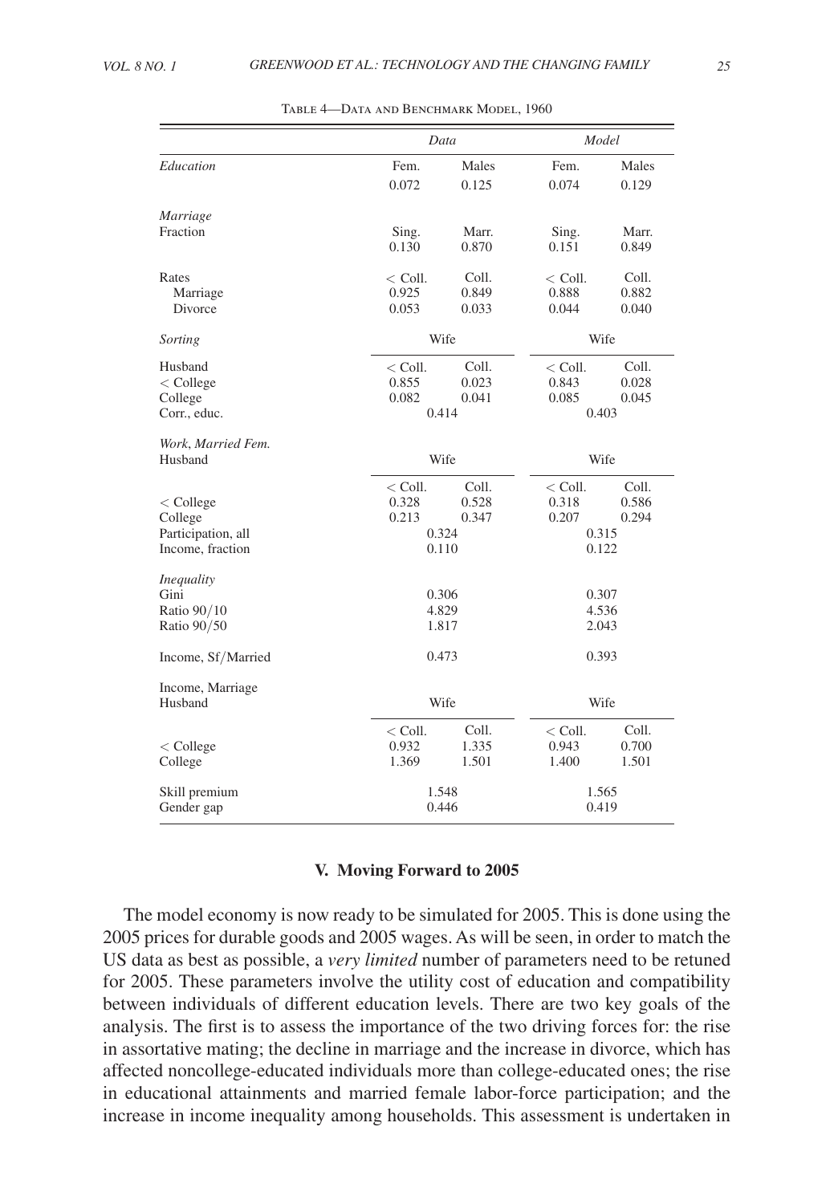Table 4—Data and Benchmark Model, 1960

| | *Data* | | *Model* | |
|---|---|---|---|---|
| *Education* | Fem. | Males | Fem. | Males |
| | 0.072 | 0.125 | 0.074 | 0.129 |
| *Marriage* | | | | |
| Fraction | Sing. | Marr. | Sing. | Marr. |
| | 0.130 | 0.870 | 0.151 | 0.849 |
| Rates | < Coll. | Coll. | < Coll. | Coll. |
| Marriage | 0.925 | 0.849 | 0.888 | 0.882 |
| Divorce | 0.053 | 0.033 | 0.044 | 0.040 |
| *Sorting* | Wife | | Wife | |
| Husband | < Coll. | Coll. | < Coll. | Coll. |
| < College | 0.855 | 0.023 | 0.843 | 0.028 |
| College | 0.082 | 0.041 | 0.085 | 0.045 |
| Corr., educ. | 0.414 | | 0.403 | |
| *Work, Married Fem.* | | | | |
| Husband | Wife | | Wife | |
| | < Coll. | Coll. | < Coll. | Coll. |
| < College | 0.328 | 0.528 | 0.318 | 0.586 |
| College | 0.213 | 0.347 | 0.207 | 0.294 |
| Participation, all | 0.324 | | 0.315 | |
| Income, fraction | 0.110 | | 0.122 | |
| *Inequality* | | | | |
| Gini | 0.306 | | 0.307 | |
| Ratio 90/10 | 4.829 | | 4.536 | |
| Ratio 90/50 | 1.817 | | 2.043 | |
| Income, Sf/Married | 0.473 | | 0.393 | |
| Income, Marriage | | | | |
| Husband | Wife | | Wife | |
| | < Coll. | Coll. | < Coll. | Coll. |
| < College | 0.932 | 1.335 | 0.943 | 0.700 |
| College | 1.369 | 1.501 | 1.400 | 1.501 |
| Skill premium | 1.548 | | 1.565 | |
| Gender gap | 0.446 | | 0.419 | |

## V. Moving Forward to 2005

The model economy is now ready to be simulated for 2005. This is done using the 2005 prices for durable goods and 2005 wages. As will be seen, in order to match the US data as best as possible, a *very limited* number of parameters need to be retuned for 2005. These parameters involve the utility cost of education and compatibility between individuals of different education levels. There are two key goals of the analysis. The first is to assess the importance of the two driving forces for: the rise in assortative mating; the decline in marriage and the increase in divorce, which has affected noncollege-educated individuals more than college-educated ones; the rise in educational attainments and married female labor-force participation; and the increase in income inequality among households. This assessment is undertaken in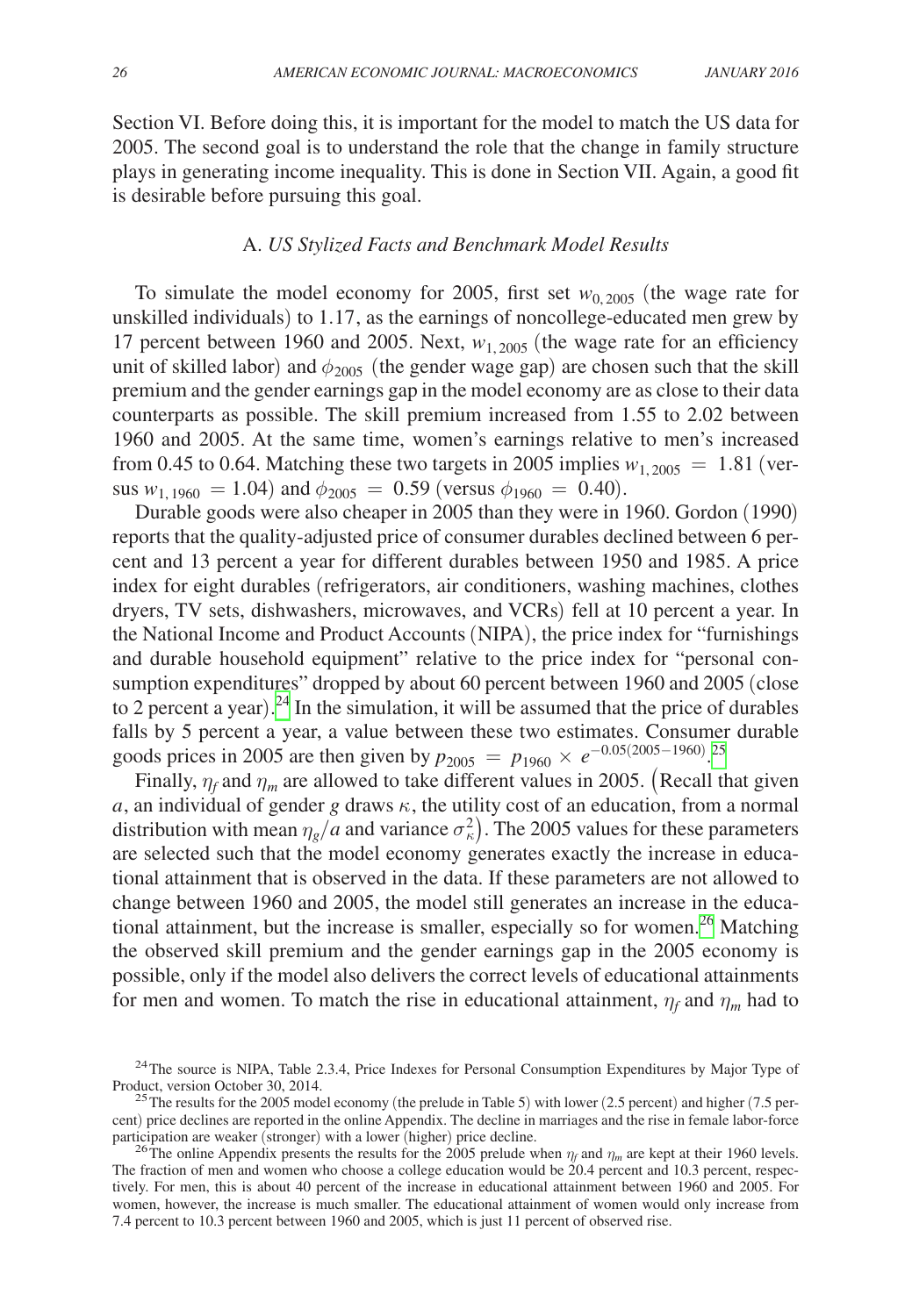Section VI. Before doing this, it is important for the model to match the US data for 2005. The second goal is to understand the role that the change in family structure plays in generating income inequality. This is done in Section VII. Again, a good fit is desirable before pursuing this goal.

### A. *US Stylized Facts and Benchmark Model Results*

To simulate the model economy for 2005, first set $w_{0,2005}$ (the wage rate for unskilled individuals) to 1.17, as the earnings of noncollege-educated men grew by 17 percent between 1960 and 2005. Next, $w_{1,2005}$ (the wage rate for an efficiency unit of skilled labor) and $\phi_{2005}$ (the gender wage gap) are chosen such that the skill premium and the gender earnings gap in the model economy are as close to their data counterparts as possible. The skill premium increased from 1.55 to 2.02 between 1960 and 2005. At the same time, women's earnings relative to men's increased from 0.45 to 0.64. Matching these two targets in 2005 implies $w_{1,2005} = 1.81$ (versus $w_{1,1960} = 1.04$) and $\phi_{2005} = 0.59$ (versus $\phi_{1960} = 0.40$).

Durable goods were also cheaper in 2005 than they were in 1960. Gordon (1990) reports that the quality-adjusted price of consumer durables declined between 6 percent and 13 percent a year for different durables between 1950 and 1985. A price index for eight durables (refrigerators, air conditioners, washing machines, clothes dryers, TV sets, dishwashers, microwaves, and VCRs) fell at 10 percent a year. In the National Income and Product Accounts (NIPA), the price index for "furnishings and durable household equipment" relative to the price index for "personal consumption expenditures" dropped by about 60 percent between 1960 and 2005 (close to 2 percent a year).[24] In the simulation, it will be assumed that the price of durables falls by 5 percent a year, a value between these two estimates. Consumer durable goods prices in 2005 are then given by $p_{2005} = p_{1960} \times e^{-0.05(2005-1960)}$.[25]

Finally, $\eta_f$ and $\eta_m$ are allowed to take different values in 2005. (Recall that given $a$, an individual of gender $g$ draws $\kappa$, the utility cost of an education, from a normal distribution with mean $\eta_g/a$ and variance $\sigma_\kappa^2$). The 2005 values for these parameters are selected such that the model economy generates exactly the increase in educational attainment that is observed in the data. If these parameters are not allowed to change between 1960 and 2005, the model still generates an increase in the educational attainment, but the increase is smaller, especially so for women.[26] Matching the observed skill premium and the gender earnings gap in the 2005 economy is possible, only if the model also delivers the correct levels of educational attainments for men and women. To match the rise in educational attainment, $\eta_f$ and $\eta_m$ had to

[24] The source is NIPA, Table 2.3.4, Price Indexes for Personal Consumption Expenditures by Major Type of Product, version October 30, 2014.

[25] The results for the 2005 model economy (the prelude in Table 5) with lower (2.5 percent) and higher (7.5 percent) price declines are reported in the online Appendix. The decline in marriages and the rise in female labor-force participation are weaker (stronger) with a lower (higher) price decline.

[26] The online Appendix presents the results for the 2005 prelude when $\eta_f$ and $\eta_m$ are kept at their 1960 levels. The fraction of men and women who choose a college education would be 20.4 percent and 10.3 percent, respectively. For men, this is about 40 percent of the increase in educational attainment between 1960 and 2005. For women, however, the increase is much smaller. The educational attainment of women would only increase from 7.4 percent to 10.3 percent between 1960 and 2005, which is just 11 percent of observed rise.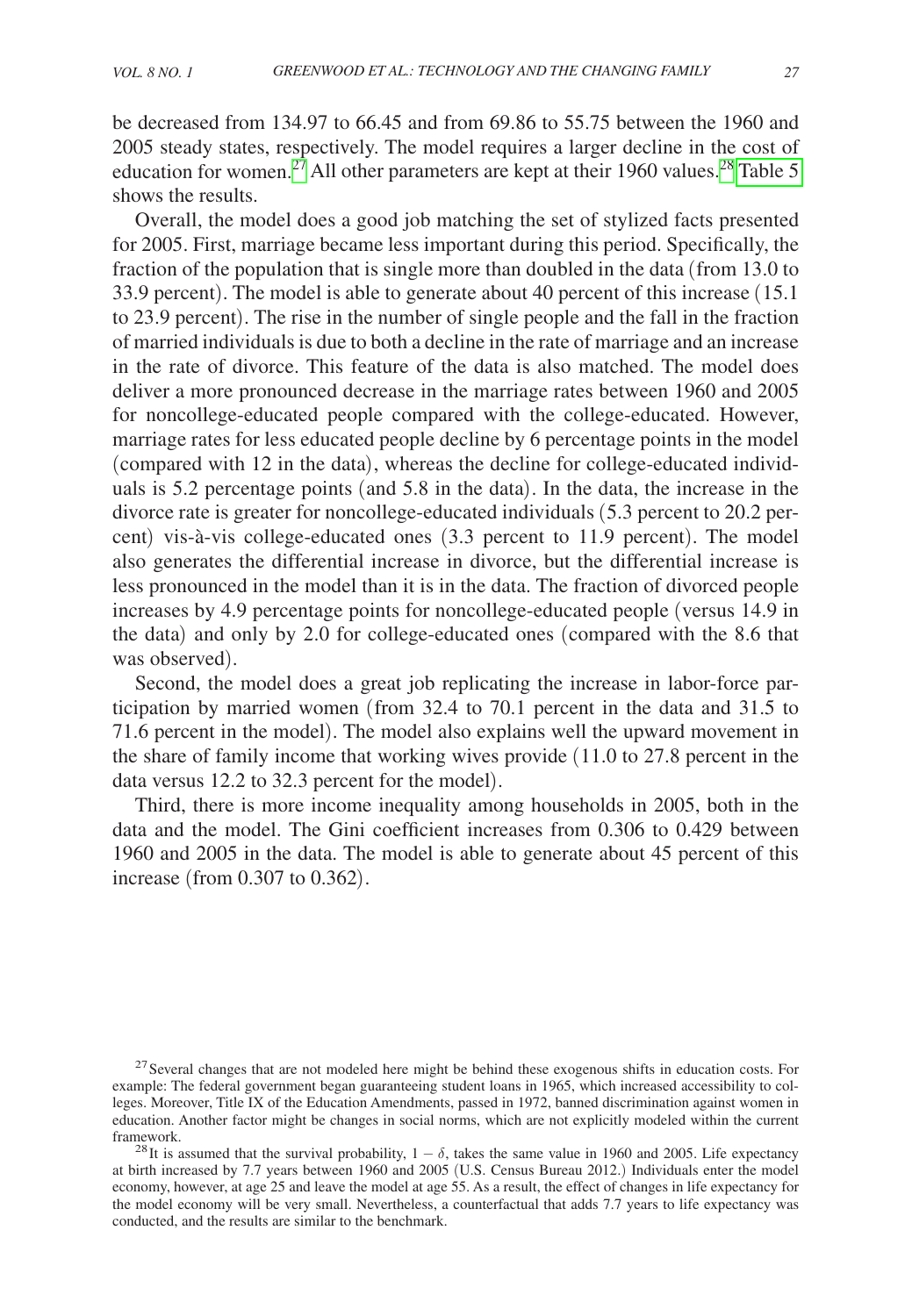be decreased from 134.97 to 66.45 and from 69.86 to 55.75 between the 1960 and 2005 steady states, respectively. The model requires a larger decline in the cost of education for women.[27] All other parameters are kept at their 1960 values.[28] Table 5 shows the results.

Overall, the model does a good job matching the set of stylized facts presented for 2005. First, marriage became less important during this period. Specifically, the fraction of the population that is single more than doubled in the data (from 13.0 to 33.9 percent). The model is able to generate about 40 percent of this increase (15.1 to 23.9 percent). The rise in the number of single people and the fall in the fraction of married individuals is due to both a decline in the rate of marriage and an increase in the rate of divorce. This feature of the data is also matched. The model does deliver a more pronounced decrease in the marriage rates between 1960 and 2005 for noncollege-educated people compared with the college-educated. However, marriage rates for less educated people decline by 6 percentage points in the model (compared with 12 in the data), whereas the decline for college-educated individuals is 5.2 percentage points (and 5.8 in the data). In the data, the increase in the divorce rate is greater for noncollege-educated individuals (5.3 percent to 20.2 percent) vis-à-vis college-educated ones (3.3 percent to 11.9 percent). The model also generates the differential increase in divorce, but the differential increase is less pronounced in the model than it is in the data. The fraction of divorced people increases by 4.9 percentage points for noncollege-educated people (versus 14.9 in the data) and only by 2.0 for college-educated ones (compared with the 8.6 that was observed).

Second, the model does a great job replicating the increase in labor-force participation by married women (from 32.4 to 70.1 percent in the data and 31.5 to 71.6 percent in the model). The model also explains well the upward movement in the share of family income that working wives provide (11.0 to 27.8 percent in the data versus 12.2 to 32.3 percent for the model).

Third, there is more income inequality among households in 2005, both in the data and the model. The Gini coefficient increases from 0.306 to 0.429 between 1960 and 2005 in the data. The model is able to generate about 45 percent of this increase (from 0.307 to 0.362).

[27] Several changes that are not modeled here might be behind these exogenous shifts in education costs. For example: The federal government began guaranteeing student loans in 1965, which increased accessibility to colleges. Moreover, Title IX of the Education Amendments, passed in 1972, banned discrimination against women in education. Another factor might be changes in social norms, which are not explicitly modeled within the current framework.

[28] It is assumed that the survival probability, $1 - \delta$, takes the same value in 1960 and 2005. Life expectancy at birth increased by 7.7 years between 1960 and 2005 (U.S. Census Bureau 2012.) Individuals enter the model economy, however, at age 25 and leave the model at age 55. As a result, the effect of changes in life expectancy for the model economy will be very small. Nevertheless, a counterfactual that adds 7.7 years to life expectancy was conducted, and the results are similar to the benchmark.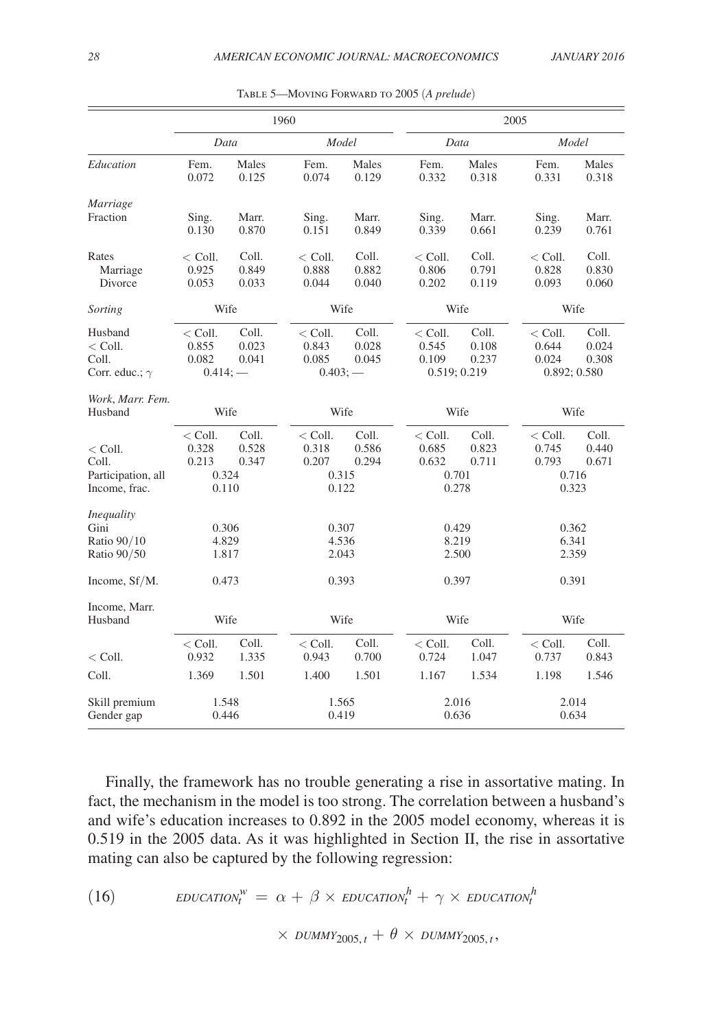Table 5—Moving Forward to 2005 (*A prelude*)

| | 1960 | | | | 2005 | | | |
|---|---|---|---|---|---|---|---|---|
| | *Data* | | *Model* | | *Data* | | *Model* | |
| *Education* | Fem. | Males | Fem. | Males | Fem. | Males | Fem. | Males |
| | 0.072 | 0.125 | 0.074 | 0.129 | 0.332 | 0.318 | 0.331 | 0.318 |
| *Marriage* | | | | | | | | |
| Fraction | Sing. | Marr. | Sing. | Marr. | Sing. | Marr. | Sing. | Marr. |
| | 0.130 | 0.870 | 0.151 | 0.849 | 0.339 | 0.661 | 0.239 | 0.761 |
| Rates | < Coll. | Coll. | < Coll. | Coll. | < Coll. | Coll. | < Coll. | Coll. |
| Marriage | 0.925 | 0.849 | 0.888 | 0.882 | 0.806 | 0.791 | 0.828 | 0.830 |
| Divorce | 0.053 | 0.033 | 0.044 | 0.040 | 0.202 | 0.119 | 0.093 | 0.060 |
| *Sorting* | Wife | | Wife | | Wife | | Wife | |
| Husband | < Coll. | Coll. | < Coll. | Coll. | < Coll. | Coll. | < Coll. | Coll. |
| < Coll. | 0.855 | 0.023 | 0.843 | 0.028 | 0.545 | 0.108 | 0.644 | 0.024 |
| Coll. | 0.082 | 0.041 | 0.085 | 0.045 | 0.109 | 0.237 | 0.024 | 0.308 |
| Corr. educ.; $\gamma$ | 0.414; — | | 0.403; — | | 0.519; 0.219 | | 0.892; 0.580 | |
| *Work, Marr. Fem.* | | | | | | | | |
| Husband | Wife | | Wife | | Wife | | Wife | |
| | < Coll. | Coll. | < Coll. | Coll. | < Coll. | Coll. | < Coll. | Coll. |
| < Coll. | 0.328 | 0.528 | 0.318 | 0.586 | 0.685 | 0.823 | 0.745 | 0.440 |
| Coll. | 0.213 | 0.347 | 0.207 | 0.294 | 0.632 | 0.711 | 0.793 | 0.671 |
| Participation, all | 0.324 | | 0.315 | | 0.701 | | 0.716 | |
| Income, frac. | 0.110 | | 0.122 | | 0.278 | | 0.323 | |
| *Inequality* | | | | | | | | |
| Gini | 0.306 | | 0.307 | | 0.429 | | 0.362 | |
| Ratio 90/10 | 4.829 | | 4.536 | | 8.219 | | 6.341 | |
| Ratio 90/50 | 1.817 | | 2.043 | | 2.500 | | 2.359 | |
| Income, Sf/M. | 0.473 | | 0.393 | | 0.397 | | 0.391 | |
| Income, Marr. | | | | | | | | |
| Husband | Wife | | Wife | | Wife | | Wife | |
| | < Coll. | Coll. | < Coll. | Coll. | < Coll. | Coll. | < Coll. | Coll. |
| < Coll. | 0.932 | 1.335 | 0.943 | 0.700 | 0.724 | 1.047 | 0.737 | 0.843 |
| Coll. | 1.369 | 1.501 | 1.400 | 1.501 | 1.167 | 1.534 | 1.198 | 1.546 |
| Skill premium | 1.548 | | 1.565 | | 2.016 | | 2.014 | |
| Gender gap | 0.446 | | 0.419 | | 0.636 | | 0.634 | |

Finally, the framework has no trouble generating a rise in assortative mating. In fact, the mechanism in the model is too strong. The correlation between a husband's and wife's education increases to 0.892 in the 2005 model economy, whereas it is 0.519 in the 2005 data. As it was highlighted in Section II, the rise in assortative mating can also be captured by the following regression:

$$(16) \qquad EDUCATION_t^w = \alpha + \beta \times EDUCATION_t^h + \gamma \times EDUCATION_t^h \times DUMMY_{2005,t} + \theta \times DUMMY_{2005,t},$$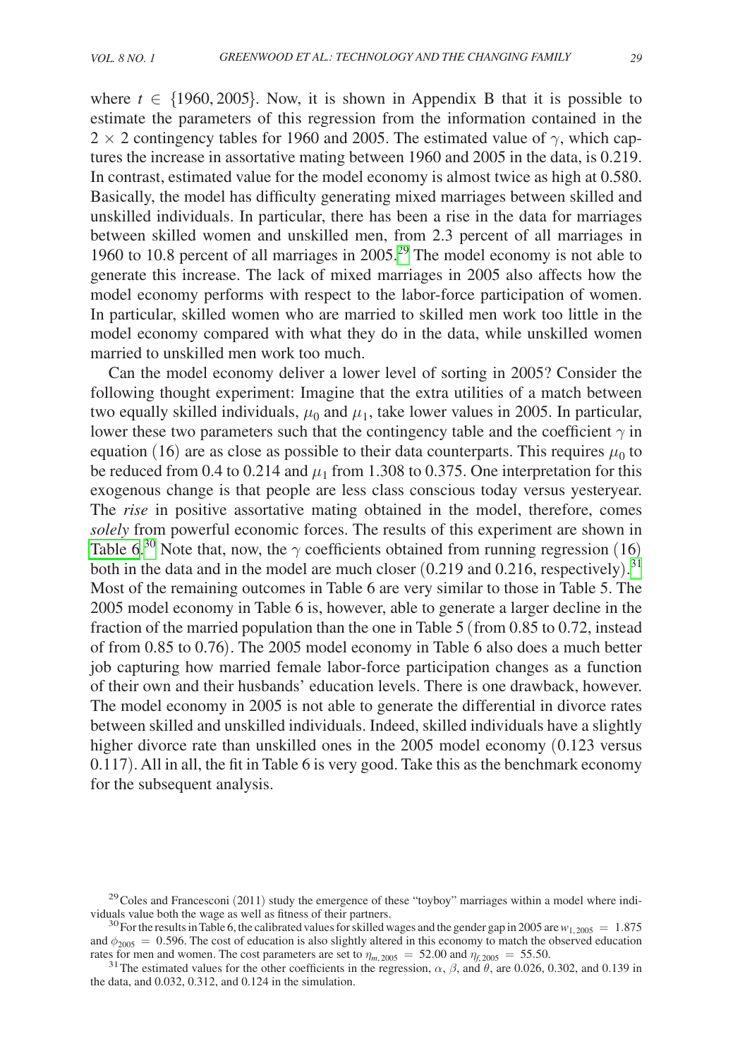where $t \in \{1960, 2005\}$. Now, it is shown in Appendix B that it is possible to estimate the parameters of this regression from the information contained in the $2 \times 2$ contingency tables for 1960 and 2005. The estimated value of $\gamma$, which captures the increase in assortative mating between 1960 and 2005 in the data, is 0.219. In contrast, estimated value for the model economy is almost twice as high at 0.580. Basically, the model has difficulty generating mixed marriages between skilled and unskilled individuals. In particular, there has been a rise in the data for marriages between skilled women and unskilled men, from 2.3 percent of all marriages in 1960 to 10.8 percent of all marriages in 2005.[29] The model economy is not able to generate this increase. The lack of mixed marriages in 2005 also affects how the model economy performs with respect to the labor-force participation of women. In particular, skilled women who are married to skilled men work too little in the model economy compared with what they do in the data, while unskilled women married to unskilled men work too much.

Can the model economy deliver a lower level of sorting in 2005? Consider the following thought experiment: Imagine that the extra utilities of a match between two equally skilled individuals, $\mu_0$ and $\mu_1$, take lower values in 2005. In particular, lower these two parameters such that the contingency table and the coefficient $\gamma$ in equation (16) are as close as possible to their data counterparts. This requires $\mu_0$ to be reduced from 0.4 to 0.214 and $\mu_1$ from 1.308 to 0.375. One interpretation for this exogenous change is that people are less class conscious today versus yesteryear. The *rise* in positive assortative mating obtained in the model, therefore, comes *solely* from powerful economic forces. The results of this experiment are shown in Table 6.[30] Note that, now, the $\gamma$ coefficients obtained from running regression (16) both in the data and in the model are much closer (0.219 and 0.216, respectively).[31] Most of the remaining outcomes in Table 6 are very similar to those in Table 5. The 2005 model economy in Table 6 is, however, able to generate a larger decline in the fraction of the married population than the one in Table 5 (from 0.85 to 0.72, instead of from 0.85 to 0.76). The 2005 model economy in Table 6 also does a much better job capturing how married female labor-force participation changes as a function of their own and their husbands' education levels. There is one drawback, however. The model economy in 2005 is not able to generate the differential in divorce rates between skilled and unskilled individuals. Indeed, skilled individuals have a slightly higher divorce rate than unskilled ones in the 2005 model economy (0.123 versus 0.117). All in all, the fit in Table 6 is very good. Take this as the benchmark economy for the subsequent analysis.

[29] Coles and Francesconi (2011) study the emergence of these "toyboy" marriages within a model where individuals value both the wage as well as fitness of their partners.

[30] For the results in Table 6, the calibrated values for skilled wages and the gender gap in 2005 are $w_{1,2005} = 1.875$ and $\phi_{2005} = 0.596$. The cost of education is also slightly altered in this economy to match the observed education rates for men and women. The cost parameters are set to $\eta_{m,2005} = 52.00$ and $\eta_{f,2005} = 55.50$.

[31] The estimated values for the other coefficients in the regression, $\alpha$, $\beta$, and $\theta$, are 0.026, 0.302, and 0.139 in the data, and 0.032, 0.312, and 0.124 in the simulation.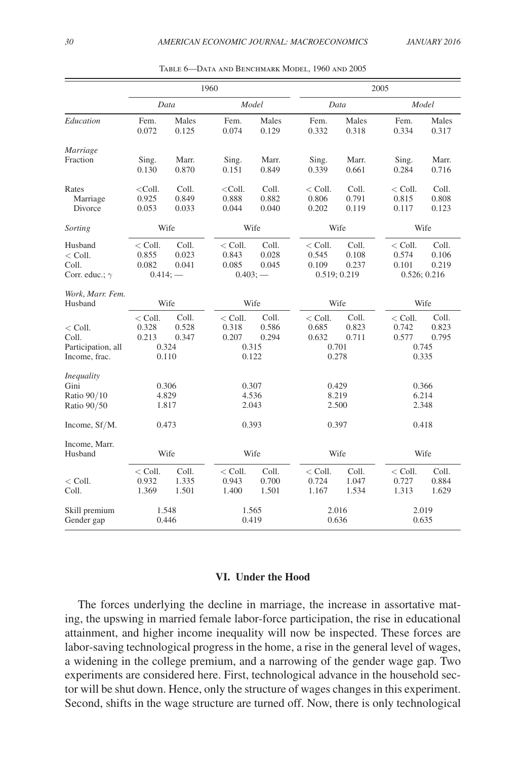Table 6—Data and Benchmark Model, 1960 and 2005

| | 1960 | | | | 2005 | | | |
|---|---|---|---|---|---|---|---|---|
| | *Data* | | *Model* | | *Data* | | *Model* | |
| *Education* | Fem. | Males | Fem. | Males | Fem. | Males | Fem. | Males |
| | 0.072 | 0.125 | 0.074 | 0.129 | 0.332 | 0.318 | 0.334 | 0.317 |
| *Marriage* | | | | | | | | |
| Fraction | Sing. | Marr. | Sing. | Marr. | Sing. | Marr. | Sing. | Marr. |
| | 0.130 | 0.870 | 0.151 | 0.849 | 0.339 | 0.661 | 0.284 | 0.716 |
| Rates | <Coll. | Coll. | <Coll. | Coll. | < Coll. | Coll. | < Coll. | Coll. |
| Marriage | 0.925 | 0.849 | 0.888 | 0.882 | 0.806 | 0.791 | 0.815 | 0.808 |
| Divorce | 0.053 | 0.033 | 0.044 | 0.040 | 0.202 | 0.119 | 0.117 | 0.123 |
| *Sorting* | Wife | | Wife | | Wife | | Wife | |
| Husband | < Coll. | Coll. | < Coll. | Coll. | < Coll. | Coll. | < Coll. | Coll. |
| < Coll. | 0.855 | 0.023 | 0.843 | 0.028 | 0.545 | 0.108 | 0.574 | 0.106 |
| Coll. | 0.082 | 0.041 | 0.085 | 0.045 | 0.109 | 0.237 | 0.101 | 0.219 |
| Corr. educ.; $\gamma$ | 0.414; — | | 0.403; — | | 0.519; 0.219 | | 0.526; 0.216 | |
| *Work, Marr. Fem.* | | | | | | | | |
| Husband | Wife | | Wife | | Wife | | Wife | |
| | < Coll. | Coll. | < Coll. | Coll. | < Coll. | Coll. | < Coll. | Coll. |
| < Coll. | 0.328 | 0.528 | 0.318 | 0.586 | 0.685 | 0.823 | 0.742 | 0.823 |
| Coll. | 0.213 | 0.347 | 0.207 | 0.294 | 0.632 | 0.711 | 0.577 | 0.795 |
| Participation, all | 0.324 | | 0.315 | | 0.701 | | 0.745 | |
| Income, frac. | 0.110 | | 0.122 | | 0.278 | | 0.335 | |
| *Inequality* | | | | | | | | |
| Gini | 0.306 | | 0.307 | | 0.429 | | 0.366 | |
| Ratio 90/10 | 4.829 | | 4.536 | | 8.219 | | 6.214 | |
| Ratio 90/50 | 1.817 | | 2.043 | | 2.500 | | 2.348 | |
| Income, Sf/M. | 0.473 | | 0.393 | | 0.397 | | 0.418 | |
| Income, Marr. | | | | | | | | |
| Husband | Wife | | Wife | | Wife | | Wife | |
| | < Coll. | Coll. | < Coll. | Coll. | < Coll. | Coll. | < Coll. | Coll. |
| < Coll. | 0.932 | 1.335 | 0.943 | 0.700 | 0.724 | 1.047 | 0.727 | 0.884 |
| Coll. | 1.369 | 1.501 | 1.400 | 1.501 | 1.167 | 1.534 | 1.313 | 1.629 |
| Skill premium | 1.548 | | 1.565 | | 2.016 | | 2.019 | |
| Gender gap | 0.446 | | 0.419 | | 0.636 | | 0.635 | |

## VI. Under the Hood

The forces underlying the decline in marriage, the increase in assortative mating, the upswing in married female labor-force participation, the rise in educational attainment, and higher income inequality will now be inspected. These forces are labor-saving technological progress in the home, a rise in the general level of wages, a widening in the college premium, and a narrowing of the gender wage gap. Two experiments are considered here. First, technological advance in the household sector will be shut down. Hence, only the structure of wages changes in this experiment. Second, shifts in the wage structure are turned off. Now, there is only technological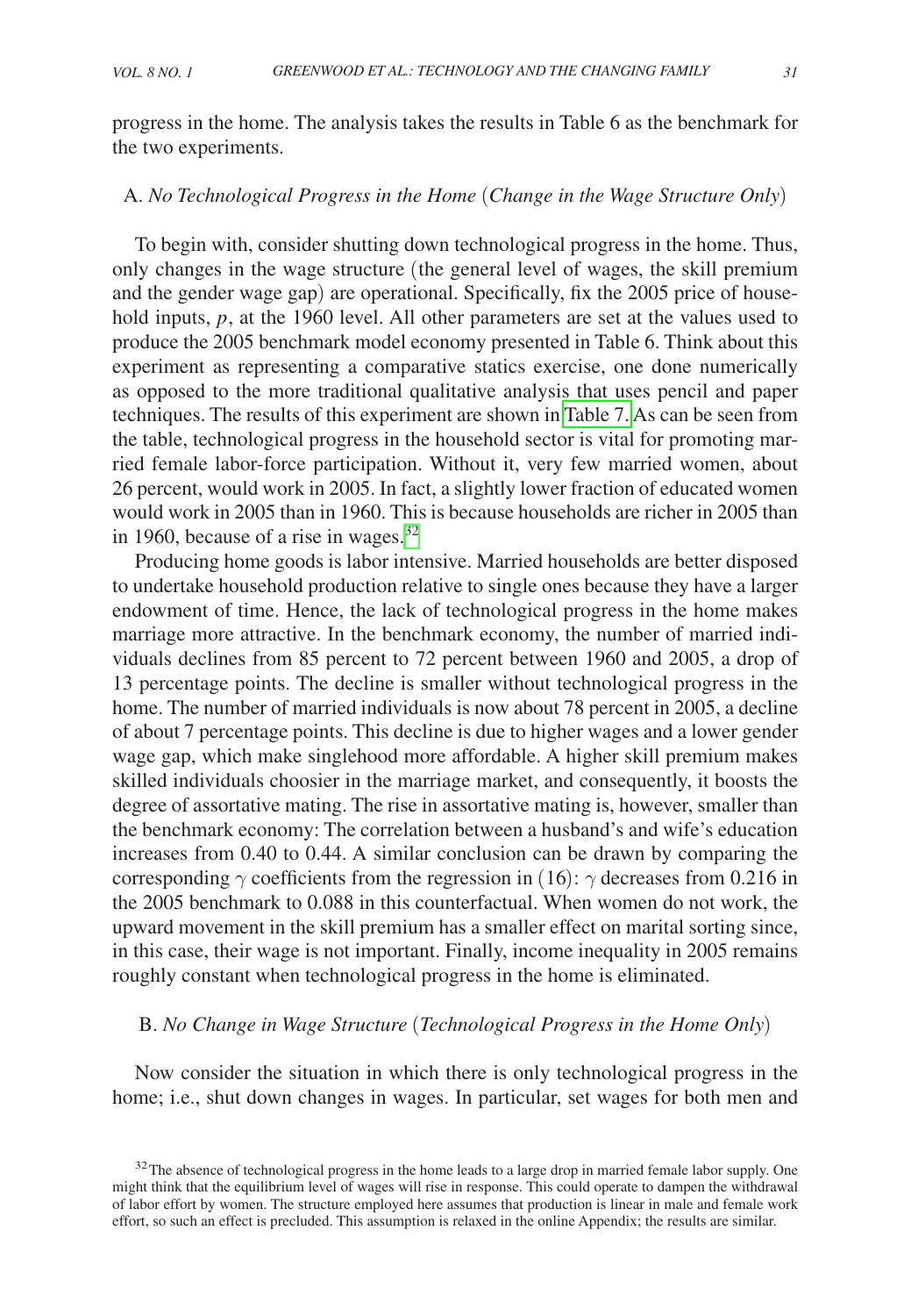progress in the home. The analysis takes the results in Table 6 as the benchmark for the two experiments.

### A. *No Technological Progress in the Home* (*Change in the Wage Structure Only*)

To begin with, consider shutting down technological progress in the home. Thus, only changes in the wage structure (the general level of wages, the skill premium and the gender wage gap) are operational. Specifically, fix the 2005 price of household inputs, $p$, at the 1960 level. All other parameters are set at the values used to produce the 2005 benchmark model economy presented in Table 6. Think about this experiment as representing a comparative statics exercise, one done numerically as opposed to the more traditional qualitative analysis that uses pencil and paper techniques. The results of this experiment are shown in Table 7. As can be seen from the table, technological progress in the household sector is vital for promoting married female labor-force participation. Without it, very few married women, about 26 percent, would work in 2005. In fact, a slightly lower fraction of educated women would work in 2005 than in 1960. This is because households are richer in 2005 than in 1960, because of a rise in wages.[32]

Producing home goods is labor intensive. Married households are better disposed to undertake household production relative to single ones because they have a larger endowment of time. Hence, the lack of technological progress in the home makes marriage more attractive. In the benchmark economy, the number of married individuals declines from 85 percent to 72 percent between 1960 and 2005, a drop of 13 percentage points. The decline is smaller without technological progress in the home. The number of married individuals is now about 78 percent in 2005, a decline of about 7 percentage points. This decline is due to higher wages and a lower gender wage gap, which make singlehood more affordable. A higher skill premium makes skilled individuals choosier in the marriage market, and consequently, it boosts the degree of assortative mating. The rise in assortative mating is, however, smaller than the benchmark economy: The correlation between a husband's and wife's education increases from 0.40 to 0.44. A similar conclusion can be drawn by comparing the corresponding $\gamma$ coefficients from the regression in (16): $\gamma$ decreases from 0.216 in the 2005 benchmark to 0.088 in this counterfactual. When women do not work, the upward movement in the skill premium has a smaller effect on marital sorting since, in this case, their wage is not important. Finally, income inequality in 2005 remains roughly constant when technological progress in the home is eliminated.

### B. *No Change in Wage Structure* (*Technological Progress in the Home Only*)

Now consider the situation in which there is only technological progress in the home; i.e., shut down changes in wages. In particular, set wages for both men and

[32] The absence of technological progress in the home leads to a large drop in married female labor supply. One might think that the equilibrium level of wages will rise in response. This could operate to dampen the withdrawal of labor effort by women. The structure employed here assumes that production is linear in male and female work effort, so such an effect is precluded. This assumption is relaxed in the online Appendix; the results are similar.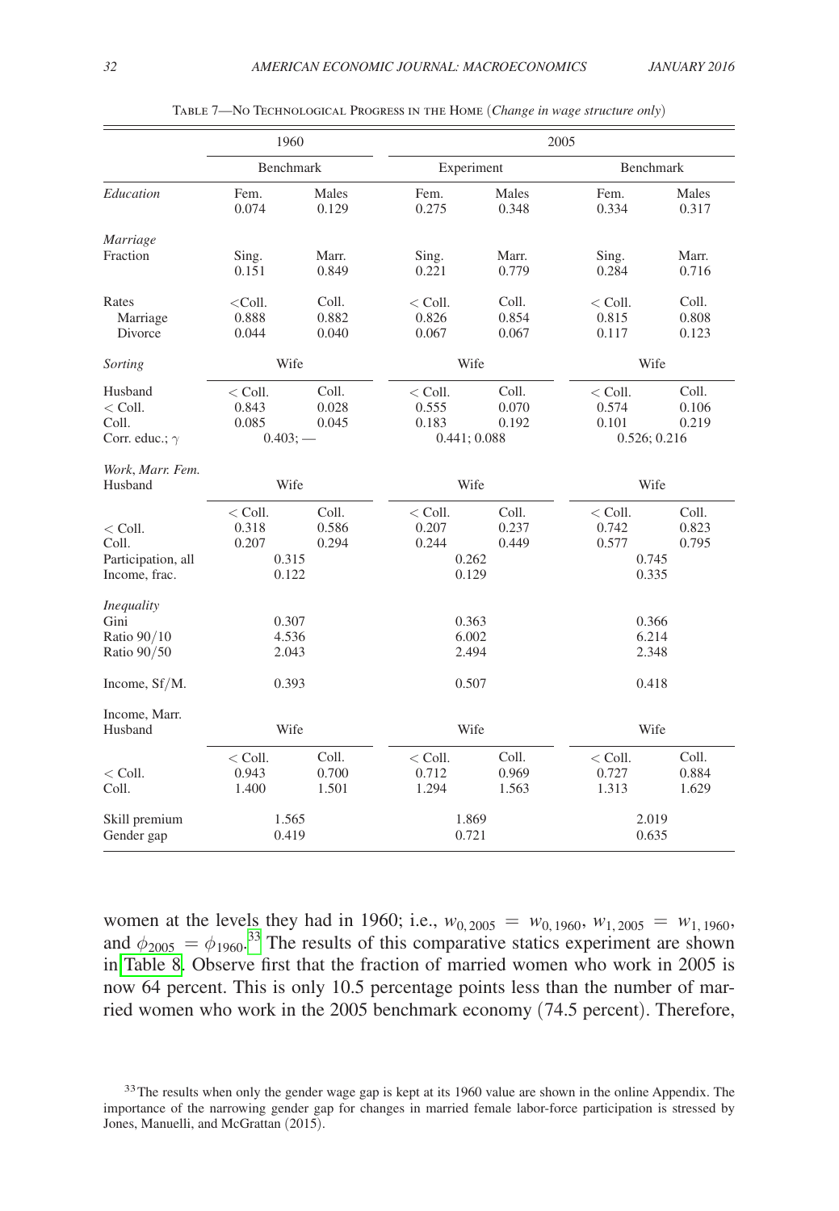Table 7—No Technological Progress in the Home (*Change in wage structure only*)

| | 1960 | | 2005 | | | |
|---|---|---|---|---|---|---|
| | Benchmark | | Experiment | | Benchmark | |
| *Education* | Fem. | Males | Fem. | Males | Fem. | Males |
| | 0.074 | 0.129 | 0.275 | 0.348 | 0.334 | 0.317 |
| *Marriage* | | | | | | |
| Fraction | Sing. | Marr. | Sing. | Marr. | Sing. | Marr. |
| | 0.151 | 0.849 | 0.221 | 0.779 | 0.284 | 0.716 |
| Rates | <Coll. | Coll. | < Coll. | Coll. | < Coll. | Coll. |
| Marriage | 0.888 | 0.882 | 0.826 | 0.854 | 0.815 | 0.808 |
| Divorce | 0.044 | 0.040 | 0.067 | 0.067 | 0.117 | 0.123 |
| *Sorting* | Wife | | Wife | | Wife | |
| Husband | < Coll. | Coll. | < Coll. | Coll. | < Coll. | Coll. |
| < Coll. | 0.843 | 0.028 | 0.555 | 0.070 | 0.574 | 0.106 |
| Coll. | 0.085 | 0.045 | 0.183 | 0.192 | 0.101 | 0.219 |
| Corr. educ.; $\gamma$ | 0.403; — | | 0.441; 0.088 | | 0.526; 0.216 | |
| *Work, Marr. Fem.* | | | | | | |
| Husband | Wife | | Wife | | Wife | |
| | < Coll. | Coll. | < Coll. | Coll. | < Coll. | Coll. |
| < Coll. | 0.318 | 0.586 | 0.207 | 0.237 | 0.742 | 0.823 |
| Coll. | 0.207 | 0.294 | 0.244 | 0.449 | 0.577 | 0.795 |
| Participation, all | 0.315 | | 0.262 | | 0.745 | |
| Income, frac. | 0.122 | | 0.129 | | 0.335 | |
| *Inequality* | | | | | | |
| Gini | 0.307 | | 0.363 | | 0.366 | |
| Ratio 90/10 | 4.536 | | 6.002 | | 6.214 | |
| Ratio 90/50 | 2.043 | | 2.494 | | 2.348 | |
| Income, Sf/M. | 0.393 | | 0.507 | | 0.418 | |
| Income, Marr. | | | | | | |
| Husband | Wife | | Wife | | Wife | |
| | < Coll. | Coll. | < Coll. | Coll. | < Coll. | Coll. |
| < Coll. | 0.943 | 0.700 | 0.712 | 0.969 | 0.727 | 0.884 |
| Coll. | 1.400 | 1.501 | 1.294 | 1.563 | 1.313 | 1.629 |
| Skill premium | 1.565 | | 1.869 | | 2.019 | |
| Gender gap | 0.419 | | 0.721 | | 0.635 | |

women at the levels they had in 1960; i.e., $w_{0,2005} = w_{0,1960}$, $w_{1,2005} = w_{1,1960}$, and $\phi_{2005} = \phi_{1960}$.[33] The results of this comparative statics experiment are shown in Table 8. Observe first that the fraction of married women who work in 2005 is now 64 percent. This is only 10.5 percentage points less than the number of married women who work in the 2005 benchmark economy (74.5 percent). Therefore,

[33] The results when only the gender wage gap is kept at its 1960 value are shown in the online Appendix. The importance of the narrowing gender gap for changes in married female labor-force participation is stressed by Jones, Manuelli, and McGrattan (2015).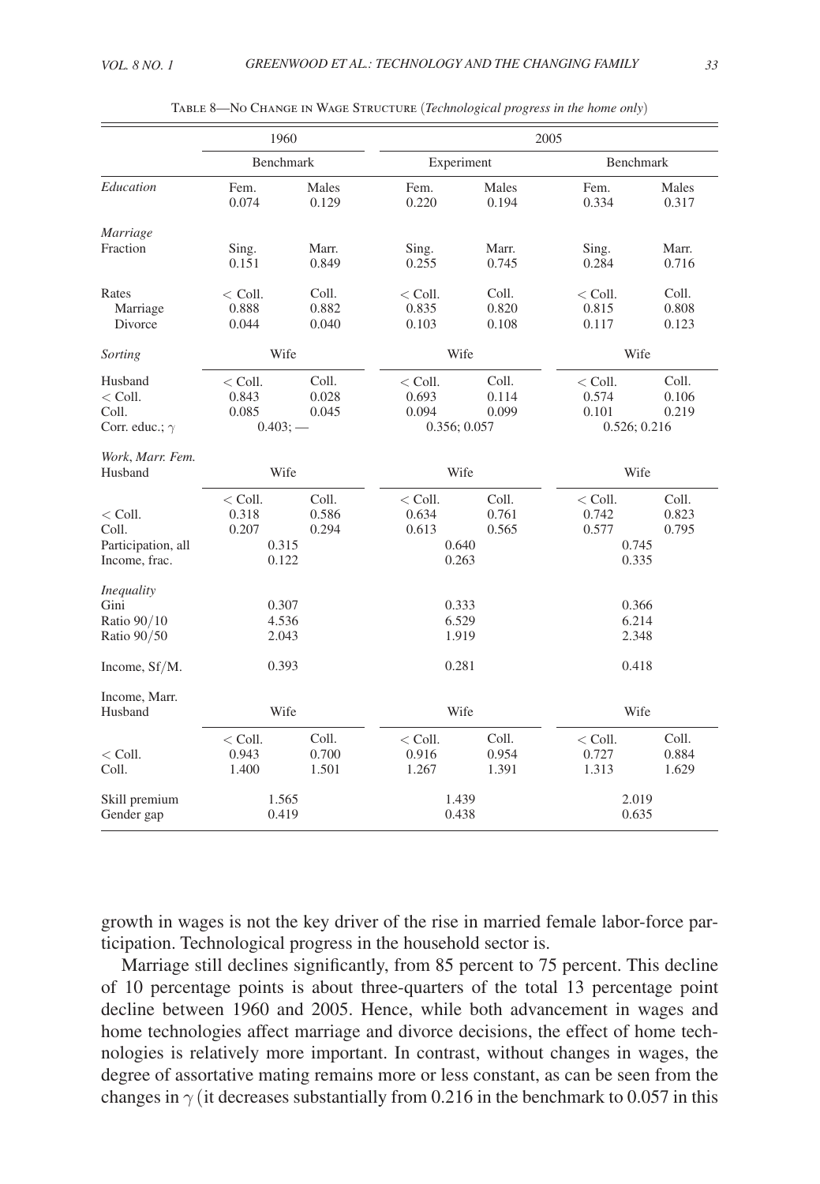Table 8—No Change in Wage Structure (*Technological progress in the home only*)

| | 1960 | | 2005 | | | |
|---|---|---|---|---|---|---|
| | Benchmark | | Experiment | | Benchmark | |
| *Education* | Fem. | Males | Fem. | Males | Fem. | Males |
| | 0.074 | 0.129 | 0.220 | 0.194 | 0.334 | 0.317 |
| *Marriage* | | | | | | |
| Fraction | Sing. | Marr. | Sing. | Marr. | Sing. | Marr. |
| | 0.151 | 0.849 | 0.255 | 0.745 | 0.284 | 0.716 |
| Rates | < Coll. | Coll. | < Coll. | Coll. | < Coll. | Coll. |
| Marriage | 0.888 | 0.882 | 0.835 | 0.820 | 0.815 | 0.808 |
| Divorce | 0.044 | 0.040 | 0.103 | 0.108 | 0.117 | 0.123 |
| *Sorting* | Wife | | Wife | | Wife | |
| Husband | < Coll. | Coll. | < Coll. | Coll. | < Coll. | Coll. |
| < Coll. | 0.843 | 0.028 | 0.693 | 0.114 | 0.574 | 0.106 |
| Coll. | 0.085 | 0.045 | 0.094 | 0.099 | 0.101 | 0.219 |
| Corr. educ.; $\gamma$ | 0.403; — | | 0.356; 0.057 | | 0.526; 0.216 | |
| *Work, Marr. Fem.* | | | | | | |
| Husband | Wife | | Wife | | Wife | |
| | < Coll. | Coll. | < Coll. | Coll. | < Coll. | Coll. |
| < Coll. | 0.318 | 0.586 | 0.634 | 0.761 | 0.742 | 0.823 |
| Coll. | 0.207 | 0.294 | 0.613 | 0.565 | 0.577 | 0.795 |
| Participation, all | 0.315 | | 0.640 | | 0.745 | |
| Income, frac. | 0.122 | | 0.263 | | 0.335 | |
| *Inequality* | | | | | | |
| Gini | 0.307 | | 0.333 | | 0.366 | |
| Ratio 90/10 | 4.536 | | 6.529 | | 6.214 | |
| Ratio 90/50 | 2.043 | | 1.919 | | 2.348 | |
| Income, Sf/M. | 0.393 | | 0.281 | | 0.418 | |
| Income, Marr. | | | | | | |
| Husband | Wife | | Wife | | Wife | |
| | < Coll. | Coll. | < Coll. | Coll. | < Coll. | Coll. |
| < Coll. | 0.943 | 0.700 | 0.916 | 0.954 | 0.727 | 0.884 |
| Coll. | 1.400 | 1.501 | 1.267 | 1.391 | 1.313 | 1.629 |
| Skill premium | 1.565 | | 1.439 | | 2.019 | |
| Gender gap | 0.419 | | 0.438 | | 0.635 | |

growth in wages is not the key driver of the rise in married female labor-force participation. Technological progress in the household sector is.

Marriage still declines significantly, from 85 percent to 75 percent. This decline of 10 percentage points is about three-quarters of the total 13 percentage point decline between 1960 and 2005. Hence, while both advancement in wages and home technologies affect marriage and divorce decisions, the effect of home technologies is relatively more important. In contrast, without changes in wages, the degree of assortative mating remains more or less constant, as can be seen from the changes in $\gamma$ (it decreases substantially from 0.216 in the benchmark to 0.057 in this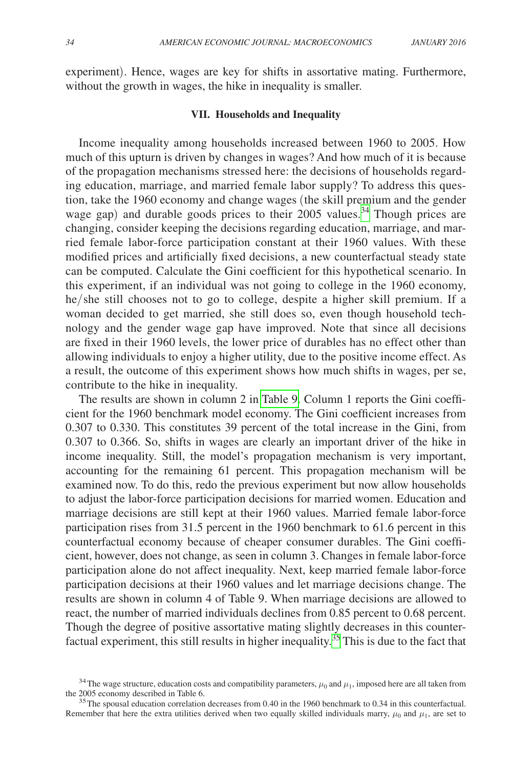experiment). Hence, wages are key for shifts in assortative mating. Furthermore, without the growth in wages, the hike in inequality is smaller.

## VII. Households and Inequality

Income inequality among households increased between 1960 to 2005. How much of this upturn is driven by changes in wages? And how much of it is because of the propagation mechanisms stressed here: the decisions of households regarding education, marriage, and married female labor supply? To address this question, take the 1960 economy and change wages (the skill premium and the gender wage gap) and durable goods prices to their 2005 values.[34] Though prices are changing, consider keeping the decisions regarding education, marriage, and married female labor-force participation constant at their 1960 values. With these modified prices and artificially fixed decisions, a new counterfactual steady state can be computed. Calculate the Gini coefficient for this hypothetical scenario. In this experiment, if an individual was not going to college in the 1960 economy, he/she still chooses not to go to college, despite a higher skill premium. If a woman decided to get married, she still does so, even though household technology and the gender wage gap have improved. Note that since all decisions are fixed in their 1960 levels, the lower price of durables has no effect other than allowing individuals to enjoy a higher utility, due to the positive income effect. As a result, the outcome of this experiment shows how much shifts in wages, per se, contribute to the hike in inequality.

The results are shown in column 2 in Table 9. Column 1 reports the Gini coefficient for the 1960 benchmark model economy. The Gini coefficient increases from 0.307 to 0.330. This constitutes 39 percent of the total increase in the Gini, from 0.307 to 0.366. So, shifts in wages are clearly an important driver of the hike in income inequality. Still, the model's propagation mechanism is very important, accounting for the remaining 61 percent. This propagation mechanism will be examined now. To do this, redo the previous experiment but now allow households to adjust the labor-force participation decisions for married women. Education and marriage decisions are still kept at their 1960 values. Married female labor-force participation rises from 31.5 percent in the 1960 benchmark to 61.6 percent in this counterfactual economy because of cheaper consumer durables. The Gini coefficient, however, does not change, as seen in column 3. Changes in female labor-force participation alone do not affect inequality. Next, keep married female labor-force participation decisions at their 1960 values and let marriage decisions change. The results are shown in column 4 of Table 9. When marriage decisions are allowed to react, the number of married individuals declines from 0.85 percent to 0.68 percent. Though the degree of positive assortative mating slightly decreases in this counterfactual experiment, this still results in higher inequality.[35] This is due to the fact that

[34] The wage structure, education costs and compatibility parameters, $\mu_0$ and $\mu_1$, imposed here are all taken from the 2005 economy described in Table 6.

[35] The spousal education correlation decreases from 0.40 in the 1960 benchmark to 0.34 in this counterfactual. Remember that here the extra utilities derived when two equally skilled individuals marry, $\mu_0$ and $\mu_1$, are set to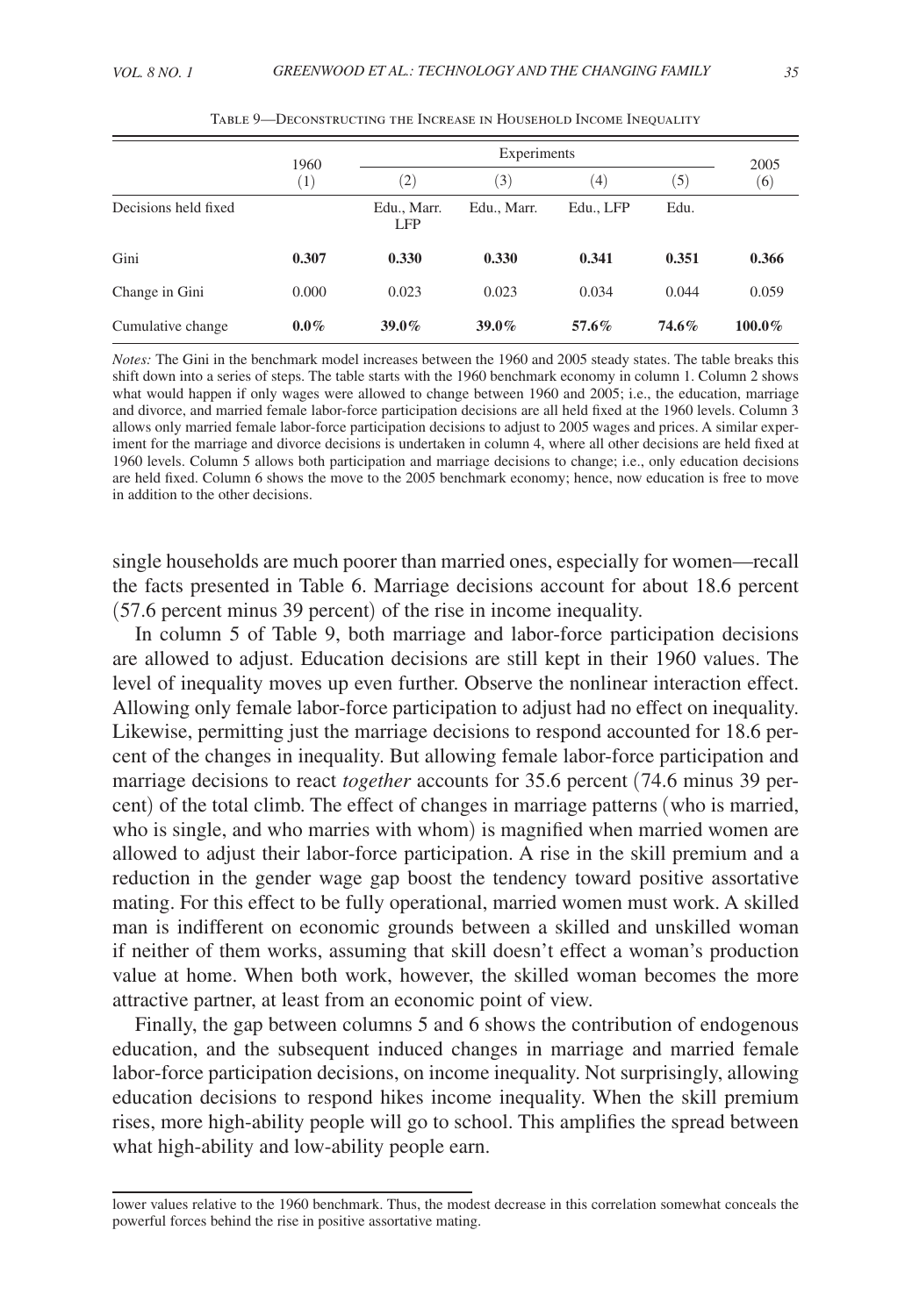Table 9—Deconstructing the Increase in Household Income Inequality

| | 1960 | Experiments | | | | 2005 |
|---|---|---|---|---|---|---|
| | (1) | (2) | (3) | (4) | (5) | (6) |
| Decisions held fixed | | Edu., Marr. LFP | Edu., Marr. | Edu., LFP | Edu. | |
| Gini | **0.307** | **0.330** | **0.330** | **0.341** | **0.351** | **0.366** |
| Change in Gini | 0.000 | 0.023 | 0.023 | 0.034 | 0.044 | 0.059 |
| Cumulative change | **0.0%** | **39.0%** | **39.0%** | **57.6%** | **74.6%** | **100.0%** |

*Notes:* The Gini in the benchmark model increases between the 1960 and 2005 steady states. The table breaks this shift down into a series of steps. The table starts with the 1960 benchmark economy in column 1. Column 2 shows what would happen if only wages were allowed to change between 1960 and 2005; i.e., the education, marriage and divorce, and married female labor-force participation decisions are all held fixed at the 1960 levels. Column 3 allows only married female labor-force participation decisions to adjust to 2005 wages and prices. A similar experiment for the marriage and divorce decisions is undertaken in column 4, where all other decisions are held fixed at 1960 levels. Column 5 allows both participation and marriage decisions to change; i.e., only education decisions are held fixed. Column 6 shows the move to the 2005 benchmark economy; hence, now education is free to move in addition to the other decisions.

single households are much poorer than married ones, especially for women—recall the facts presented in Table 6. Marriage decisions account for about 18.6 percent (57.6 percent minus 39 percent) of the rise in income inequality.

In column 5 of Table 9, both marriage and labor-force participation decisions are allowed to adjust. Education decisions are still kept in their 1960 values. The level of inequality moves up even further. Observe the nonlinear interaction effect. Allowing only female labor-force participation to adjust had no effect on inequality. Likewise, permitting just the marriage decisions to respond accounted for 18.6 percent of the changes in inequality. But allowing female labor-force participation and marriage decisions to react *together* accounts for 35.6 percent (74.6 minus 39 percent) of the total climb. The effect of changes in marriage patterns (who is married, who is single, and who marries with whom) is magnified when married women are allowed to adjust their labor-force participation. A rise in the skill premium and a reduction in the gender wage gap boost the tendency toward positive assortative mating. For this effect to be fully operational, married women must work. A skilled man is indifferent on economic grounds between a skilled and unskilled woman if neither of them works, assuming that skill doesn't effect a woman's production value at home. When both work, however, the skilled woman becomes the more attractive partner, at least from an economic point of view.

Finally, the gap between columns 5 and 6 shows the contribution of endogenous education, and the subsequent induced changes in marriage and married female labor-force participation decisions, on income inequality. Not surprisingly, allowing education decisions to respond hikes income inequality. When the skill premium rises, more high-ability people will go to school. This amplifies the spread between what high-ability and low-ability people earn.

lower values relative to the 1960 benchmark. Thus, the modest decrease in this correlation somewhat conceals the powerful forces behind the rise in positive assortative mating.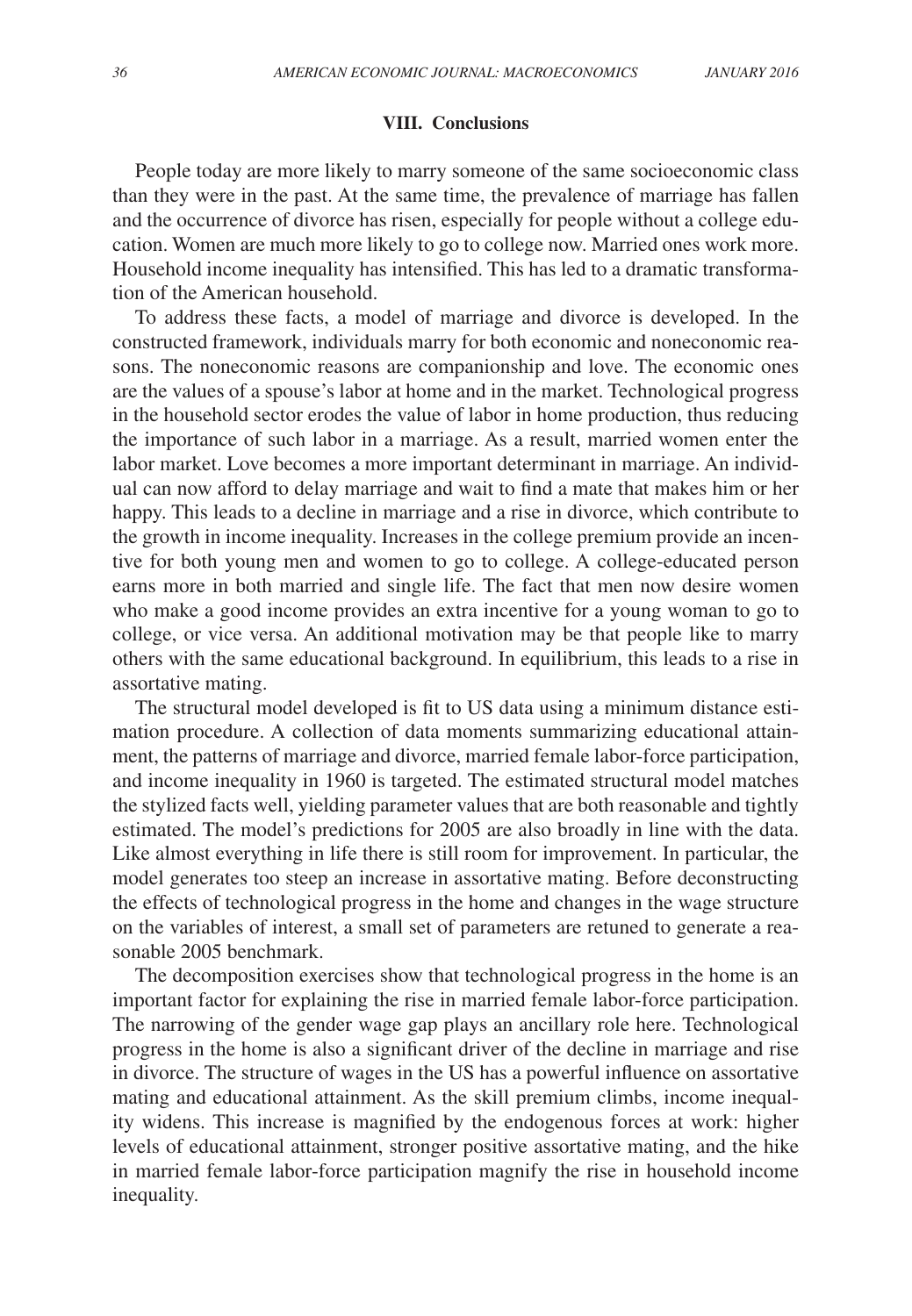## VIII. Conclusions

People today are more likely to marry someone of the same socioeconomic class than they were in the past. At the same time, the prevalence of marriage has fallen and the occurrence of divorce has risen, especially for people without a college education. Women are much more likely to go to college now. Married ones work more. Household income inequality has intensified. This has led to a dramatic transformation of the American household.

To address these facts, a model of marriage and divorce is developed. In the constructed framework, individuals marry for both economic and noneconomic reasons. The noneconomic reasons are companionship and love. The economic ones are the values of a spouse's labor at home and in the market. Technological progress in the household sector erodes the value of labor in home production, thus reducing the importance of such labor in a marriage. As a result, married women enter the labor market. Love becomes a more important determinant in marriage. An individual can now afford to delay marriage and wait to find a mate that makes him or her happy. This leads to a decline in marriage and a rise in divorce, which contribute to the growth in income inequality. Increases in the college premium provide an incentive for both young men and women to go to college. A college-educated person earns more in both married and single life. The fact that men now desire women who make a good income provides an extra incentive for a young woman to go to college, or vice versa. An additional motivation may be that people like to marry others with the same educational background. In equilibrium, this leads to a rise in assortative mating.

The structural model developed is fit to US data using a minimum distance estimation procedure. A collection of data moments summarizing educational attainment, the patterns of marriage and divorce, married female labor-force participation, and income inequality in 1960 is targeted. The estimated structural model matches the stylized facts well, yielding parameter values that are both reasonable and tightly estimated. The model's predictions for 2005 are also broadly in line with the data. Like almost everything in life there is still room for improvement. In particular, the model generates too steep an increase in assortative mating. Before deconstructing the effects of technological progress in the home and changes in the wage structure on the variables of interest, a small set of parameters are retuned to generate a reasonable 2005 benchmark.

The decomposition exercises show that technological progress in the home is an important factor for explaining the rise in married female labor-force participation. The narrowing of the gender wage gap plays an ancillary role here. Technological progress in the home is also a significant driver of the decline in marriage and rise in divorce. The structure of wages in the US has a powerful influence on assortative mating and educational attainment. As the skill premium climbs, income inequality widens. This increase is magnified by the endogenous forces at work: higher levels of educational attainment, stronger positive assortative mating, and the hike in married female labor-force participation magnify the rise in household income inequality.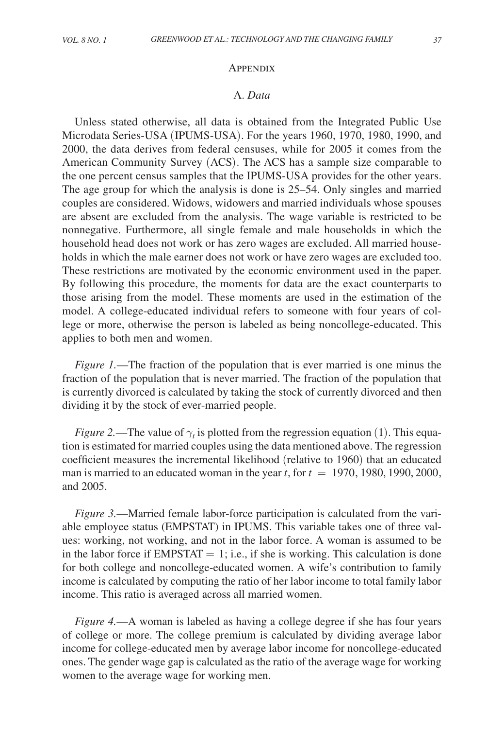## Appendix

### A. *Data*

Unless stated otherwise, all data is obtained from the Integrated Public Use Microdata Series-USA (IPUMS-USA). For the years 1960, 1970, 1980, 1990, and 2000, the data derives from federal censuses, while for 2005 it comes from the American Community Survey (ACS). The ACS has a sample size comparable to the one percent census samples that the IPUMS-USA provides for the other years. The age group for which the analysis is done is 25–54. Only singles and married couples are considered. Widows, widowers and married individuals whose spouses are absent are excluded from the analysis. The wage variable is restricted to be nonnegative. Furthermore, all single female and male households in which the household head does not work or has zero wages are excluded. All married households in which the male earner does not work or have zero wages are excluded too. These restrictions are motivated by the economic environment used in the paper. By following this procedure, the moments for data are the exact counterparts to those arising from the model. These moments are used in the estimation of the model. A college-educated individual refers to someone with four years of college or more, otherwise the person is labeled as being noncollege-educated. This applies to both men and women.

*Figure 1*.—The fraction of the population that is ever married is one minus the fraction of the population that is never married. The fraction of the population that is currently divorced is calculated by taking the stock of currently divorced and then dividing it by the stock of ever-married people.

*Figure 2*.—The value of $\gamma_t$ is plotted from the regression equation (1). This equation is estimated for married couples using the data mentioned above. The regression coefficient measures the incremental likelihood (relative to 1960) that an educated man is married to an educated woman in the year $t$, for $t = 1970, 1980, 1990, 2000$, and 2005.

*Figure 3*.—Married female labor-force participation is calculated from the variable employee status (EMPSTAT) in IPUMS. This variable takes one of three values: working, not working, and not in the labor force. A woman is assumed to be in the labor force if EMPSTAT $= 1$; i.e., if she is working. This calculation is done for both college and noncollege-educated women. A wife's contribution to family income is calculated by computing the ratio of her labor income to total family labor income. This ratio is averaged across all married women.

*Figure 4*.—A woman is labeled as having a college degree if she has four years of college or more. The college premium is calculated by dividing average labor income for college-educated men by average labor income for noncollege-educated ones. The gender wage gap is calculated as the ratio of the average wage for working women to the average wage for working men.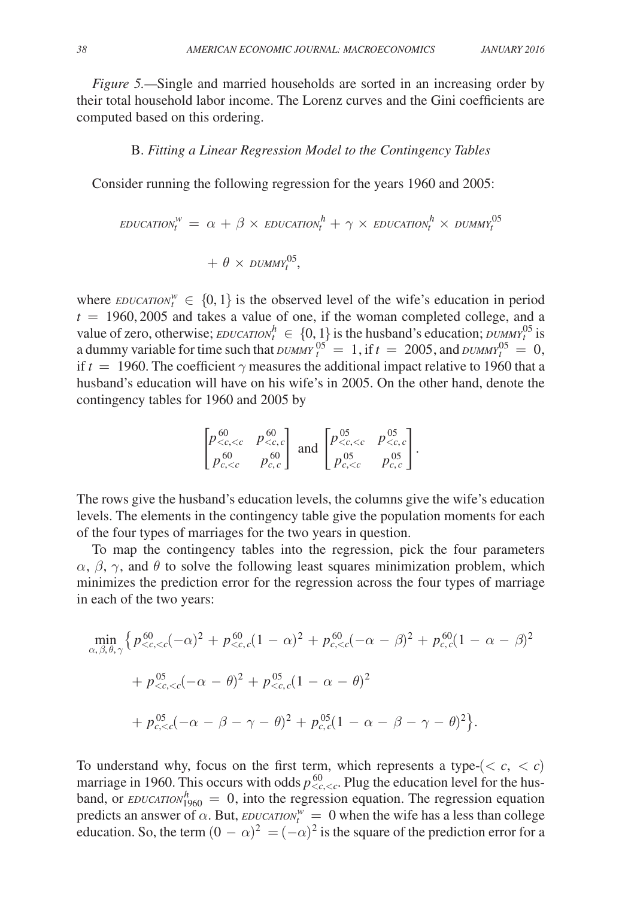*Figure 5.*—Single and married households are sorted in an increasing order by their total household labor income. The Lorenz curves and the Gini coefficients are computed based on this ordering.

### B. *Fitting a Linear Regression Model to the Contingency Tables*

Consider running the following regression for the years 1960 and 2005:

$$\textit{EDUCATION}_t^w = \alpha + \beta \times \textit{EDUCATION}_t^h + \gamma \times \textit{EDUCATION}_t^h \times \textit{DUMMY}_t^{05} + \theta \times \textit{DUMMY}_t^{05},$$

where $\textit{EDUCATION}_t^w \in \{0,1\}$ is the observed level of the wife's education in period $t = 1960, 2005$ and takes a value of one, if the woman completed college, and a value of zero, otherwise; $\textit{EDUCATION}_t^h \in \{0,1\}$ is the husband's education; $\textit{DUMMY}_t^{05}$ is a dummy variable for time such that $\textit{DUMMY}_t^{05} = 1$, if $t = 2005$, and $\textit{DUMMY}_t^{05} = 0$, if $t = 1960$. The coefficient $\gamma$ measures the additional impact relative to 1960 that a husband's education will have on his wife's in 2005. On the other hand, denote the contingency tables for 1960 and 2005 by

$$\begin{bmatrix} p_{<c,<c}^{60} & p_{<c,c}^{60} \\ p_{c,<c}^{60} & p_{c,c}^{60} \end{bmatrix} \text{ and } \begin{bmatrix} p_{<c,<c}^{05} & p_{<c,c}^{05} \\ p_{c,<c}^{05} & p_{c,c}^{05} \end{bmatrix}.$$

The rows give the husband's education levels, the columns give the wife's education levels. The elements in the contingency table give the population moments for each of the four types of marriages for the two years in question.

To map the contingency tables into the regression, pick the four parameters $\alpha$, $\beta$, $\gamma$, and $\theta$ to solve the following least squares minimization problem, which minimizes the prediction error for the regression across the four types of marriage in each of the two years:

$$\min_{\alpha,\beta,\theta,\gamma} \Big\{ p_{<c,<c}^{60}(-\alpha)^2 + p_{<c,c}^{60}(1-\alpha)^2 + p_{c,<c}^{60}(-\alpha-\beta)^2 + p_{c,c}^{60}(1-\alpha-\beta)^2$$
$$+ p_{<c,<c}^{05}(-\alpha-\theta)^2 + p_{<c,c}^{05}(1-\alpha-\theta)^2$$
$$+ p_{c,<c}^{05}(-\alpha-\beta-\gamma-\theta)^2 + p_{c,c}^{05}(1-\alpha-\beta-\gamma-\theta)^2 \Big\}.$$

To understand why, focus on the first term, which represents a type-($< c$, $< c$) marriage in 1960. This occurs with odds $p_{<c,<c}^{60}$. Plug the education level for the husband, or $\textit{EDUCATION}_{1960}^h = 0$, into the regression equation. The regression equation predicts an answer of $\alpha$. But, $\textit{EDUCATION}_t^w = 0$ when the wife has a less than college education. So, the term $(0-\alpha)^2 = (-\alpha)^2$ is the square of the prediction error for a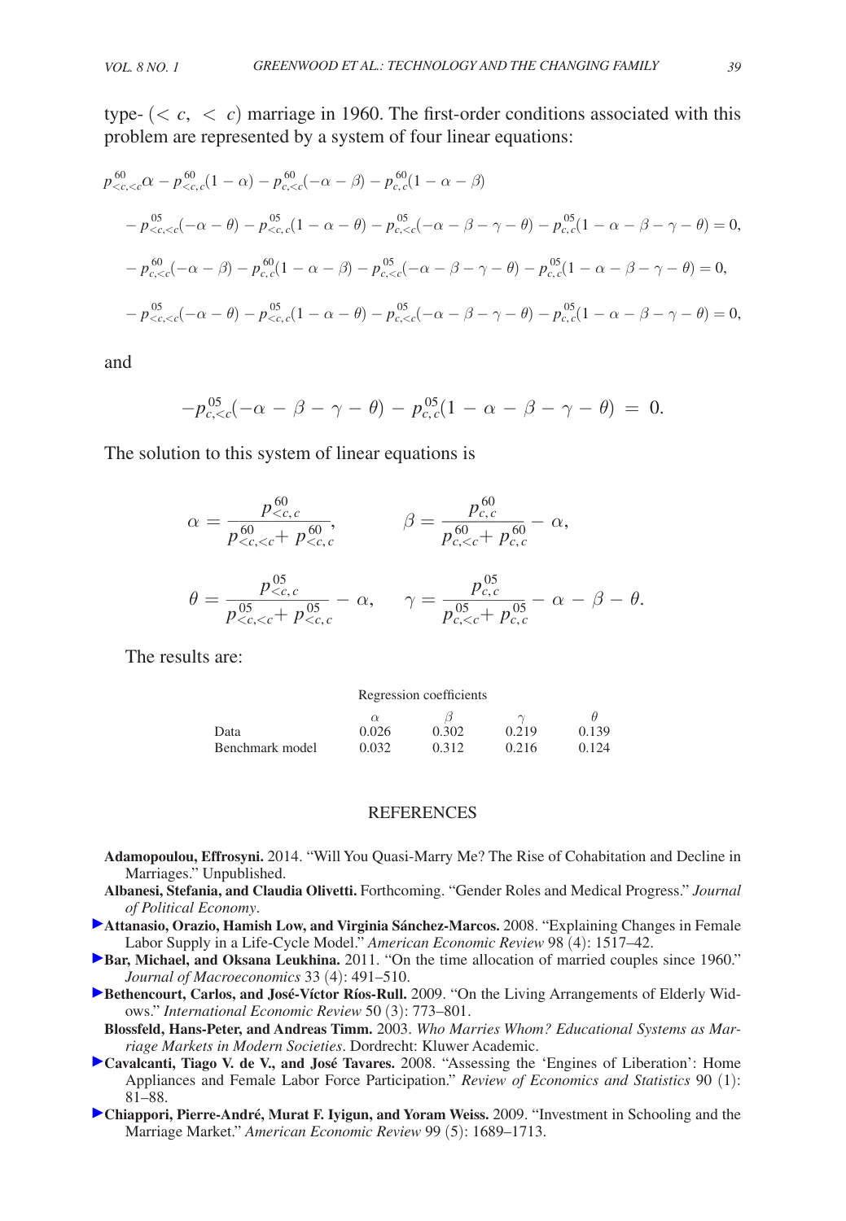type- $(< c, \; < c)$ marriage in 1960. The first-order conditions associated with this problem are represented by a system of four linear equations:

$$
\begin{aligned}
&p^{60}_{<c,<c}\alpha - p^{60}_{<c,c}(1-\alpha) - p^{60}_{c,<c}(-\alpha-\beta) - p^{60}_{c,c}(1-\alpha-\beta) \\
&\quad - p^{05}_{<c,<c}(-\alpha-\theta) - p^{05}_{<c,c}(1-\alpha-\theta) - p^{05}_{c,<c}(-\alpha-\beta-\gamma-\theta) - p^{05}_{c,c}(1-\alpha-\beta-\gamma-\theta) = 0, \\
&\quad - p^{60}_{c,<c}(-\alpha-\beta) - p^{60}_{c,c}(1-\alpha-\beta) - p^{05}_{c,<c}(-\alpha-\beta-\gamma-\theta) - p^{05}_{c,c}(1-\alpha-\beta-\gamma-\theta) = 0, \\
&\quad - p^{05}_{<c,<c}(-\alpha-\theta) - p^{05}_{<c,c}(1-\alpha-\theta) - p^{05}_{c,<c}(-\alpha-\beta-\gamma-\theta) - p^{05}_{c,c}(1-\alpha-\beta-\gamma-\theta) = 0,
\end{aligned}
$$

and

$$
-p^{05}_{c,<c}(-\alpha-\beta-\gamma-\theta) - p^{05}_{c,c}(1-\alpha-\beta-\gamma-\theta) = 0.
$$

The solution to this system of linear equations is

$$
\alpha = \frac{p^{60}_{<c,c}}{p^{60}_{<c,<c} + p^{60}_{<c,c}}, \qquad \beta = \frac{p^{60}_{c,c}}{p^{60}_{c,<c} + p^{60}_{c,c}} - \alpha,
$$

$$
\theta = \frac{p^{05}_{<c,c}}{p^{05}_{<c,<c} + p^{05}_{<c,c}} - \alpha, \qquad \gamma = \frac{p^{05}_{c,c}}{p^{05}_{c,<c} + p^{05}_{c,c}} - \alpha - \beta - \theta.
$$

The results are:

Regression coefficients

| | $\alpha$ | $\beta$ | $\gamma$ | $\theta$ |
|---|---|---|---|---|
| Data | 0.026 | 0.302 | 0.219 | 0.139 |
| Benchmark model | 0.032 | 0.312 | 0.216 | 0.124 |

## REFERENCES

**Adamopoulou, Effrosyni.** 2014. "Will You Quasi-Marry Me? The Rise of Cohabitation and Decline in Marriages." Unpublished.

**Albanesi, Stefania, and Claudia Olivetti.** Forthcoming. "Gender Roles and Medical Progress." *Journal of Political Economy*.

**Attanasio, Orazio, Hamish Low, and Virginia Sánchez-Marcos.** 2008. "Explaining Changes in Female Labor Supply in a Life-Cycle Model." *American Economic Review* 98 (4): 1517–42.

**Bar, Michael, and Oksana Leukhina.** 2011. "On the time allocation of married couples since 1960." *Journal of Macroeconomics* 33 (4): 491–510.

**Bethencourt, Carlos, and José-Víctor Ríos-Rull.** 2009. "On the Living Arrangements of Elderly Widows." *International Economic Review* 50 (3): 773–801.

**Blossfeld, Hans-Peter, and Andreas Timm.** 2003. *Who Marries Whom? Educational Systems as Marriage Markets in Modern Societies*. Dordrecht: Kluwer Academic.

**Cavalcanti, Tiago V. de V., and José Tavares.** 2008. "Assessing the 'Engines of Liberation': Home Appliances and Female Labor Force Participation." *Review of Economics and Statistics* 90 (1): 81–88.

**Chiappori, Pierre-André, Murat F. Iyigun, and Yoram Weiss.** 2009. "Investment in Schooling and the Marriage Market." *American Economic Review* 99 (5): 1689–1713.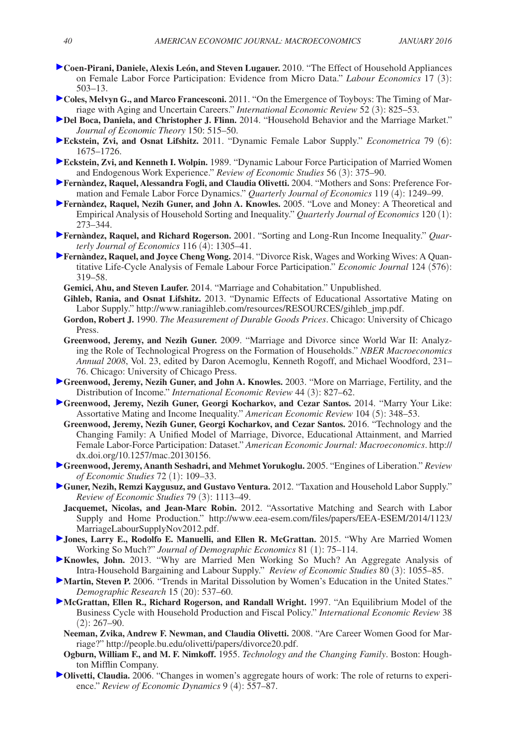**Coen-Pirani, Daniele, Alexis León, and Steven Lugauer.** 2010. "The Effect of Household Appliances on Female Labor Force Participation: Evidence from Micro Data." *Labour Economics* 17 (3): 503–13.

**Coles, Melvyn G., and Marco Francesconi.** 2011. "On the Emergence of Toyboys: The Timing of Marriage with Aging and Uncertain Careers." *International Economic Review* 52 (3): 825–53.

**Del Boca, Daniela, and Christopher J. Flinn.** 2014. "Household Behavior and the Marriage Market." *Journal of Economic Theory* 150: 515–50.

**Eckstein, Zvi, and Osnat Lifshitz.** 2011. "Dynamic Female Labor Supply." *Econometrica* 79 (6): 1675–1726.

**Eckstein, Zvi, and Kenneth I. Wolpin.** 1989. "Dynamic Labour Force Participation of Married Women and Endogenous Work Experience." *Review of Economic Studies* 56 (3): 375–90.

**Fernàndez, Raquel, Alessandra Fogli, and Claudia Olivetti.** 2004. "Mothers and Sons: Preference Formation and Female Labor Force Dynamics." *Quarterly Journal of Economics* 119 (4): 1249–99.

**Fernàndez, Raquel, Nezih Guner, and John A. Knowles.** 2005. "Love and Money: A Theoretical and Empirical Analysis of Household Sorting and Inequality." *Quarterly Journal of Economics* 120 (1): 273–344.

**Fernàndez, Raquel, and Richard Rogerson.** 2001. "Sorting and Long-Run Income Inequality." *Quarterly Journal of Economics* 116 (4): 1305–41.

**Fernàndez, Raquel, and Joyce Cheng Wong.** 2014. "Divorce Risk, Wages and Working Wives: A Quantitative Life-Cycle Analysis of Female Labour Force Participation." *Economic Journal* 124 (576): 319–58.

**Gemici, Ahu, and Steven Laufer.** 2014. "Marriage and Cohabitation." Unpublished.

**Gihleb, Rania, and Osnat Lifshitz.** 2013. "Dynamic Effects of Educational Assortative Mating on Labor Supply." http://www.raniagihleb.com/resources/RESOURCES/gihleb_jmp.pdf.

**Gordon, Robert J.** 1990. *The Measurement of Durable Goods Prices*. Chicago: University of Chicago Press.

**Greenwood, Jeremy, and Nezih Guner.** 2009. "Marriage and Divorce since World War II: Analyzing the Role of Technological Progress on the Formation of Households." *NBER Macroeconomics Annual 2008*, Vol. 23, edited by Daron Acemoglu, Kenneth Rogoff, and Michael Woodford, 231–76. Chicago: University of Chicago Press.

**Greenwood, Jeremy, Nezih Guner, and John A. Knowles.** 2003. "More on Marriage, Fertility, and the Distribution of Income." *International Economic Review* 44 (3): 827–62.

**Greenwood, Jeremy, Nezih Guner, Georgi Kocharkov, and Cezar Santos.** 2014. "Marry Your Like: Assortative Mating and Income Inequality." *American Economic Review* 104 (5): 348–53.

**Greenwood, Jeremy, Nezih Guner, Georgi Kocharkov, and Cezar Santos.** 2016. "Technology and the Changing Family: A Unified Model of Marriage, Divorce, Educational Attainment, and Married Female Labor-Force Participation: Dataset." *American Economic Journal: Macroeconomics*. http://dx.doi.org/10.1257/mac.20130156.

**Greenwood, Jeremy, Ananth Seshadri, and Mehmet Yorukoglu.** 2005. "Engines of Liberation." *Review of Economic Studies* 72 (1): 109–33.

**Guner, Nezih, Remzi Kaygusuz, and Gustavo Ventura.** 2012. "Taxation and Household Labor Supply." *Review of Economic Studies* 79 (3): 1113–49.

**Jacquemet, Nicolas, and Jean-Marc Robin.** 2012. "Assortative Matching and Search with Labor Supply and Home Production." http://www.eea-esem.com/files/papers/EEA-ESEM/2014/1123/MarriageLabourSupplyNov2012.pdf.

**Jones, Larry E., Rodolfo E. Manuelli, and Ellen R. McGrattan.** 2015. "Why Are Married Women Working So Much?" *Journal of Demographic Economics* 81 (1): 75–114.

**Knowles, John.** 2013. "Why are Married Men Working So Much? An Aggregate Analysis of Intra-Household Bargaining and Labour Supply." *Review of Economic Studies* 80 (3): 1055–85.

**Martin, Steven P.** 2006. "Trends in Marital Dissolution by Women's Education in the United States." *Demographic Research* 15 (20): 537–60.

**McGrattan, Ellen R., Richard Rogerson, and Randall Wright.** 1997. "An Equilibrium Model of the Business Cycle with Household Production and Fiscal Policy." *International Economic Review* 38 (2): 267–90.

**Neeman, Zvika, Andrew F. Newman, and Claudia Olivetti.** 2008. "Are Career Women Good for Marriage?" http://people.bu.edu/olivetti/papers/divorce20.pdf.

**Ogburn, William F., and M. F. Nimkoff.** 1955. *Technology and the Changing Family*. Boston: Houghton Mifflin Company.

**Olivetti, Claudia.** 2006. "Changes in women's aggregate hours of work: The role of returns to experience." *Review of Economic Dynamics* 9 (4): 557–87.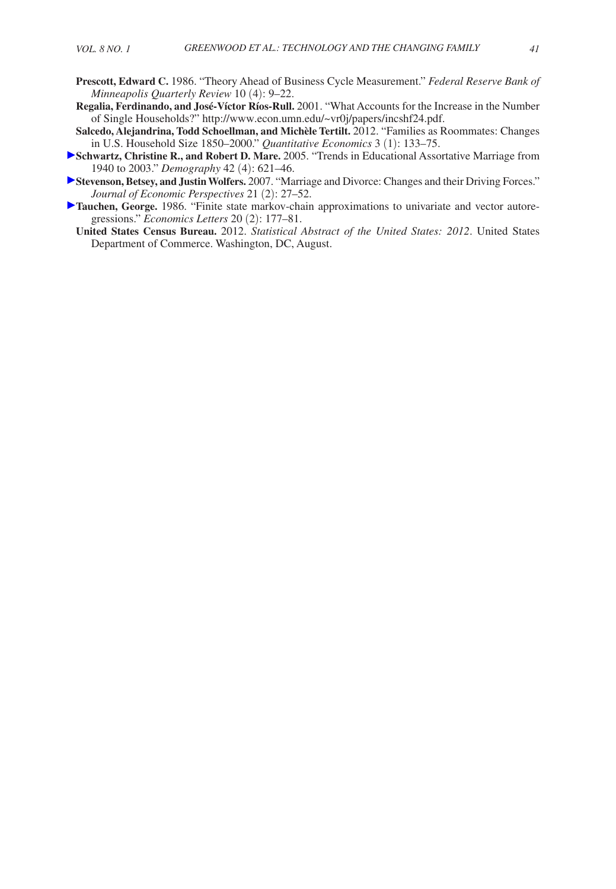**Prescott, Edward C.** 1986. "Theory Ahead of Business Cycle Measurement." *Federal Reserve Bank of Minneapolis Quarterly Review* 10 (4): 9–22.

**Regalia, Ferdinando, and José-Víctor Ríos-Rull.** 2001. "What Accounts for the Increase in the Number of Single Households?" http://www.econ.umn.edu/~vr0j/papers/incshf24.pdf.

**Salcedo, Alejandrina, Todd Schoellman, and Michèle Tertilt.** 2012. "Families as Roommates: Changes in U.S. Household Size 1850–2000." *Quantitative Economics* 3 (1): 133–75.

**Schwartz, Christine R., and Robert D. Mare.** 2005. "Trends in Educational Assortative Marriage from 1940 to 2003." *Demography* 42 (4): 621–46.

**Stevenson, Betsey, and Justin Wolfers.** 2007. "Marriage and Divorce: Changes and their Driving Forces." *Journal of Economic Perspectives* 21 (2): 27–52.

**Tauchen, George.** 1986. "Finite state markov-chain approximations to univariate and vector autoregressions." *Economics Letters* 20 (2): 177–81.

**United States Census Bureau.** 2012. *Statistical Abstract of the United States: 2012*. United States Department of Commerce. Washington, DC, August.